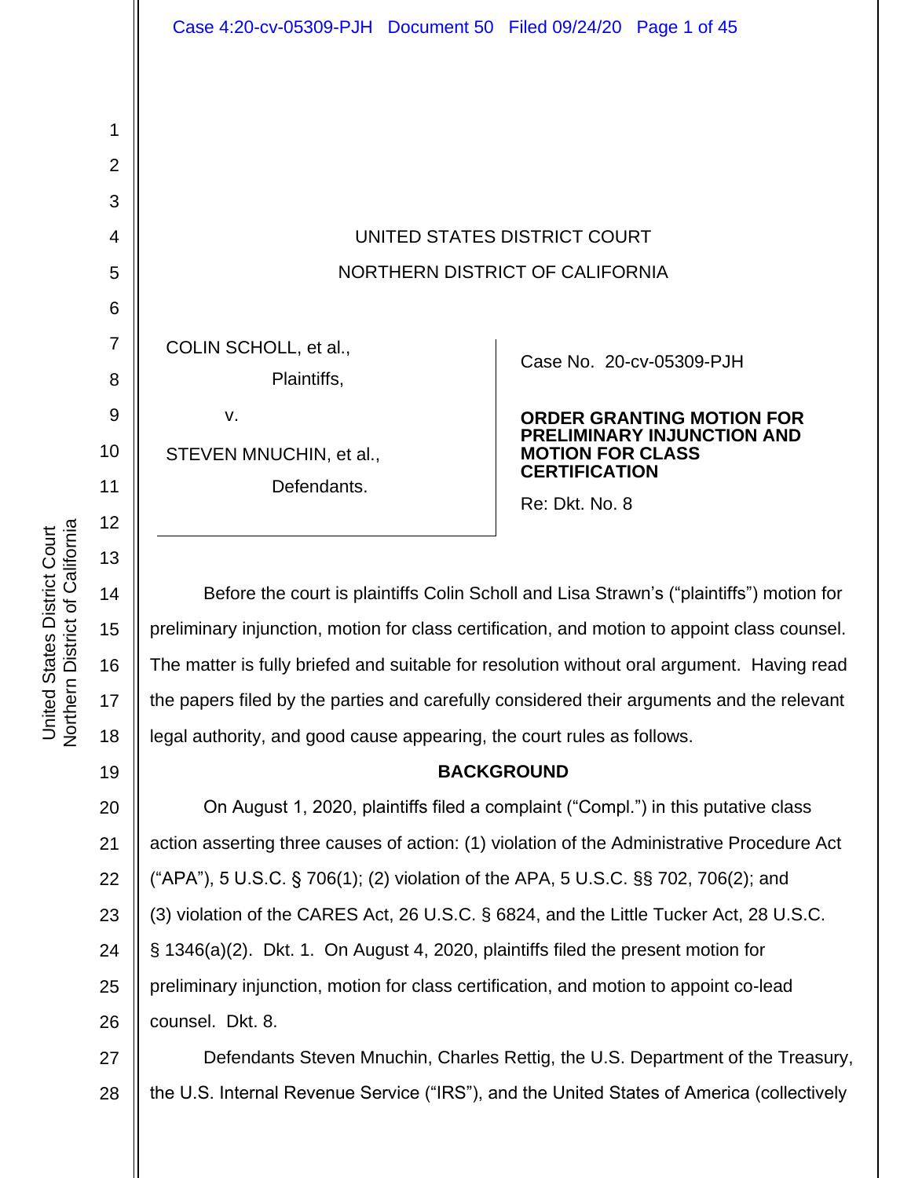UNITED STATES DISTRICT COURT

NORTHERN DISTRICT OF CALIFORNIA

COLIN SCHOLL, et al.,

Plaintiffs,

v.

STEVEN MNUCHIN, et al.,

Defendants.

Case No. 20-cv-05309-PJH

**ORDER GRANTING MOTION FOR PRELIMINARY INJUNCTION AND MOTION FOR CLASS CERTIFICATION**

Re: Dkt. No. 8

Before the court is plaintiffs Colin Scholl and Lisa Strawn's ("plaintiffs") motion for preliminary injunction, motion for class certification, and motion to appoint class counsel. The matter is fully briefed and suitable for resolution without oral argument. Having read the papers filed by the parties and carefully considered their arguments and the relevant legal authority, and good cause appearing, the court rules as follows.

**BACKGROUND**

On August 1, 2020, plaintiffs filed a complaint ("Compl.") in this putative class action asserting three causes of action: (1) violation of the Administrative Procedure Act ("APA"), 5 U.S.C. § 706(1); (2) violation of the APA, 5 U.S.C. §§ 702, 706(2); and (3) violation of the CARES Act, 26 U.S.C. § 6824, and the Little Tucker Act, 28 U.S.C. § 1346(a)(2). Dkt. 1. On August 4, 2020, plaintiffs filed the present motion for preliminary injunction, motion for class certification, and motion to appoint co-lead counsel. Dkt. 8.

Defendants Steven Mnuchin, Charles Rettig, the U.S. Department of the Treasury, the U.S. Internal Revenue Service ("IRS"), and the United States of America (collectively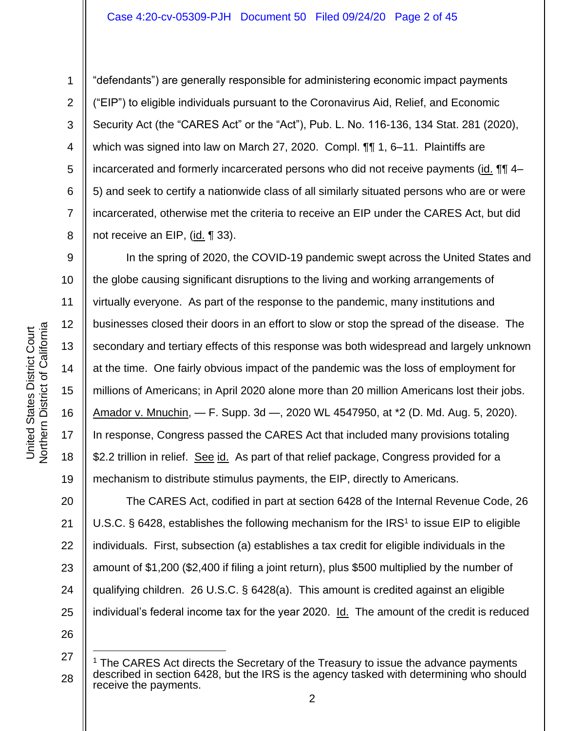"defendants") are generally responsible for administering economic impact payments ("EIP") to eligible individuals pursuant to the Coronavirus Aid, Relief, and Economic Security Act (the "CARES Act" or the "Act"), Pub. L. No. 116-136, 134 Stat. 281 (2020), which was signed into law on March 27, 2020. Compl. ¶¶ 1, 6–11. Plaintiffs are incarcerated and formerly incarcerated persons who did not receive payments (id. ¶¶ 4–5) and seek to certify a nationwide class of all similarly situated persons who are or were incarcerated, otherwise met the criteria to receive an EIP under the CARES Act, but did not receive an EIP, (id. ¶ 33).

In the spring of 2020, the COVID-19 pandemic swept across the United States and the globe causing significant disruptions to the living and working arrangements of virtually everyone. As part of the response to the pandemic, many institutions and businesses closed their doors in an effort to slow or stop the spread of the disease. The secondary and tertiary effects of this response was both widespread and largely unknown at the time. One fairly obvious impact of the pandemic was the loss of employment for millions of Americans; in April 2020 alone more than 20 million Americans lost their jobs. Amador v. Mnuchin, — F. Supp. 3d —, 2020 WL 4547950, at *2 (D. Md. Aug. 5, 2020). In response, Congress passed the CARES Act that included many provisions totaling $2.2 trillion in relief. See id. As part of that relief package, Congress provided for a mechanism to distribute stimulus payments, the EIP, directly to Americans.

The CARES Act, codified in part at section 6428 of the Internal Revenue Code, 26 U.S.C. § 6428, establishes the following mechanism for the IRS[1] to issue EIP to eligible individuals. First, subsection (a) establishes a tax credit for eligible individuals in the amount of $1,200 ($2,400 if filing a joint return), plus $500 multiplied by the number of qualifying children. 26 U.S.C. § 6428(a). This amount is credited against an eligible individual's federal income tax for the year 2020. Id. The amount of the credit is reduced

---

[1] The CARES Act directs the Secretary of the Treasury to issue the advance payments described in section 6428, but the IRS is the agency tasked with determining who should receive the payments.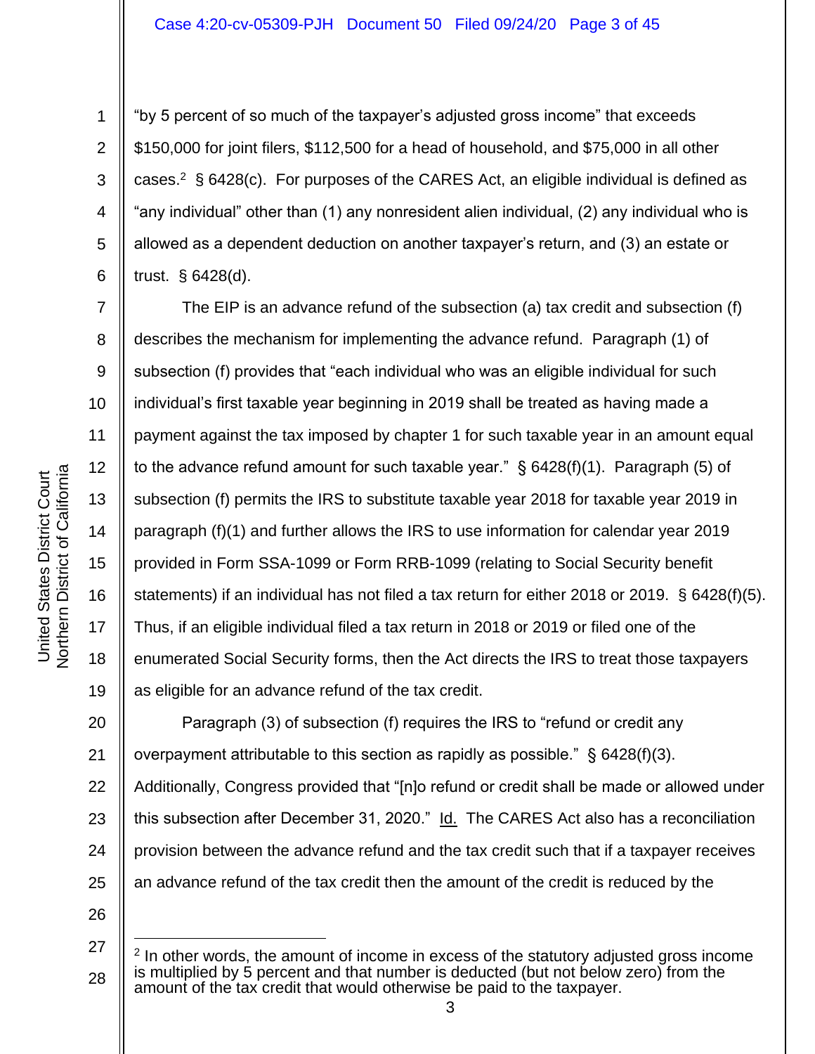"by 5 percent of so much of the taxpayer's adjusted gross income" that exceeds $150,000 for joint filers, $112,500 for a head of household, and $75,000 in all other cases.[2] § 6428(c). For purposes of the CARES Act, an eligible individual is defined as "any individual" other than (1) any nonresident alien individual, (2) any individual who is allowed as a dependent deduction on another taxpayer's return, and (3) an estate or trust. § 6428(d).

The EIP is an advance refund of the subsection (a) tax credit and subsection (f) describes the mechanism for implementing the advance refund. Paragraph (1) of subsection (f) provides that "each individual who was an eligible individual for such individual's first taxable year beginning in 2019 shall be treated as having made a payment against the tax imposed by chapter 1 for such taxable year in an amount equal to the advance refund amount for such taxable year." § 6428(f)(1). Paragraph (5) of subsection (f) permits the IRS to substitute taxable year 2018 for taxable year 2019 in paragraph (f)(1) and further allows the IRS to use information for calendar year 2019 provided in Form SSA-1099 or Form RRB-1099 (relating to Social Security benefit statements) if an individual has not filed a tax return for either 2018 or 2019. § 6428(f)(5). Thus, if an eligible individual filed a tax return in 2018 or 2019 or filed one of the enumerated Social Security forms, then the Act directs the IRS to treat those taxpayers as eligible for an advance refund of the tax credit.

Paragraph (3) of subsection (f) requires the IRS to "refund or credit any overpayment attributable to this section as rapidly as possible." § 6428(f)(3). Additionally, Congress provided that "[n]o refund or credit shall be made or allowed under this subsection after December 31, 2020." Id. The CARES Act also has a reconciliation provision between the advance refund and the tax credit such that if a taxpayer receives an advance refund of the tax credit then the amount of the credit is reduced by the

---

[2] In other words, the amount of income in excess of the statutory adjusted gross income is multiplied by 5 percent and that number is deducted (but not below zero) from the amount of the tax credit that would otherwise be paid to the taxpayer.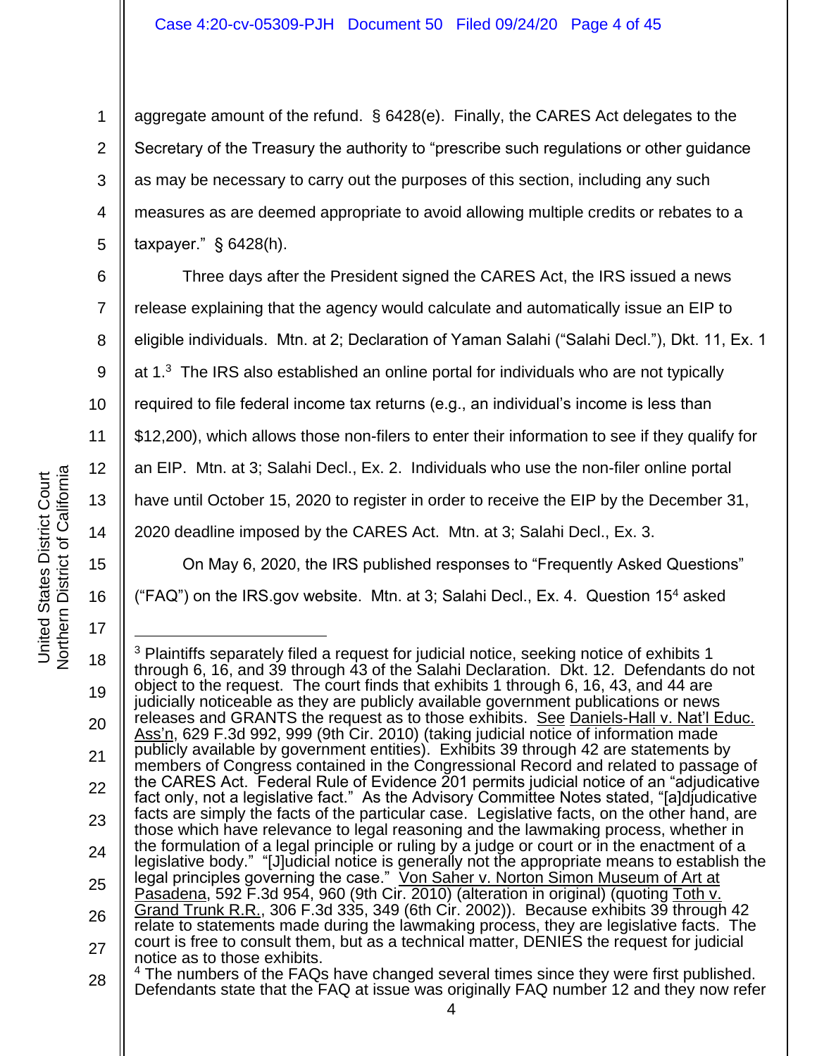aggregate amount of the refund. § 6428(e). Finally, the CARES Act delegates to the Secretary of the Treasury the authority to "prescribe such regulations or other guidance as may be necessary to carry out the purposes of this section, including any such measures as are deemed appropriate to avoid allowing multiple credits or rebates to a taxpayer." § 6428(h).

Three days after the President signed the CARES Act, the IRS issued a news release explaining that the agency would calculate and automatically issue an EIP to eligible individuals. Mtn. at 2; Declaration of Yaman Salahi ("Salahi Decl."), Dkt. 11, Ex. 1 at 1.[3] The IRS also established an online portal for individuals who are not typically required to file federal income tax returns (e.g., an individual's income is less than $12,200), which allows those non-filers to enter their information to see if they qualify for an EIP. Mtn. at 3; Salahi Decl., Ex. 2. Individuals who use the non-filer online portal have until October 15, 2020 to register in order to receive the EIP by the December 31, 2020 deadline imposed by the CARES Act. Mtn. at 3; Salahi Decl., Ex. 3.

On May 6, 2020, the IRS published responses to "Frequently Asked Questions" ("FAQ") on the IRS.gov website. Mtn. at 3; Salahi Decl., Ex. 4. Question 15[4] asked

---

[3] Plaintiffs separately filed a request for judicial notice, seeking notice of exhibits 1 through 6, 16, and 39 through 43 of the Salahi Declaration. Dkt. 12. Defendants do not object to the request. The court finds that exhibits 1 through 6, 16, 43, and 44 are judicially noticeable as they are publicly available government publications or news releases and GRANTS the request as to those exhibits. See Daniels-Hall v. Nat'l Educ. Ass'n, 629 F.3d 992, 999 (9th Cir. 2010) (taking judicial notice of information made publicly available by government entities). Exhibits 39 through 42 are statements by members of Congress contained in the Congressional Record and related to passage of the CARES Act. Federal Rule of Evidence 201 permits judicial notice of an "adjudicative fact only, not a legislative fact." As the Advisory Committee Notes stated, "[a]djudicative facts are simply the facts of the particular case. Legislative facts, on the other hand, are those which have relevance to legal reasoning and the lawmaking process, whether in the formulation of a legal principle or ruling by a judge or court or in the enactment of a legislative body." "[J]udicial notice is generally not the appropriate means to establish the legal principles governing the case." Von Saher v. Norton Simon Museum of Art at Pasadena, 592 F.3d 954, 960 (9th Cir. 2010) (alteration in original) (quoting Toth v. Grand Trunk R.R., 306 F.3d 335, 349 (6th Cir. 2002)). Because exhibits 39 through 42 relate to statements made during the lawmaking process, they are legislative facts. The court is free to consult them, but as a technical matter, DENIES the request for judicial notice as to those exhibits.

[4] The numbers of the FAQs have changed several times since they were first published. Defendants state that the FAQ at issue was originally FAQ number 12 and they now refer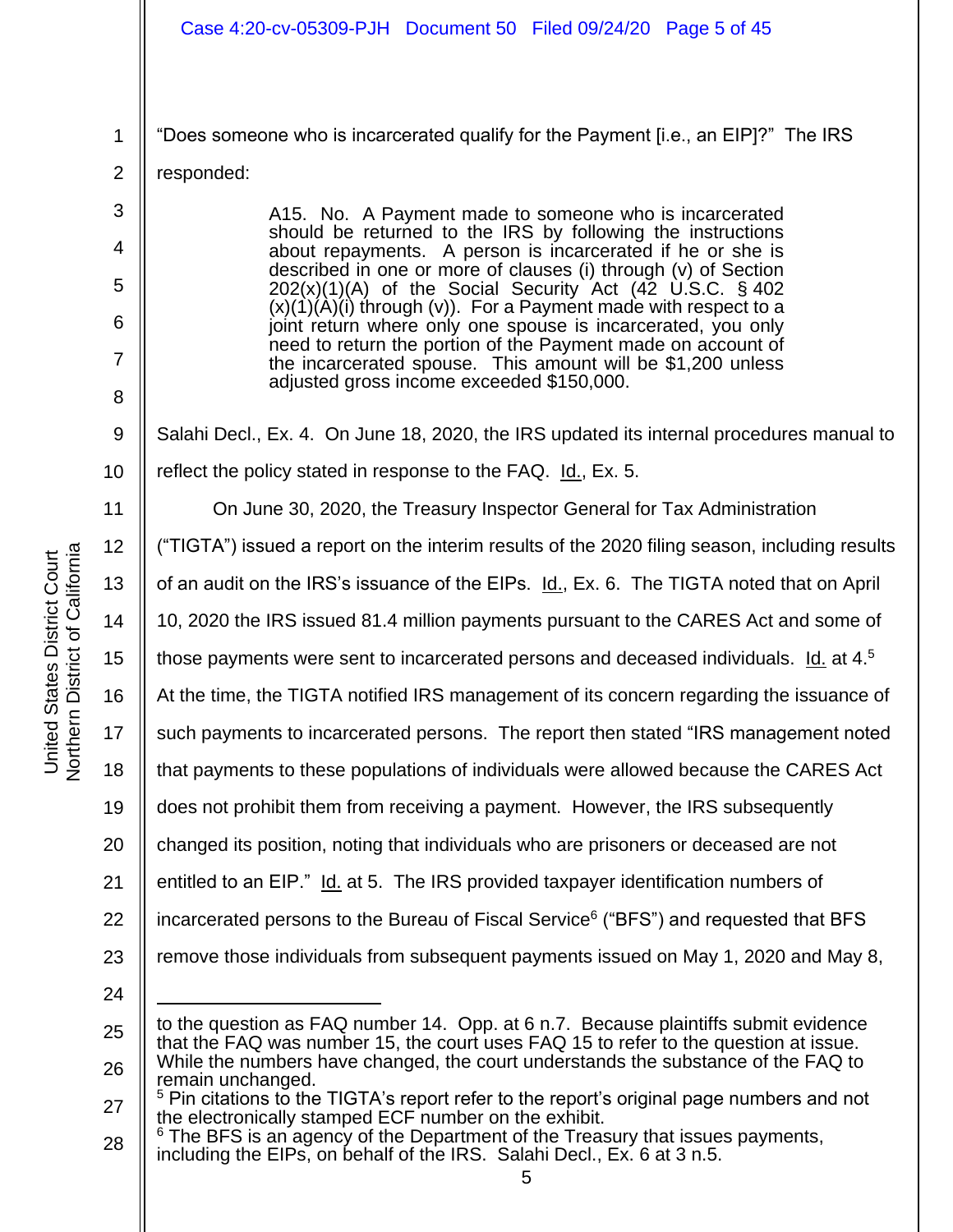"Does someone who is incarcerated qualify for the Payment [i.e., an EIP]?" The IRS responded:

> A15. No. A Payment made to someone who is incarcerated should be returned to the IRS by following the instructions about repayments. A person is incarcerated if he or she is described in one or more of clauses (i) through (v) of Section 202(x)(1)(A) of the Social Security Act (42 U.S.C. § 402 (x)(1)(A)(i) through (v)). For a Payment made with respect to a joint return where only one spouse is incarcerated, you only need to return the portion of the Payment made on account of the incarcerated spouse. This amount will be $1,200 unless adjusted gross income exceeded $150,000.

Salahi Decl., Ex. 4. On June 18, 2020, the IRS updated its internal procedures manual to reflect the policy stated in response to the FAQ. Id., Ex. 5.

On June 30, 2020, the Treasury Inspector General for Tax Administration ("TIGTA") issued a report on the interim results of the 2020 filing season, including results of an audit on the IRS's issuance of the EIPs. Id., Ex. 6. The TIGTA noted that on April 10, 2020 the IRS issued 81.4 million payments pursuant to the CARES Act and some of those payments were sent to incarcerated persons and deceased individuals. Id. at 4.[5] At the time, the TIGTA notified IRS management of its concern regarding the issuance of such payments to incarcerated persons. The report then stated "IRS management noted that payments to these populations of individuals were allowed because the CARES Act does not prohibit them from receiving a payment. However, the IRS subsequently changed its position, noting that individuals who are prisoners or deceased are not entitled to an EIP." Id. at 5. The IRS provided taxpayer identification numbers of incarcerated persons to the Bureau of Fiscal Service[6] ("BFS") and requested that BFS remove those individuals from subsequent payments issued on May 1, 2020 and May 8,

---

to the question as FAQ number 14. Opp. at 6 n.7. Because plaintiffs submit evidence that the FAQ was number 15, the court uses FAQ 15 to refer to the question at issue. While the numbers have changed, the court understands the substance of the FAQ to remain unchanged.

[5] Pin citations to the TIGTA's report refer to the report's original page numbers and not the electronically stamped ECF number on the exhibit.

[6] The BFS is an agency of the Department of the Treasury that issues payments, including the EIPs, on behalf of the IRS. Salahi Decl., Ex. 6 at 3 n.5.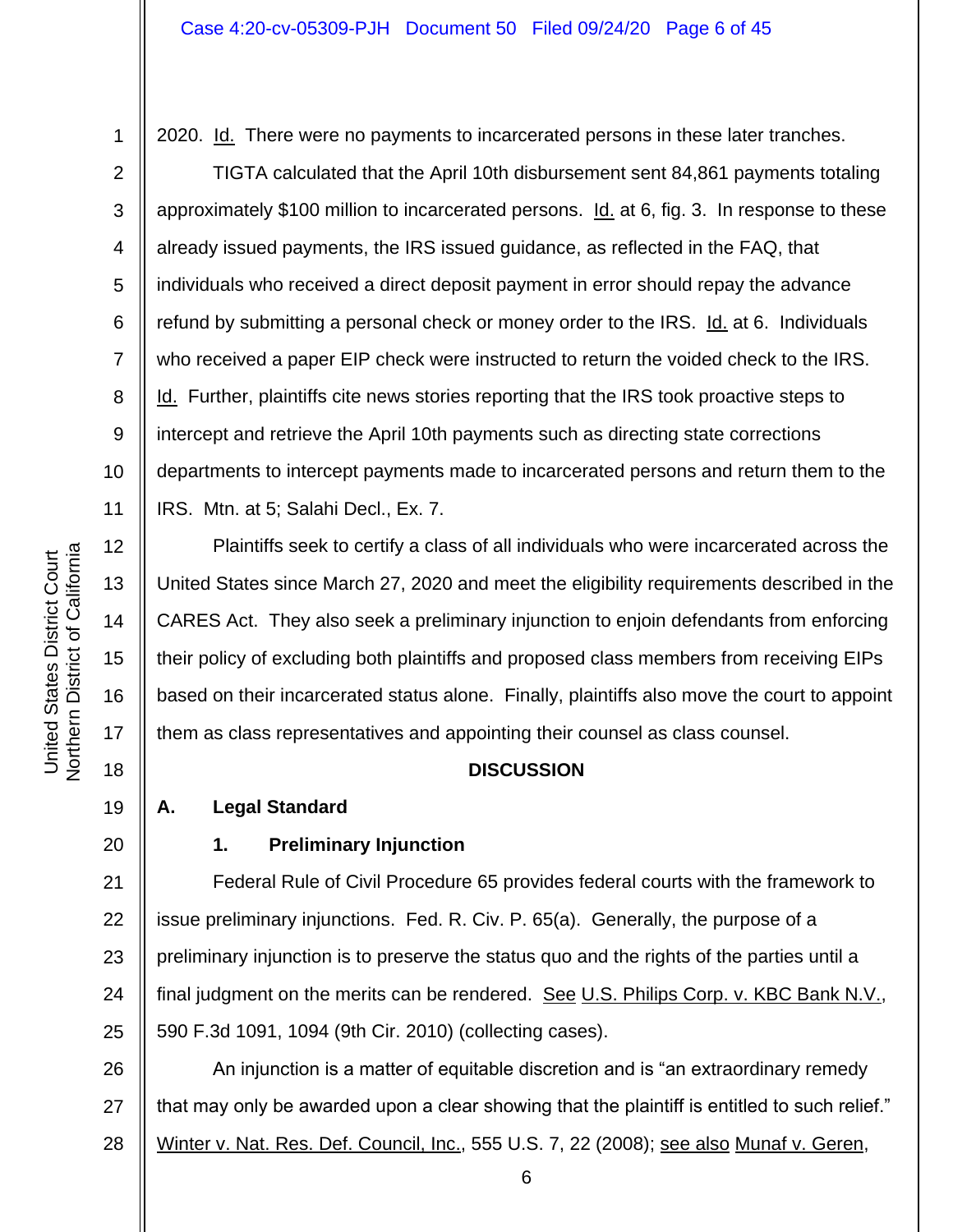2020. Id. There were no payments to incarcerated persons in these later tranches.

TIGTA calculated that the April 10th disbursement sent 84,861 payments totaling approximately $100 million to incarcerated persons. Id. at 6, fig. 3. In response to these already issued payments, the IRS issued guidance, as reflected in the FAQ, that individuals who received a direct deposit payment in error should repay the advance refund by submitting a personal check or money order to the IRS. Id. at 6. Individuals who received a paper EIP check were instructed to return the voided check to the IRS. Id. Further, plaintiffs cite news stories reporting that the IRS took proactive steps to intercept and retrieve the April 10th payments such as directing state corrections departments to intercept payments made to incarcerated persons and return them to the IRS. Mtn. at 5; Salahi Decl., Ex. 7.

Plaintiffs seek to certify a class of all individuals who were incarcerated across the United States since March 27, 2020 and meet the eligibility requirements described in the CARES Act. They also seek a preliminary injunction to enjoin defendants from enforcing their policy of excluding both plaintiffs and proposed class members from receiving EIPs based on their incarcerated status alone. Finally, plaintiffs also move the court to appoint them as class representatives and appointing their counsel as class counsel.

## DISCUSSION

### A. Legal Standard

#### 1. Preliminary Injunction

Federal Rule of Civil Procedure 65 provides federal courts with the framework to issue preliminary injunctions. Fed. R. Civ. P. 65(a). Generally, the purpose of a preliminary injunction is to preserve the status quo and the rights of the parties until a final judgment on the merits can be rendered. See U.S. Philips Corp. v. KBC Bank N.V., 590 F.3d 1091, 1094 (9th Cir. 2010) (collecting cases).

An injunction is a matter of equitable discretion and is "an extraordinary remedy that may only be awarded upon a clear showing that the plaintiff is entitled to such relief." Winter v. Nat. Res. Def. Council, Inc., 555 U.S. 7, 22 (2008); see also Munaf v. Geren,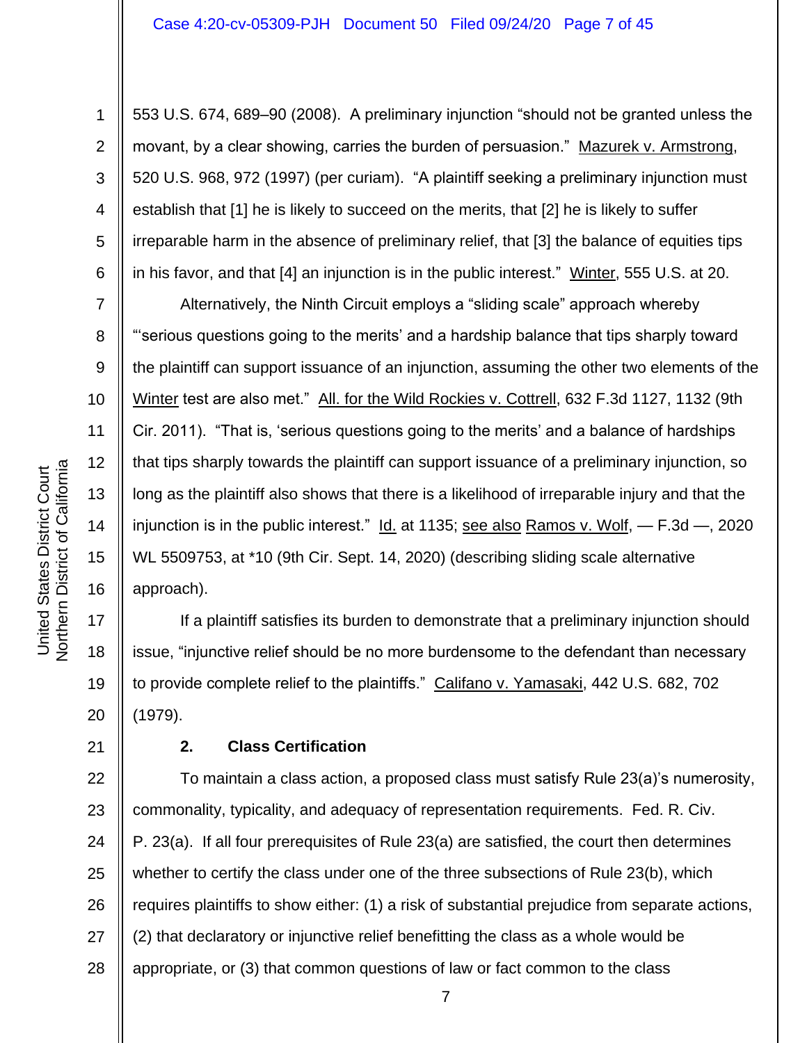553 U.S. 674, 689–90 (2008). A preliminary injunction "should not be granted unless the movant, by a clear showing, carries the burden of persuasion." Mazurek v. Armstrong, 520 U.S. 968, 972 (1997) (per curiam). "A plaintiff seeking a preliminary injunction must establish that [1] he is likely to succeed on the merits, that [2] he is likely to suffer irreparable harm in the absence of preliminary relief, that [3] the balance of equities tips in his favor, and that [4] an injunction is in the public interest." Winter, 555 U.S. at 20.

Alternatively, the Ninth Circuit employs a "sliding scale" approach whereby "'serious questions going to the merits' and a hardship balance that tips sharply toward the plaintiff can support issuance of an injunction, assuming the other two elements of the Winter test are also met." All. for the Wild Rockies v. Cottrell, 632 F.3d 1127, 1132 (9th Cir. 2011). "That is, 'serious questions going to the merits' and a balance of hardships that tips sharply towards the plaintiff can support issuance of a preliminary injunction, so long as the plaintiff also shows that there is a likelihood of irreparable injury and that the injunction is in the public interest." Id. at 1135; see also Ramos v. Wolf, — F.3d —, 2020 WL 5509753, at *10 (9th Cir. Sept. 14, 2020) (describing sliding scale alternative approach).

If a plaintiff satisfies its burden to demonstrate that a preliminary injunction should issue, "injunctive relief should be no more burdensome to the defendant than necessary to provide complete relief to the plaintiffs." Califano v. Yamasaki, 442 U.S. 682, 702 (1979).

**2. Class Certification**

To maintain a class action, a proposed class must satisfy Rule 23(a)'s numerosity, commonality, typicality, and adequacy of representation requirements. Fed. R. Civ. P. 23(a). If all four prerequisites of Rule 23(a) are satisfied, the court then determines whether to certify the class under one of the three subsections of Rule 23(b), which requires plaintiffs to show either: (1) a risk of substantial prejudice from separate actions, (2) that declaratory or injunctive relief benefitting the class as a whole would be appropriate, or (3) that common questions of law or fact common to the class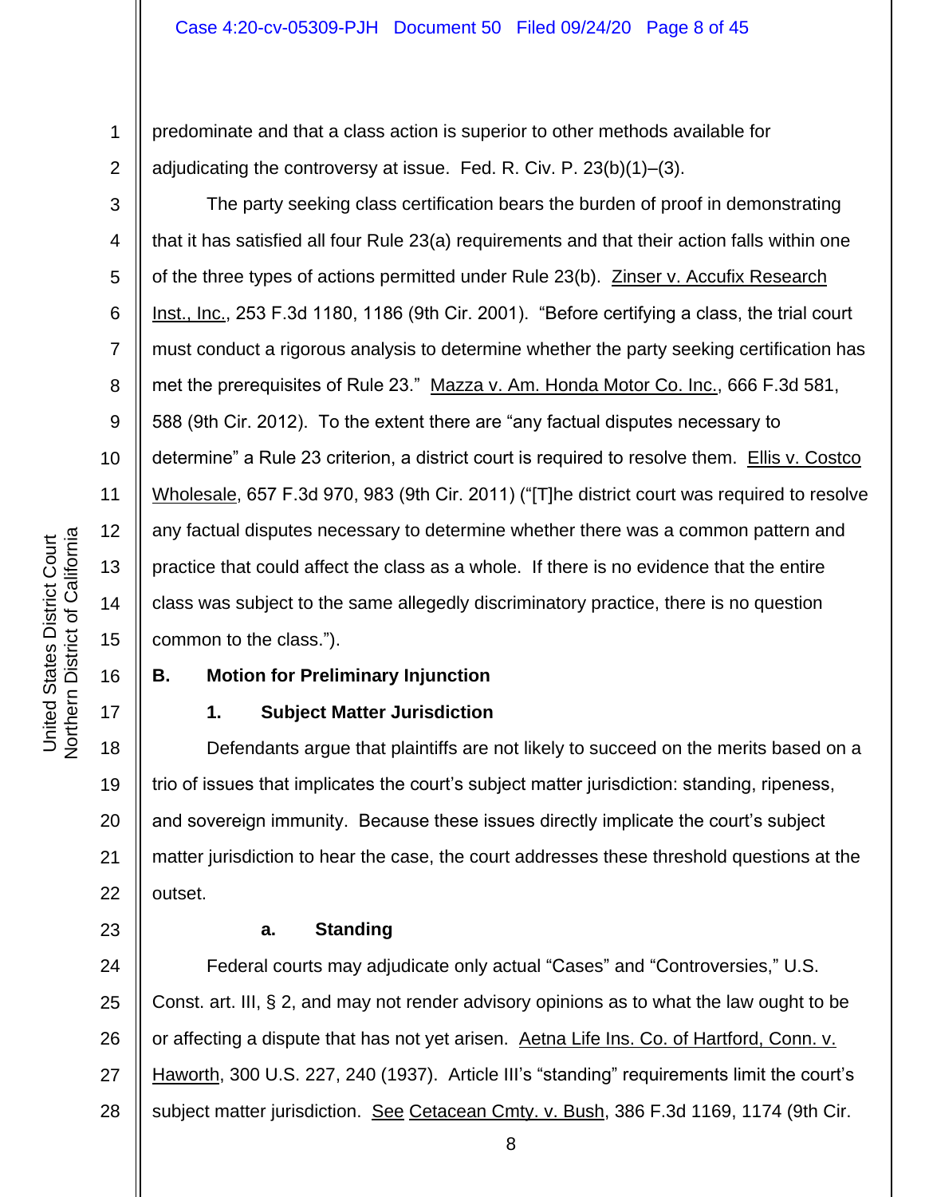predominate and that a class action is superior to other methods available for adjudicating the controversy at issue. Fed. R. Civ. P. 23(b)(1)–(3).

The party seeking class certification bears the burden of proof in demonstrating that it has satisfied all four Rule 23(a) requirements and that their action falls within one of the three types of actions permitted under Rule 23(b). Zinser v. Accufix Research Inst., Inc., 253 F.3d 1180, 1186 (9th Cir. 2001). "Before certifying a class, the trial court must conduct a rigorous analysis to determine whether the party seeking certification has met the prerequisites of Rule 23." Mazza v. Am. Honda Motor Co. Inc., 666 F.3d 581, 588 (9th Cir. 2012). To the extent there are "any factual disputes necessary to determine" a Rule 23 criterion, a district court is required to resolve them. Ellis v. Costco Wholesale, 657 F.3d 970, 983 (9th Cir. 2011) ("[T]he district court was required to resolve any factual disputes necessary to determine whether there was a common pattern and practice that could affect the class as a whole. If there is no evidence that the entire class was subject to the same allegedly discriminatory practice, there is no question common to the class.").

## B. Motion for Preliminary Injunction

### 1. Subject Matter Jurisdiction

Defendants argue that plaintiffs are not likely to succeed on the merits based on a trio of issues that implicates the court's subject matter jurisdiction: standing, ripeness, and sovereign immunity. Because these issues directly implicate the court's subject matter jurisdiction to hear the case, the court addresses these threshold questions at the outset.

#### a. Standing

Federal courts may adjudicate only actual "Cases" and "Controversies," U.S. Const. art. III, § 2, and may not render advisory opinions as to what the law ought to be or affecting a dispute that has not yet arisen. Aetna Life Ins. Co. of Hartford, Conn. v. Haworth, 300 U.S. 227, 240 (1937). Article III's "standing" requirements limit the court's subject matter jurisdiction. See Cetacean Cmty. v. Bush, 386 F.3d 1169, 1174 (9th Cir.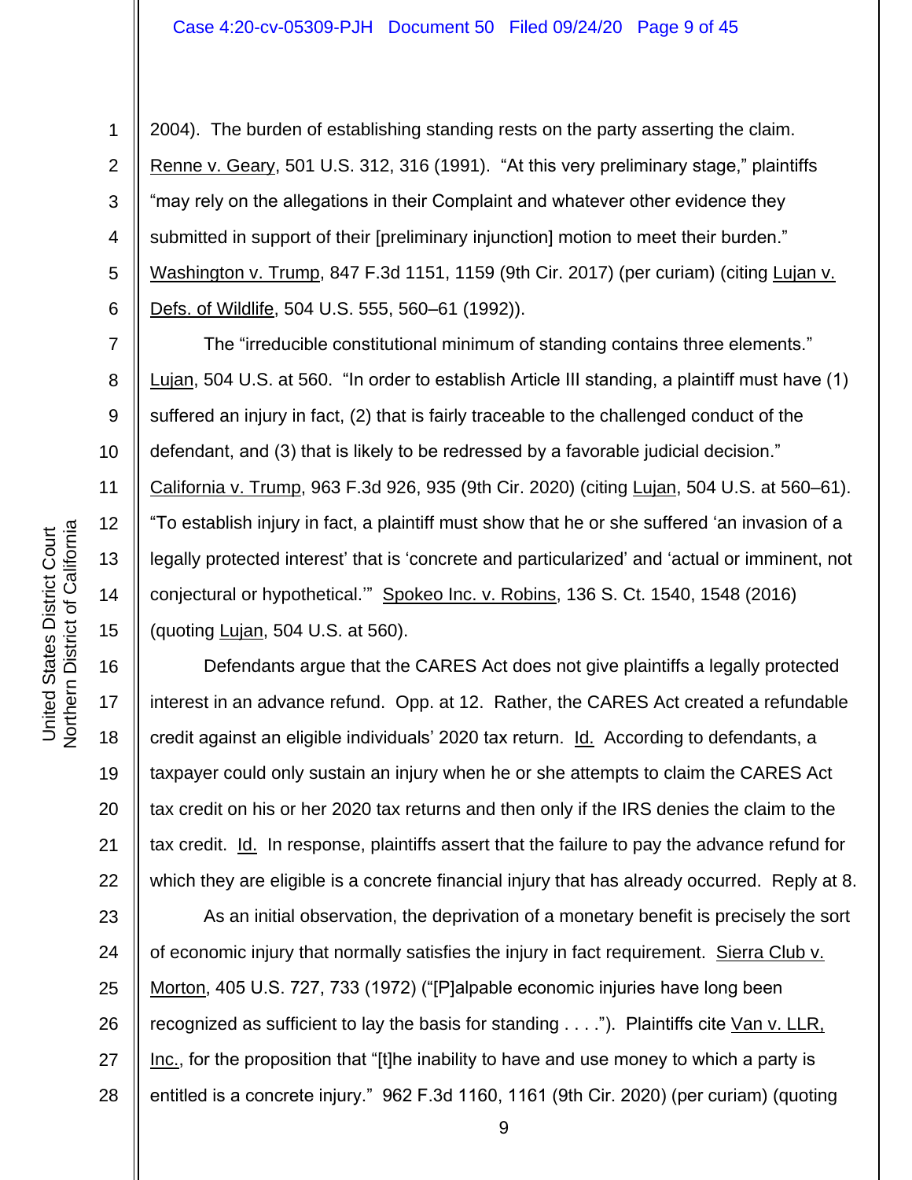2004). The burden of establishing standing rests on the party asserting the claim. Renne v. Geary, 501 U.S. 312, 316 (1991). "At this very preliminary stage," plaintiffs "may rely on the allegations in their Complaint and whatever other evidence they submitted in support of their [preliminary injunction] motion to meet their burden." Washington v. Trump, 847 F.3d 1151, 1159 (9th Cir. 2017) (per curiam) (citing Lujan v. Defs. of Wildlife, 504 U.S. 555, 560–61 (1992)).

The "irreducible constitutional minimum of standing contains three elements." Lujan, 504 U.S. at 560. "In order to establish Article III standing, a plaintiff must have (1) suffered an injury in fact, (2) that is fairly traceable to the challenged conduct of the defendant, and (3) that is likely to be redressed by a favorable judicial decision." California v. Trump, 963 F.3d 926, 935 (9th Cir. 2020) (citing Lujan, 504 U.S. at 560–61). "To establish injury in fact, a plaintiff must show that he or she suffered 'an invasion of a legally protected interest' that is 'concrete and particularized' and 'actual or imminent, not conjectural or hypothetical.'" Spokeo Inc. v. Robins, 136 S. Ct. 1540, 1548 (2016) (quoting Lujan, 504 U.S. at 560).

Defendants argue that the CARES Act does not give plaintiffs a legally protected interest in an advance refund. Opp. at 12. Rather, the CARES Act created a refundable credit against an eligible individuals' 2020 tax return. Id. According to defendants, a taxpayer could only sustain an injury when he or she attempts to claim the CARES Act tax credit on his or her 2020 tax returns and then only if the IRS denies the claim to the tax credit. Id. In response, plaintiffs assert that the failure to pay the advance refund for which they are eligible is a concrete financial injury that has already occurred. Reply at 8.

As an initial observation, the deprivation of a monetary benefit is precisely the sort of economic injury that normally satisfies the injury in fact requirement. Sierra Club v. Morton, 405 U.S. 727, 733 (1972) ("[P]alpable economic injuries have long been recognized as sufficient to lay the basis for standing . . . ."). Plaintiffs cite Van v. LLR, Inc., for the proposition that "[t]he inability to have and use money to which a party is entitled is a concrete injury." 962 F.3d 1160, 1161 (9th Cir. 2020) (per curiam) (quoting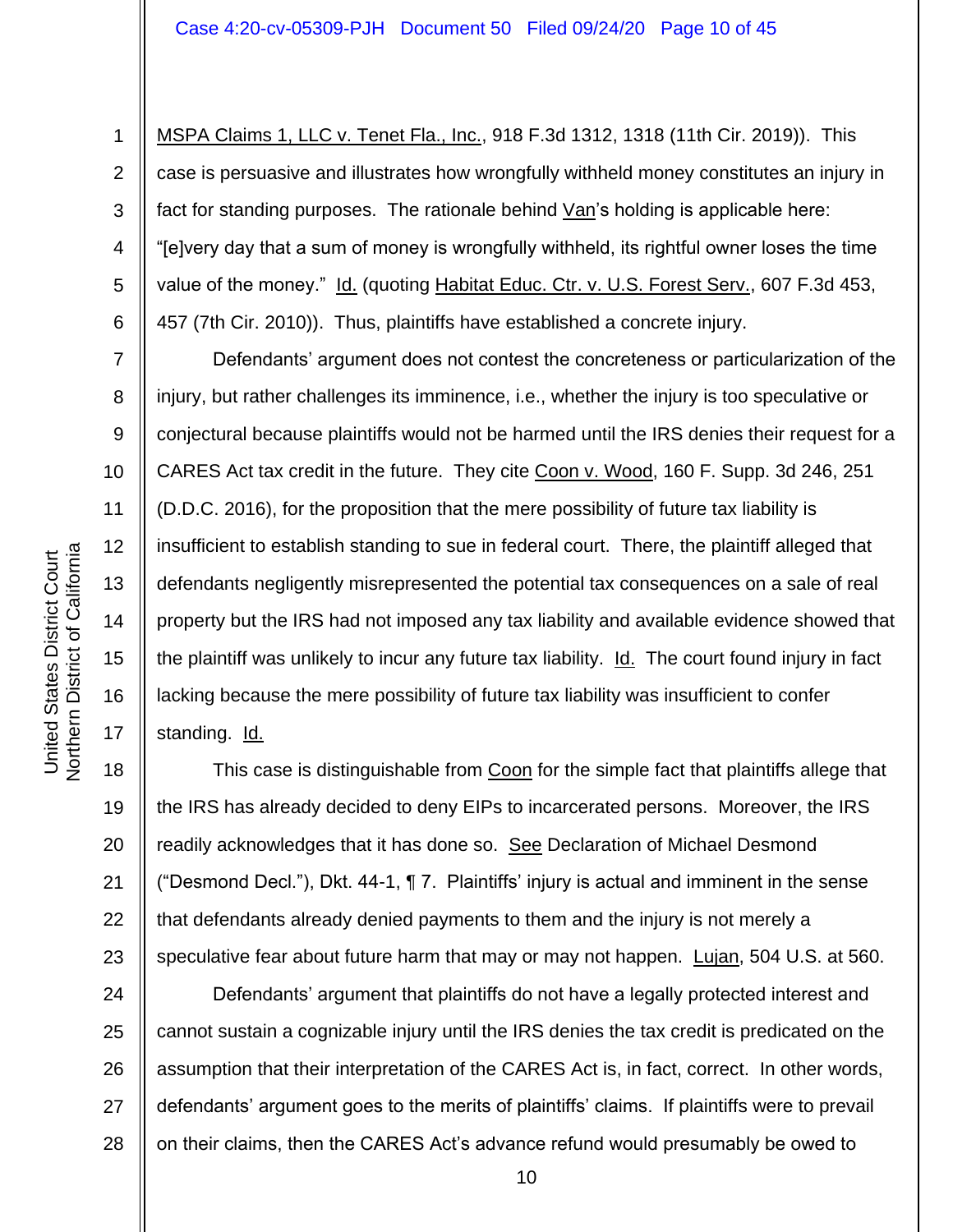MSPA Claims 1, LLC v. Tenet Fla., Inc., 918 F.3d 1312, 1318 (11th Cir. 2019)). This case is persuasive and illustrates how wrongfully withheld money constitutes an injury in fact for standing purposes. The rationale behind Van's holding is applicable here: "[e]very day that a sum of money is wrongfully withheld, its rightful owner loses the time value of the money." Id. (quoting Habitat Educ. Ctr. v. U.S. Forest Serv., 607 F.3d 453, 457 (7th Cir. 2010)). Thus, plaintiffs have established a concrete injury.

Defendants' argument does not contest the concreteness or particularization of the injury, but rather challenges its imminence, i.e., whether the injury is too speculative or conjectural because plaintiffs would not be harmed until the IRS denies their request for a CARES Act tax credit in the future. They cite Coon v. Wood, 160 F. Supp. 3d 246, 251 (D.D.C. 2016), for the proposition that the mere possibility of future tax liability is insufficient to establish standing to sue in federal court. There, the plaintiff alleged that defendants negligently misrepresented the potential tax consequences on a sale of real property but the IRS had not imposed any tax liability and available evidence showed that the plaintiff was unlikely to incur any future tax liability. Id. The court found injury in fact lacking because the mere possibility of future tax liability was insufficient to confer standing. Id.

This case is distinguishable from Coon for the simple fact that plaintiffs allege that the IRS has already decided to deny EIPs to incarcerated persons. Moreover, the IRS readily acknowledges that it has done so. See Declaration of Michael Desmond ("Desmond Decl."), Dkt. 44-1, ¶ 7. Plaintiffs' injury is actual and imminent in the sense that defendants already denied payments to them and the injury is not merely a speculative fear about future harm that may or may not happen. Lujan, 504 U.S. at 560.

Defendants' argument that plaintiffs do not have a legally protected interest and cannot sustain a cognizable injury until the IRS denies the tax credit is predicated on the assumption that their interpretation of the CARES Act is, in fact, correct. In other words, defendants' argument goes to the merits of plaintiffs' claims. If plaintiffs were to prevail on their claims, then the CARES Act's advance refund would presumably be owed to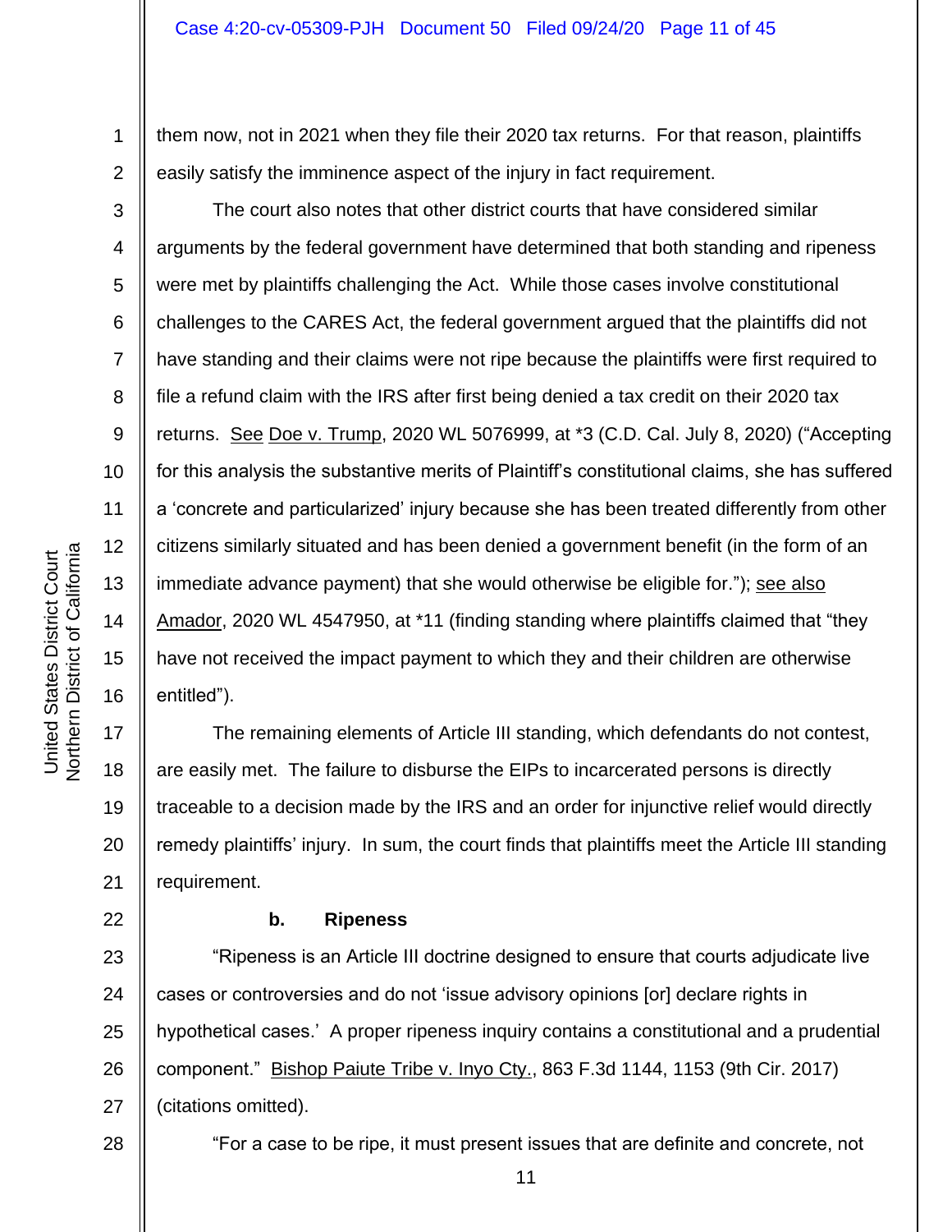them now, not in 2021 when they file their 2020 tax returns. For that reason, plaintiffs easily satisfy the imminence aspect of the injury in fact requirement.

The court also notes that other district courts that have considered similar arguments by the federal government have determined that both standing and ripeness were met by plaintiffs challenging the Act. While those cases involve constitutional challenges to the CARES Act, the federal government argued that the plaintiffs did not have standing and their claims were not ripe because the plaintiffs were first required to file a refund claim with the IRS after first being denied a tax credit on their 2020 tax returns. See Doe v. Trump, 2020 WL 5076999, at *3 (C.D. Cal. July 8, 2020) ("Accepting for this analysis the substantive merits of Plaintiff's constitutional claims, she has suffered a 'concrete and particularized' injury because she has been treated differently from other citizens similarly situated and has been denied a government benefit (in the form of an immediate advance payment) that she would otherwise be eligible for."); see also Amador, 2020 WL 4547950, at *11 (finding standing where plaintiffs claimed that "they have not received the impact payment to which they and their children are otherwise entitled").

The remaining elements of Article III standing, which defendants do not contest, are easily met. The failure to disburse the EIPs to incarcerated persons is directly traceable to a decision made by the IRS and an order for injunctive relief would directly remedy plaintiffs' injury. In sum, the court finds that plaintiffs meet the Article III standing requirement.

**b. Ripeness**

"Ripeness is an Article III doctrine designed to ensure that courts adjudicate live cases or controversies and do not 'issue advisory opinions [or] declare rights in hypothetical cases.' A proper ripeness inquiry contains a constitutional and a prudential component." Bishop Paiute Tribe v. Inyo Cty., 863 F.3d 1144, 1153 (9th Cir. 2017) (citations omitted).

"For a case to be ripe, it must present issues that are definite and concrete, not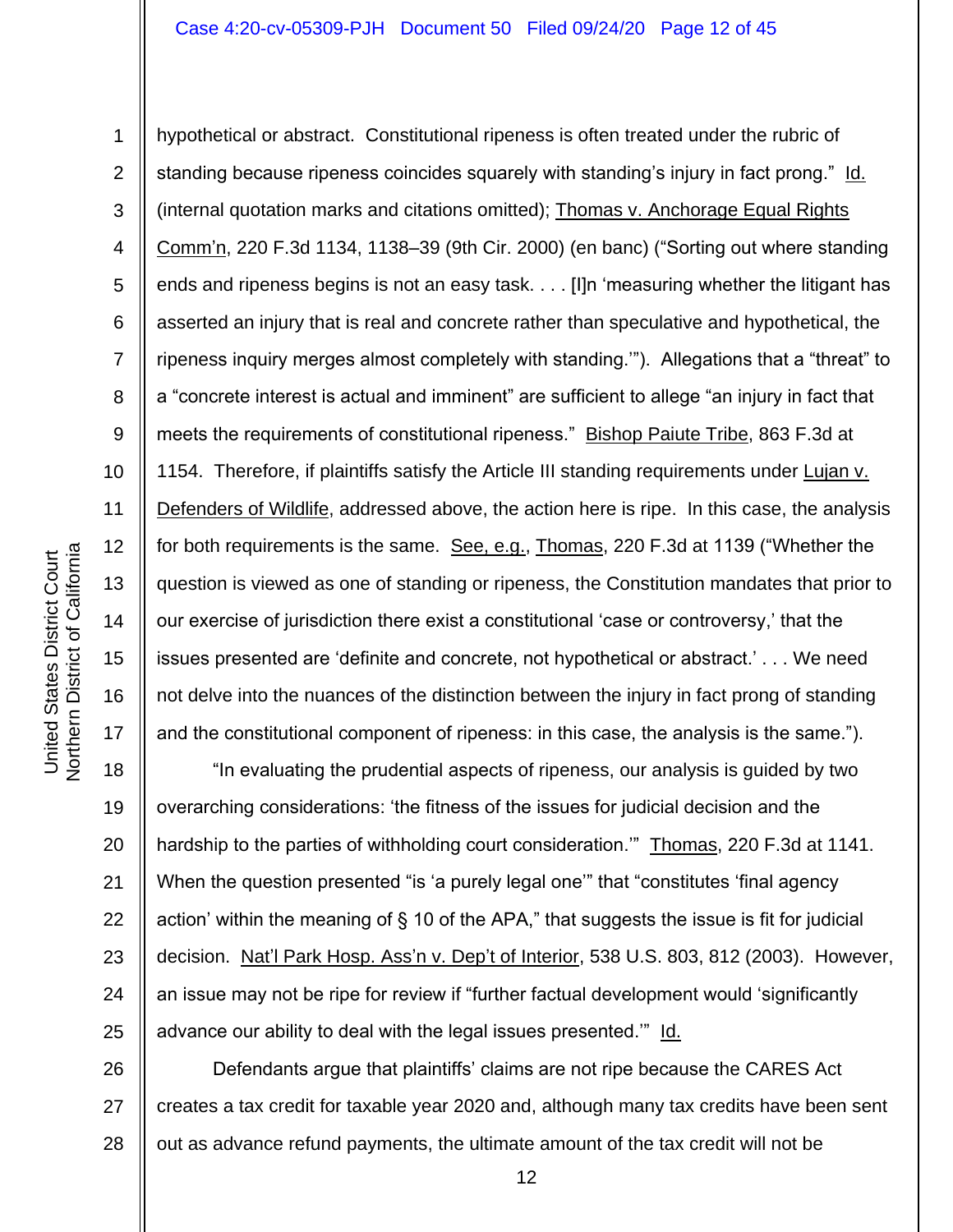hypothetical or abstract. Constitutional ripeness is often treated under the rubric of standing because ripeness coincides squarely with standing's injury in fact prong." Id. (internal quotation marks and citations omitted); Thomas v. Anchorage Equal Rights Comm'n, 220 F.3d 1134, 1138–39 (9th Cir. 2000) (en banc) ("Sorting out where standing ends and ripeness begins is not an easy task. . . . [I]n 'measuring whether the litigant has asserted an injury that is real and concrete rather than speculative and hypothetical, the ripeness inquiry merges almost completely with standing.'"). Allegations that a "threat" to a "concrete interest is actual and imminent" are sufficient to allege "an injury in fact that meets the requirements of constitutional ripeness." Bishop Paiute Tribe, 863 F.3d at 1154. Therefore, if plaintiffs satisfy the Article III standing requirements under Lujan v. Defenders of Wildlife, addressed above, the action here is ripe. In this case, the analysis for both requirements is the same. See, e.g., Thomas, 220 F.3d at 1139 ("Whether the question is viewed as one of standing or ripeness, the Constitution mandates that prior to our exercise of jurisdiction there exist a constitutional 'case or controversy,' that the issues presented are 'definite and concrete, not hypothetical or abstract.' . . . We need not delve into the nuances of the distinction between the injury in fact prong of standing and the constitutional component of ripeness: in this case, the analysis is the same.").

"In evaluating the prudential aspects of ripeness, our analysis is guided by two overarching considerations: 'the fitness of the issues for judicial decision and the hardship to the parties of withholding court consideration.'" Thomas, 220 F.3d at 1141. When the question presented "is 'a purely legal one'" that "constitutes 'final agency action' within the meaning of § 10 of the APA," that suggests the issue is fit for judicial decision. Nat'l Park Hosp. Ass'n v. Dep't of Interior, 538 U.S. 803, 812 (2003). However, an issue may not be ripe for review if "further factual development would 'significantly advance our ability to deal with the legal issues presented.'" Id.

Defendants argue that plaintiffs' claims are not ripe because the CARES Act creates a tax credit for taxable year 2020 and, although many tax credits have been sent out as advance refund payments, the ultimate amount of the tax credit will not be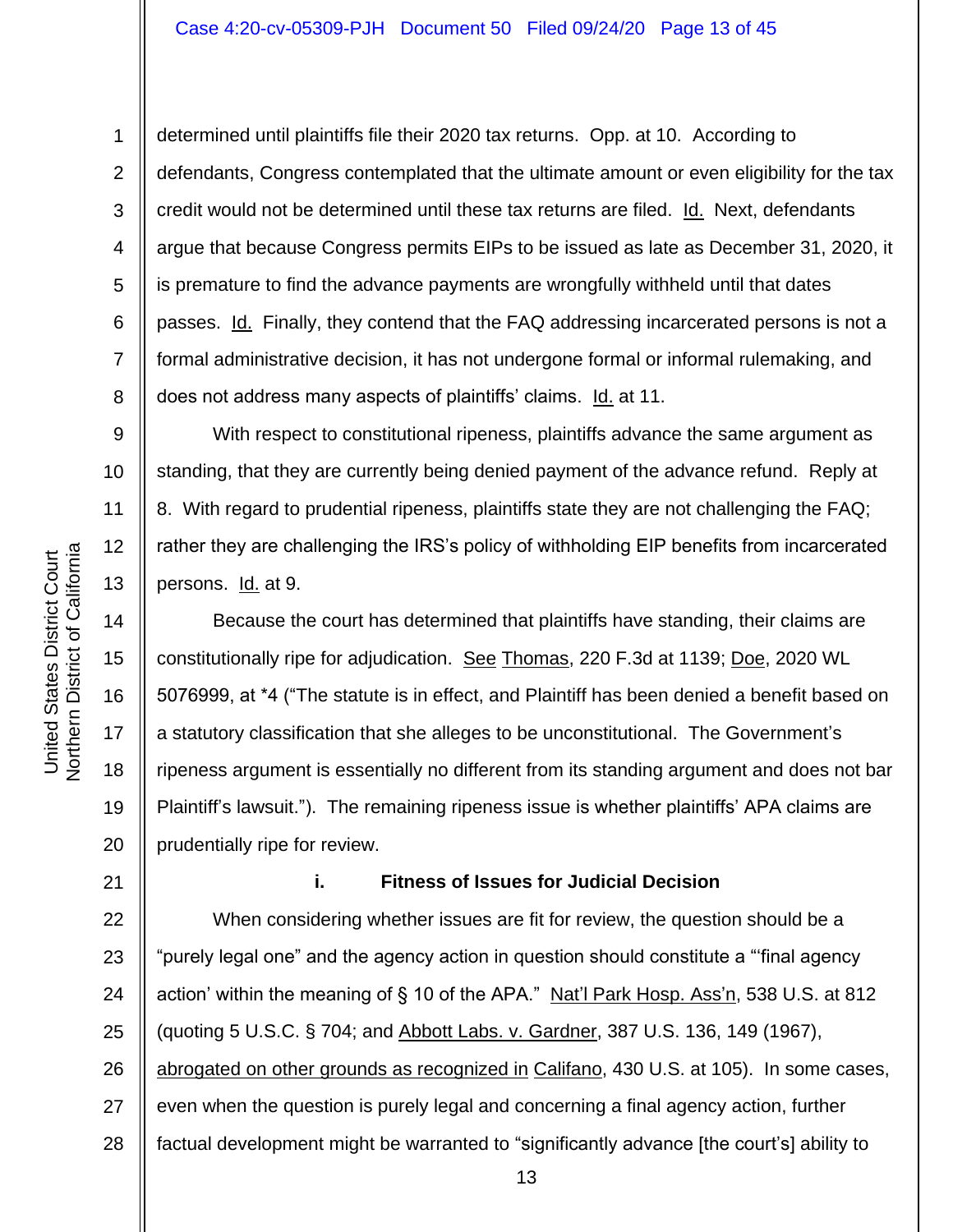determined until plaintiffs file their 2020 tax returns. Opp. at 10. According to defendants, Congress contemplated that the ultimate amount or even eligibility for the tax credit would not be determined until these tax returns are filed. Id. Next, defendants argue that because Congress permits EIPs to be issued as late as December 31, 2020, it is premature to find the advance payments are wrongfully withheld until that dates passes. Id. Finally, they contend that the FAQ addressing incarcerated persons is not a formal administrative decision, it has not undergone formal or informal rulemaking, and does not address many aspects of plaintiffs' claims. Id. at 11.

With respect to constitutional ripeness, plaintiffs advance the same argument as standing, that they are currently being denied payment of the advance refund. Reply at 8. With regard to prudential ripeness, plaintiffs state they are not challenging the FAQ; rather they are challenging the IRS's policy of withholding EIP benefits from incarcerated persons. Id. at 9.

Because the court has determined that plaintiffs have standing, their claims are constitutionally ripe for adjudication. See Thomas, 220 F.3d at 1139; Doe, 2020 WL 5076999, at *4 ("The statute is in effect, and Plaintiff has been denied a benefit based on a statutory classification that she alleges to be unconstitutional. The Government's ripeness argument is essentially no different from its standing argument and does not bar Plaintiff's lawsuit."). The remaining ripeness issue is whether plaintiffs' APA claims are prudentially ripe for review.

**i. Fitness of Issues for Judicial Decision**

When considering whether issues are fit for review, the question should be a "purely legal one" and the agency action in question should constitute a "'final agency action' within the meaning of § 10 of the APA." Nat'l Park Hosp. Ass'n, 538 U.S. at 812 (quoting 5 U.S.C. § 704; and Abbott Labs. v. Gardner, 387 U.S. 136, 149 (1967), abrogated on other grounds as recognized in Califano, 430 U.S. at 105). In some cases, even when the question is purely legal and concerning a final agency action, further factual development might be warranted to "significantly advance [the court's] ability to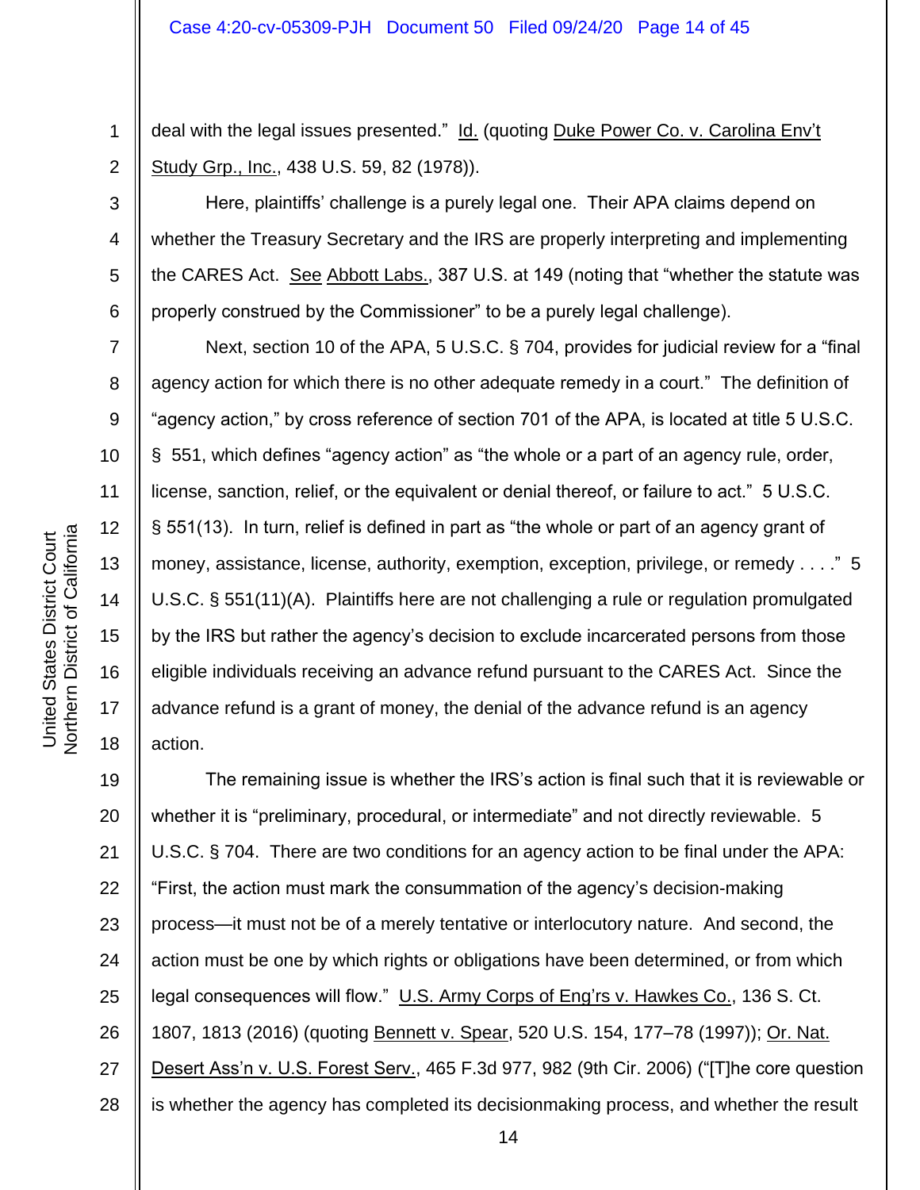deal with the legal issues presented." Id. (quoting Duke Power Co. v. Carolina Env't Study Grp., Inc., 438 U.S. 59, 82 (1978)).

Here, plaintiffs' challenge is a purely legal one. Their APA claims depend on whether the Treasury Secretary and the IRS are properly interpreting and implementing the CARES Act. See Abbott Labs., 387 U.S. at 149 (noting that "whether the statute was properly construed by the Commissioner" to be a purely legal challenge).

Next, section 10 of the APA, 5 U.S.C. § 704, provides for judicial review for a "final agency action for which there is no other adequate remedy in a court." The definition of "agency action," by cross reference of section 701 of the APA, is located at title 5 U.S.C. § 551, which defines "agency action" as "the whole or a part of an agency rule, order, license, sanction, relief, or the equivalent or denial thereof, or failure to act." 5 U.S.C. § 551(13). In turn, relief is defined in part as "the whole or part of an agency grant of money, assistance, license, authority, exemption, exception, privilege, or remedy . . . ." 5 U.S.C. § 551(11)(A). Plaintiffs here are not challenging a rule or regulation promulgated by the IRS but rather the agency's decision to exclude incarcerated persons from those eligible individuals receiving an advance refund pursuant to the CARES Act. Since the advance refund is a grant of money, the denial of the advance refund is an agency action.

The remaining issue is whether the IRS's action is final such that it is reviewable or whether it is "preliminary, procedural, or intermediate" and not directly reviewable. 5 U.S.C. § 704. There are two conditions for an agency action to be final under the APA: "First, the action must mark the consummation of the agency's decision-making process—it must not be of a merely tentative or interlocutory nature. And second, the action must be one by which rights or obligations have been determined, or from which legal consequences will flow." U.S. Army Corps of Eng'rs v. Hawkes Co., 136 S. Ct. 1807, 1813 (2016) (quoting Bennett v. Spear, 520 U.S. 154, 177–78 (1997)); Or. Nat. Desert Ass'n v. U.S. Forest Serv., 465 F.3d 977, 982 (9th Cir. 2006) ("[T]he core question is whether the agency has completed its decisionmaking process, and whether the result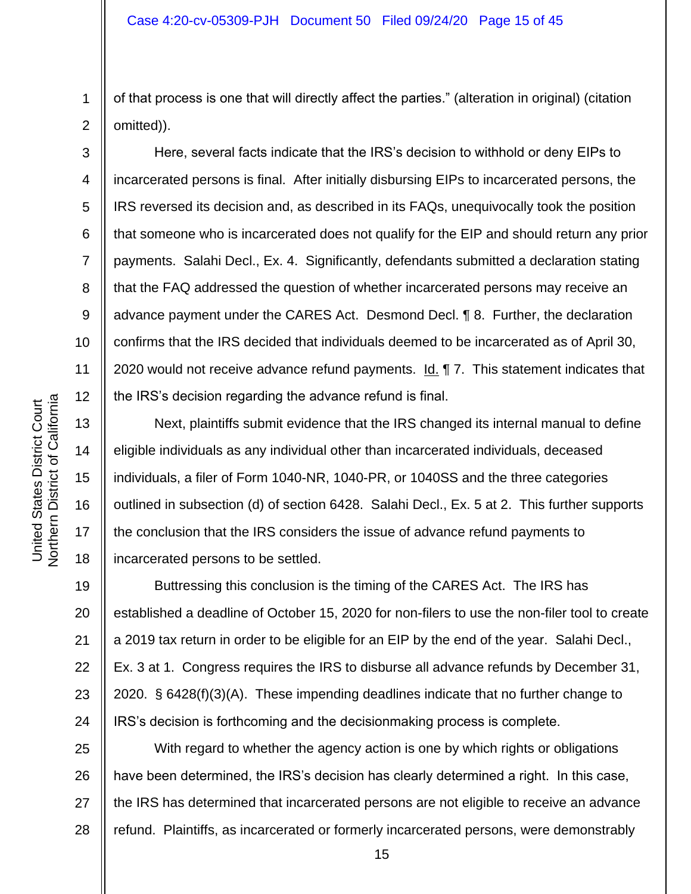of that process is one that will directly affect the parties." (alteration in original) (citation omitted)).

Here, several facts indicate that the IRS's decision to withhold or deny EIPs to incarcerated persons is final. After initially disbursing EIPs to incarcerated persons, the IRS reversed its decision and, as described in its FAQs, unequivocally took the position that someone who is incarcerated does not qualify for the EIP and should return any prior payments. Salahi Decl., Ex. 4. Significantly, defendants submitted a declaration stating that the FAQ addressed the question of whether incarcerated persons may receive an advance payment under the CARES Act. Desmond Decl. ¶ 8. Further, the declaration confirms that the IRS decided that individuals deemed to be incarcerated as of April 30, 2020 would not receive advance refund payments. Id. ¶ 7. This statement indicates that the IRS's decision regarding the advance refund is final.

Next, plaintiffs submit evidence that the IRS changed its internal manual to define eligible individuals as any individual other than incarcerated individuals, deceased individuals, a filer of Form 1040-NR, 1040-PR, or 1040SS and the three categories outlined in subsection (d) of section 6428. Salahi Decl., Ex. 5 at 2. This further supports the conclusion that the IRS considers the issue of advance refund payments to incarcerated persons to be settled.

Buttressing this conclusion is the timing of the CARES Act. The IRS has established a deadline of October 15, 2020 for non-filers to use the non-filer tool to create a 2019 tax return in order to be eligible for an EIP by the end of the year. Salahi Decl., Ex. 3 at 1. Congress requires the IRS to disburse all advance refunds by December 31, 2020. § 6428(f)(3)(A). These impending deadlines indicate that no further change to IRS's decision is forthcoming and the decisionmaking process is complete.

With regard to whether the agency action is one by which rights or obligations have been determined, the IRS's decision has clearly determined a right. In this case, the IRS has determined that incarcerated persons are not eligible to receive an advance refund. Plaintiffs, as incarcerated or formerly incarcerated persons, were demonstrably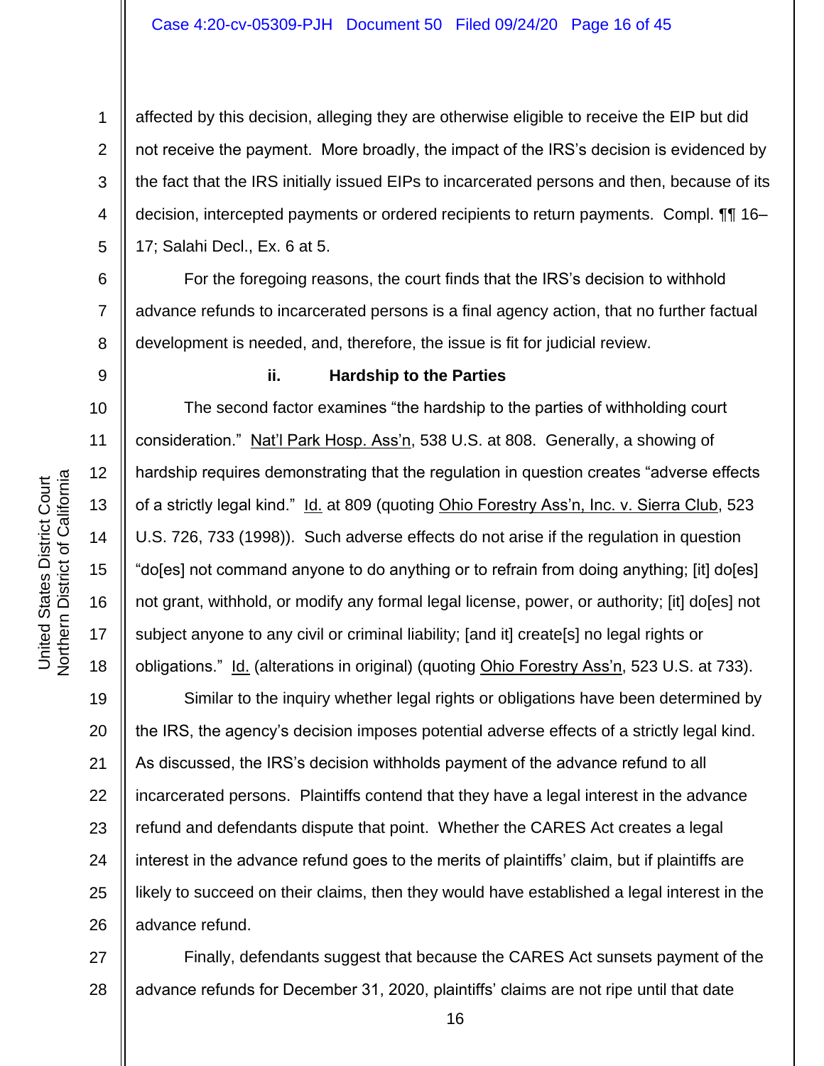affected by this decision, alleging they are otherwise eligible to receive the EIP but did not receive the payment. More broadly, the impact of the IRS's decision is evidenced by the fact that the IRS initially issued EIPs to incarcerated persons and then, because of its decision, intercepted payments or ordered recipients to return payments. Compl. ¶¶ 16–17; Salahi Decl., Ex. 6 at 5.

For the foregoing reasons, the court finds that the IRS's decision to withhold advance refunds to incarcerated persons is a final agency action, that no further factual development is needed, and, therefore, the issue is fit for judicial review.

**ii. Hardship to the Parties**

The second factor examines "the hardship to the parties of withholding court consideration." Nat'l Park Hosp. Ass'n, 538 U.S. at 808. Generally, a showing of hardship requires demonstrating that the regulation in question creates "adverse effects of a strictly legal kind." Id. at 809 (quoting Ohio Forestry Ass'n, Inc. v. Sierra Club, 523 U.S. 726, 733 (1998)). Such adverse effects do not arise if the regulation in question "do[es] not command anyone to do anything or to refrain from doing anything; [it] do[es] not grant, withhold, or modify any formal legal license, power, or authority; [it] do[es] not subject anyone to any civil or criminal liability; [and it] create[s] no legal rights or obligations." Id. (alterations in original) (quoting Ohio Forestry Ass'n, 523 U.S. at 733).

Similar to the inquiry whether legal rights or obligations have been determined by the IRS, the agency's decision imposes potential adverse effects of a strictly legal kind. As discussed, the IRS's decision withholds payment of the advance refund to all incarcerated persons. Plaintiffs contend that they have a legal interest in the advance refund and defendants dispute that point. Whether the CARES Act creates a legal interest in the advance refund goes to the merits of plaintiffs' claim, but if plaintiffs are likely to succeed on their claims, then they would have established a legal interest in the advance refund.

Finally, defendants suggest that because the CARES Act sunsets payment of the advance refunds for December 31, 2020, plaintiffs' claims are not ripe until that date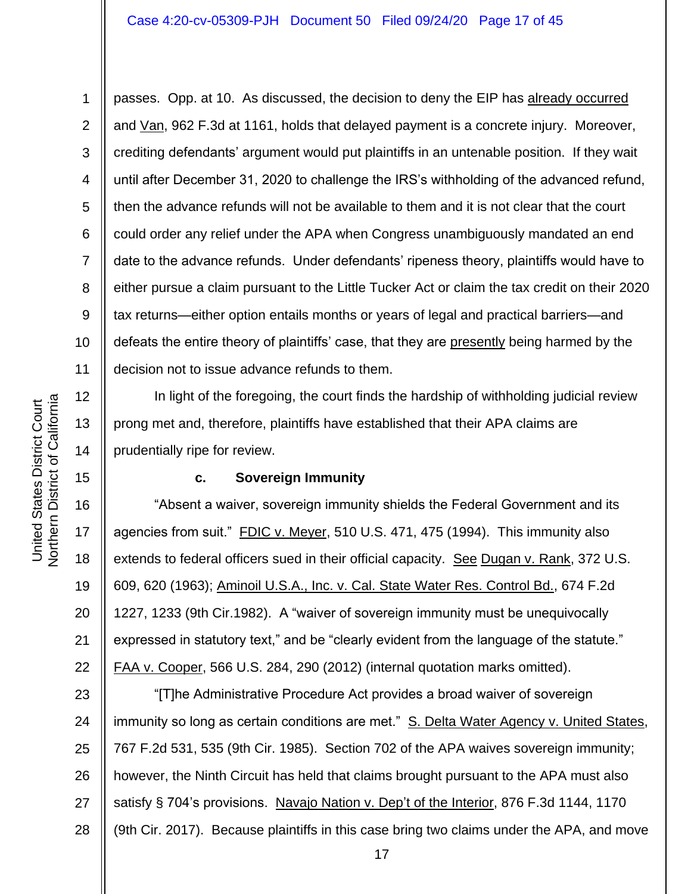passes. Opp. at 10. As discussed, the decision to deny the EIP has already occurred and Van, 962 F.3d at 1161, holds that delayed payment is a concrete injury. Moreover, crediting defendants' argument would put plaintiffs in an untenable position. If they wait until after December 31, 2020 to challenge the IRS's withholding of the advanced refund, then the advance refunds will not be available to them and it is not clear that the court could order any relief under the APA when Congress unambiguously mandated an end date to the advance refunds. Under defendants' ripeness theory, plaintiffs would have to either pursue a claim pursuant to the Little Tucker Act or claim the tax credit on their 2020 tax returns—either option entails months or years of legal and practical barriers—and defeats the entire theory of plaintiffs' case, that they are presently being harmed by the decision not to issue advance refunds to them.

In light of the foregoing, the court finds the hardship of withholding judicial review prong met and, therefore, plaintiffs have established that their APA claims are prudentially ripe for review.

**c. Sovereign Immunity**

"Absent a waiver, sovereign immunity shields the Federal Government and its agencies from suit." FDIC v. Meyer, 510 U.S. 471, 475 (1994). This immunity also extends to federal officers sued in their official capacity. See Dugan v. Rank, 372 U.S. 609, 620 (1963); Aminoil U.S.A., Inc. v. Cal. State Water Res. Control Bd., 674 F.2d 1227, 1233 (9th Cir.1982). A "waiver of sovereign immunity must be unequivocally expressed in statutory text," and be "clearly evident from the language of the statute." FAA v. Cooper, 566 U.S. 284, 290 (2012) (internal quotation marks omitted).

"[T]he Administrative Procedure Act provides a broad waiver of sovereign immunity so long as certain conditions are met." S. Delta Water Agency v. United States, 767 F.2d 531, 535 (9th Cir. 1985). Section 702 of the APA waives sovereign immunity; however, the Ninth Circuit has held that claims brought pursuant to the APA must also satisfy § 704's provisions. Navajo Nation v. Dep't of the Interior, 876 F.3d 1144, 1170 (9th Cir. 2017). Because plaintiffs in this case bring two claims under the APA, and move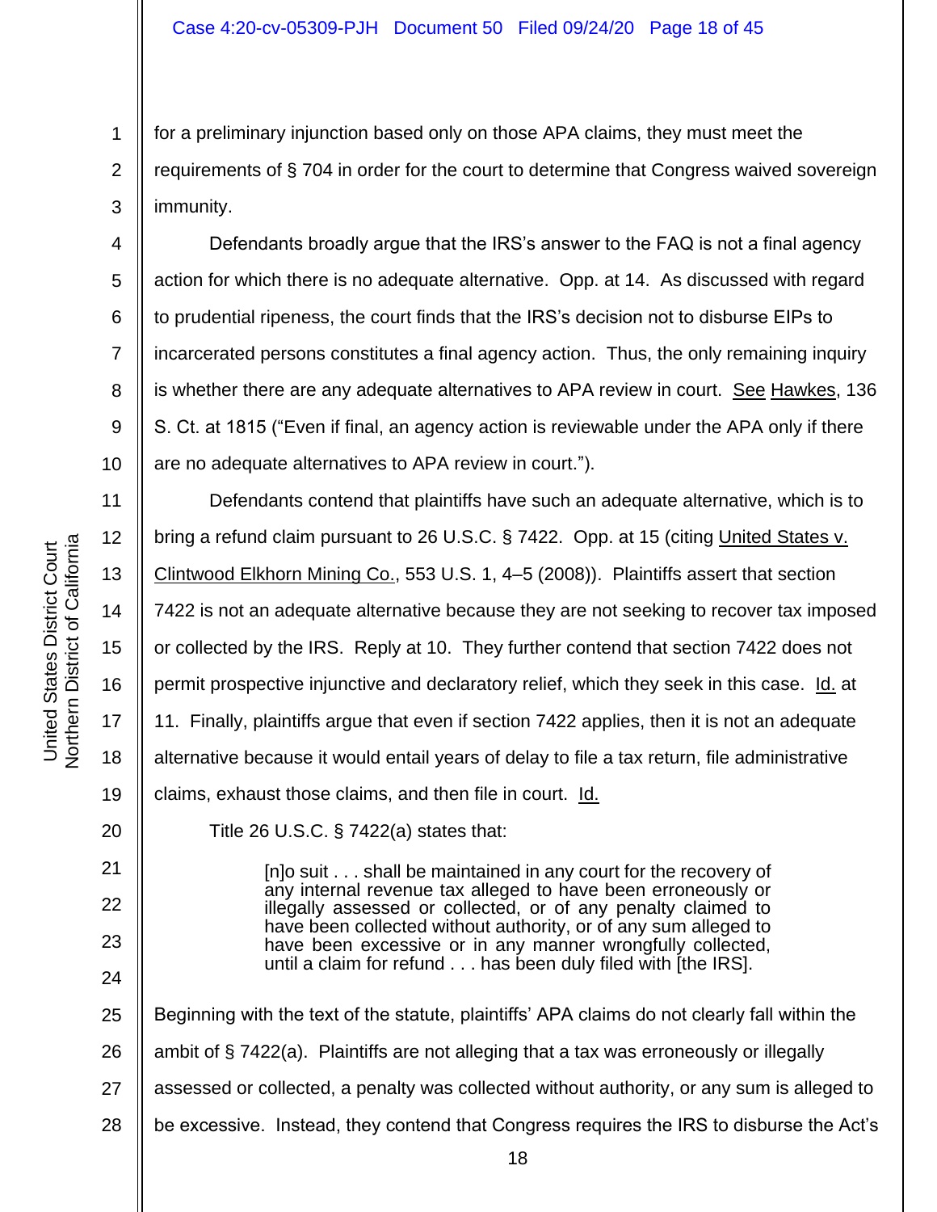for a preliminary injunction based only on those APA claims, they must meet the requirements of § 704 in order for the court to determine that Congress waived sovereign immunity.

Defendants broadly argue that the IRS's answer to the FAQ is not a final agency action for which there is no adequate alternative. Opp. at 14. As discussed with regard to prudential ripeness, the court finds that the IRS's decision not to disburse EIPs to incarcerated persons constitutes a final agency action. Thus, the only remaining inquiry is whether there are any adequate alternatives to APA review in court. See Hawkes, 136 S. Ct. at 1815 ("Even if final, an agency action is reviewable under the APA only if there are no adequate alternatives to APA review in court.").

Defendants contend that plaintiffs have such an adequate alternative, which is to bring a refund claim pursuant to 26 U.S.C. § 7422. Opp. at 15 (citing United States v. Clintwood Elkhorn Mining Co., 553 U.S. 1, 4–5 (2008)). Plaintiffs assert that section 7422 is not an adequate alternative because they are not seeking to recover tax imposed or collected by the IRS. Reply at 10. They further contend that section 7422 does not permit prospective injunctive and declaratory relief, which they seek in this case. Id. at 11. Finally, plaintiffs argue that even if section 7422 applies, then it is not an adequate alternative because it would entail years of delay to file a tax return, file administrative claims, exhaust those claims, and then file in court. Id.

Title 26 U.S.C. § 7422(a) states that:

> [n]o suit . . . shall be maintained in any court for the recovery of any internal revenue tax alleged to have been erroneously or illegally assessed or collected, or of any penalty claimed to have been collected without authority, or of any sum alleged to have been excessive or in any manner wrongfully collected, until a claim for refund . . . has been duly filed with [the IRS].

Beginning with the text of the statute, plaintiffs' APA claims do not clearly fall within the ambit of § 7422(a). Plaintiffs are not alleging that a tax was erroneously or illegally assessed or collected, a penalty was collected without authority, or any sum is alleged to be excessive. Instead, they contend that Congress requires the IRS to disburse the Act's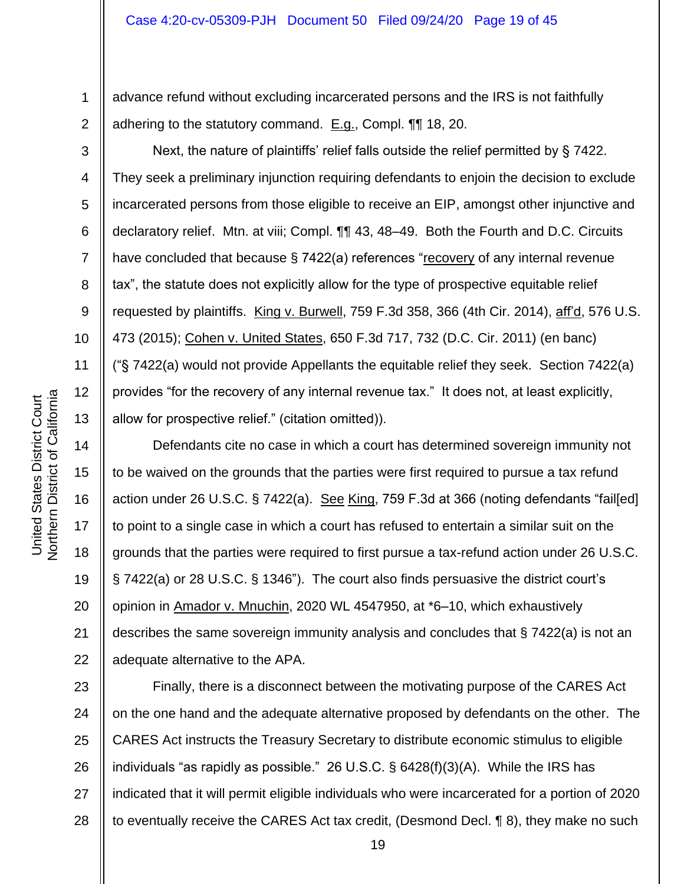advance refund without excluding incarcerated persons and the IRS is not faithfully adhering to the statutory command. E.g., Compl. ¶¶ 18, 20.

Next, the nature of plaintiffs' relief falls outside the relief permitted by § 7422. They seek a preliminary injunction requiring defendants to enjoin the decision to exclude incarcerated persons from those eligible to receive an EIP, amongst other injunctive and declaratory relief. Mtn. at viii; Compl. ¶¶ 43, 48–49. Both the Fourth and D.C. Circuits have concluded that because § 7422(a) references "recovery of any internal revenue tax", the statute does not explicitly allow for the type of prospective equitable relief requested by plaintiffs. King v. Burwell, 759 F.3d 358, 366 (4th Cir. 2014), aff'd, 576 U.S. 473 (2015); Cohen v. United States, 650 F.3d 717, 732 (D.C. Cir. 2011) (en banc) ("§ 7422(a) would not provide Appellants the equitable relief they seek. Section 7422(a) provides "for the recovery of any internal revenue tax." It does not, at least explicitly, allow for prospective relief." (citation omitted)).

Defendants cite no case in which a court has determined sovereign immunity not to be waived on the grounds that the parties were first required to pursue a tax refund action under 26 U.S.C. § 7422(a). See King, 759 F.3d at 366 (noting defendants "fail[ed] to point to a single case in which a court has refused to entertain a similar suit on the grounds that the parties were required to first pursue a tax-refund action under 26 U.S.C. § 7422(a) or 28 U.S.C. § 1346"). The court also finds persuasive the district court's opinion in Amador v. Mnuchin, 2020 WL 4547950, at *6–10, which exhaustively describes the same sovereign immunity analysis and concludes that § 7422(a) is not an adequate alternative to the APA.

Finally, there is a disconnect between the motivating purpose of the CARES Act on the one hand and the adequate alternative proposed by defendants on the other. The CARES Act instructs the Treasury Secretary to distribute economic stimulus to eligible individuals "as rapidly as possible." 26 U.S.C. § 6428(f)(3)(A). While the IRS has indicated that it will permit eligible individuals who were incarcerated for a portion of 2020 to eventually receive the CARES Act tax credit, (Desmond Decl. ¶ 8), they make no such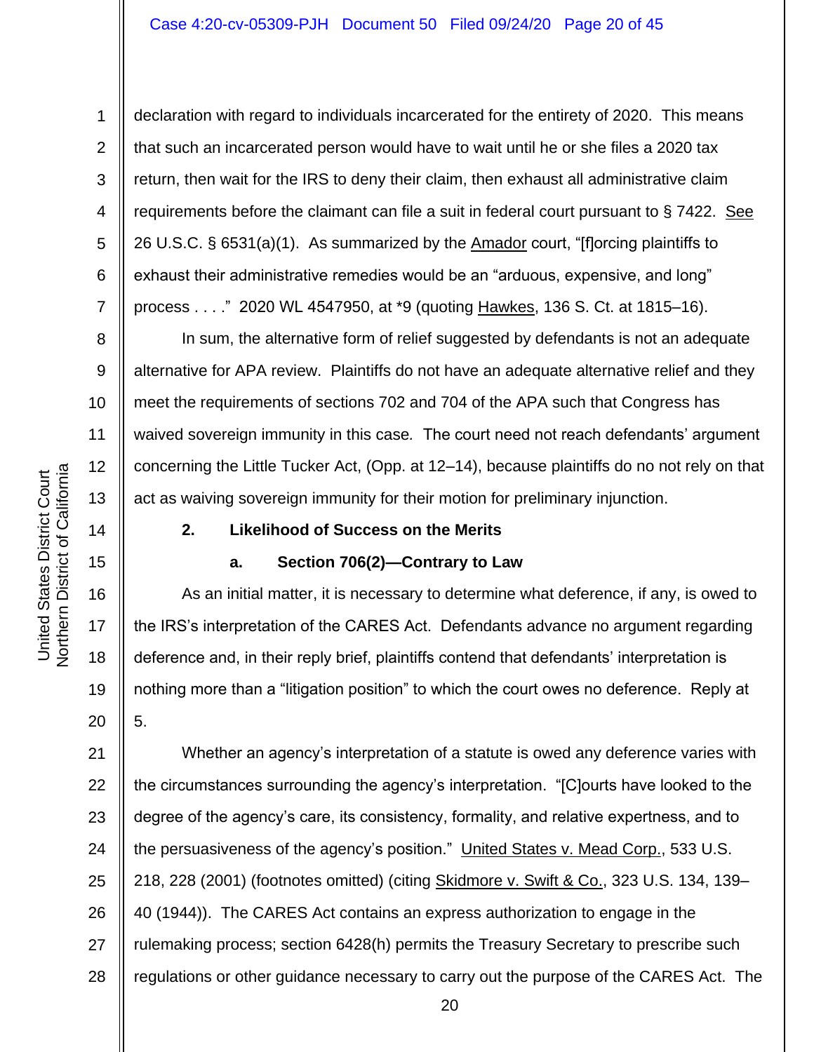declaration with regard to individuals incarcerated for the entirety of 2020. This means that such an incarcerated person would have to wait until he or she files a 2020 tax return, then wait for the IRS to deny their claim, then exhaust all administrative claim requirements before the claimant can file a suit in federal court pursuant to § 7422. See 26 U.S.C. § 6531(a)(1). As summarized by the Amador court, "[f]orcing plaintiffs to exhaust their administrative remedies would be an "arduous, expensive, and long" process . . . ." 2020 WL 4547950, at *9 (quoting Hawkes, 136 S. Ct. at 1815–16).

In sum, the alternative form of relief suggested by defendants is not an adequate alternative for APA review. Plaintiffs do not have an adequate alternative relief and they meet the requirements of sections 702 and 704 of the APA such that Congress has waived sovereign immunity in this case. The court need not reach defendants' argument concerning the Little Tucker Act, (Opp. at 12–14), because plaintiffs do no not rely on that act as waiving sovereign immunity for their motion for preliminary injunction.

**2. Likelihood of Success on the Merits**

**a. Section 706(2)—Contrary to Law**

As an initial matter, it is necessary to determine what deference, if any, is owed to the IRS's interpretation of the CARES Act. Defendants advance no argument regarding deference and, in their reply brief, plaintiffs contend that defendants' interpretation is nothing more than a "litigation position" to which the court owes no deference. Reply at 5.

Whether an agency's interpretation of a statute is owed any deference varies with the circumstances surrounding the agency's interpretation. "[C]ourts have looked to the degree of the agency's care, its consistency, formality, and relative expertness, and to the persuasiveness of the agency's position." United States v. Mead Corp., 533 U.S. 218, 228 (2001) (footnotes omitted) (citing Skidmore v. Swift & Co., 323 U.S. 134, 139–40 (1944)). The CARES Act contains an express authorization to engage in the rulemaking process; section 6428(h) permits the Treasury Secretary to prescribe such regulations or other guidance necessary to carry out the purpose of the CARES Act. The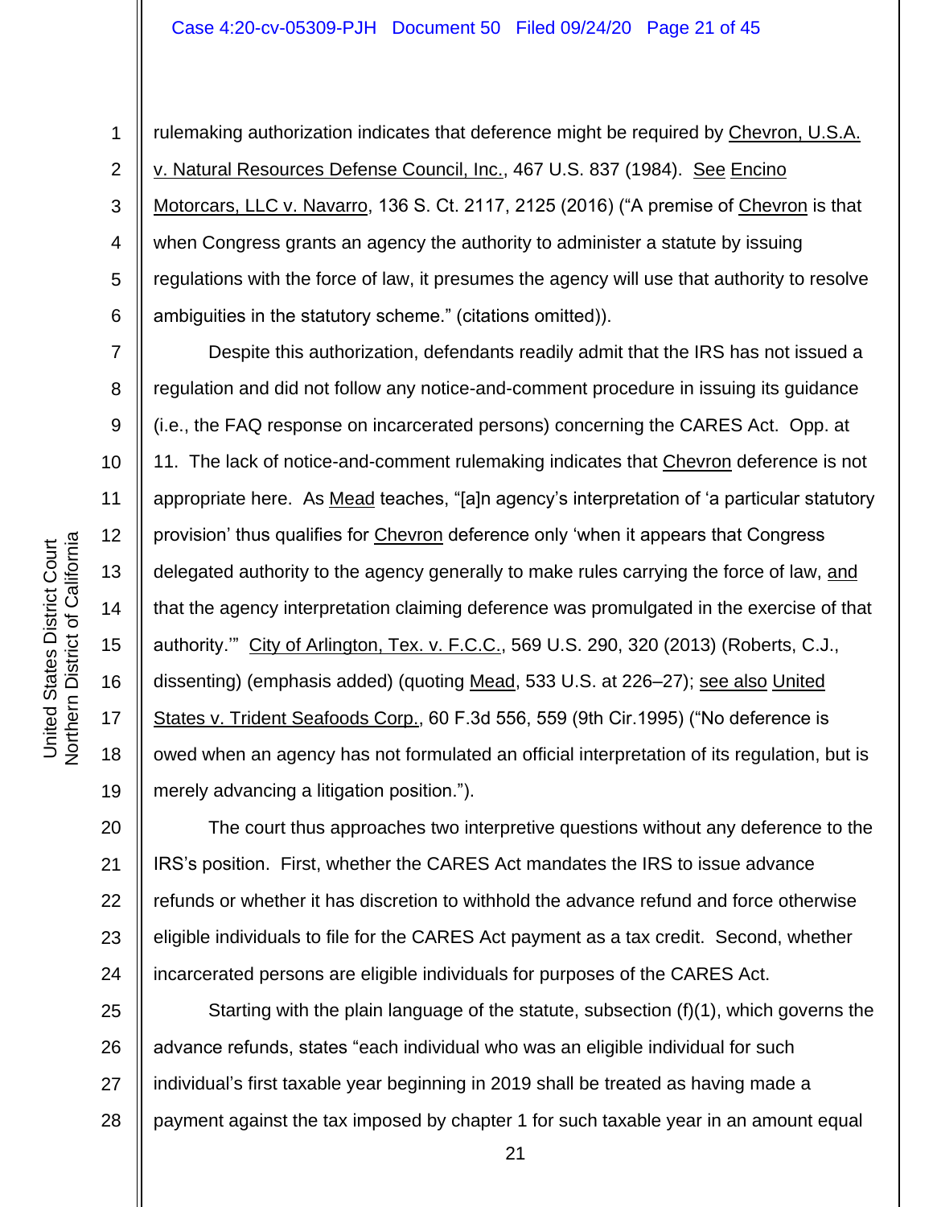rulemaking authorization indicates that deference might be required by Chevron, U.S.A. v. Natural Resources Defense Council, Inc., 467 U.S. 837 (1984). See Encino Motorcars, LLC v. Navarro, 136 S. Ct. 2117, 2125 (2016) ("A premise of Chevron is that when Congress grants an agency the authority to administer a statute by issuing regulations with the force of law, it presumes the agency will use that authority to resolve ambiguities in the statutory scheme." (citations omitted)).

Despite this authorization, defendants readily admit that the IRS has not issued a regulation and did not follow any notice-and-comment procedure in issuing its guidance (i.e., the FAQ response on incarcerated persons) concerning the CARES Act. Opp. at 11. The lack of notice-and-comment rulemaking indicates that Chevron deference is not appropriate here. As Mead teaches, "[a]n agency's interpretation of 'a particular statutory provision' thus qualifies for Chevron deference only 'when it appears that Congress delegated authority to the agency generally to make rules carrying the force of law, and that the agency interpretation claiming deference was promulgated in the exercise of that authority.'" City of Arlington, Tex. v. F.C.C., 569 U.S. 290, 320 (2013) (Roberts, C.J., dissenting) (emphasis added) (quoting Mead, 533 U.S. at 226–27); see also United States v. Trident Seafoods Corp., 60 F.3d 556, 559 (9th Cir.1995) ("No deference is owed when an agency has not formulated an official interpretation of its regulation, but is merely advancing a litigation position.").

The court thus approaches two interpretive questions without any deference to the IRS's position. First, whether the CARES Act mandates the IRS to issue advance refunds or whether it has discretion to withhold the advance refund and force otherwise eligible individuals to file for the CARES Act payment as a tax credit. Second, whether incarcerated persons are eligible individuals for purposes of the CARES Act.

Starting with the plain language of the statute, subsection (f)(1), which governs the advance refunds, states "each individual who was an eligible individual for such individual's first taxable year beginning in 2019 shall be treated as having made a payment against the tax imposed by chapter 1 for such taxable year in an amount equal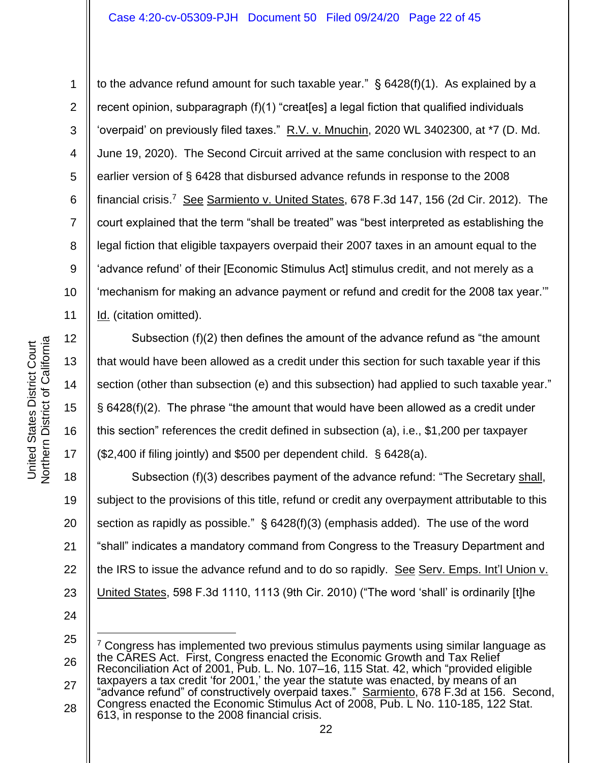to the advance refund amount for such taxable year." § 6428(f)(1). As explained by a recent opinion, subparagraph (f)(1) "creat[es] a legal fiction that qualified individuals 'overpaid' on previously filed taxes." R.V. v. Mnuchin, 2020 WL 3402300, at *7 (D. Md. June 19, 2020). The Second Circuit arrived at the same conclusion with respect to an earlier version of § 6428 that disbursed advance refunds in response to the 2008 financial crisis.[7] See Sarmiento v. United States, 678 F.3d 147, 156 (2d Cir. 2012). The court explained that the term "shall be treated" was "best interpreted as establishing the legal fiction that eligible taxpayers overpaid their 2007 taxes in an amount equal to the 'advance refund' of their [Economic Stimulus Act] stimulus credit, and not merely as a 'mechanism for making an advance payment or refund and credit for the 2008 tax year.'" Id. (citation omitted).

Subsection (f)(2) then defines the amount of the advance refund as "the amount that would have been allowed as a credit under this section for such taxable year if this section (other than subsection (e) and this subsection) had applied to such taxable year." § 6428(f)(2). The phrase "the amount that would have been allowed as a credit under this section" references the credit defined in subsection (a), i.e., $1,200 per taxpayer ($2,400 if filing jointly) and $500 per dependent child. § 6428(a).

Subsection (f)(3) describes payment of the advance refund: "The Secretary shall, subject to the provisions of this title, refund or credit any overpayment attributable to this section as rapidly as possible." § 6428(f)(3) (emphasis added). The use of the word "shall" indicates a mandatory command from Congress to the Treasury Department and the IRS to issue the advance refund and to do so rapidly. See Serv. Emps. Int'l Union v. United States, 598 F.3d 1110, 1113 (9th Cir. 2010) ("The word 'shall' is ordinarily [t]he

---

[7] Congress has implemented two previous stimulus payments using similar language as the CARES Act. First, Congress enacted the Economic Growth and Tax Relief Reconciliation Act of 2001, Pub. L. No. 107–16, 115 Stat. 42, which "provided eligible taxpayers a tax credit 'for 2001,' the year the statute was enacted, by means of an "advance refund" of constructively overpaid taxes." Sarmiento, 678 F.3d at 156. Second, Congress enacted the Economic Stimulus Act of 2008, Pub. L No. 110-185, 122 Stat. 613, in response to the 2008 financial crisis.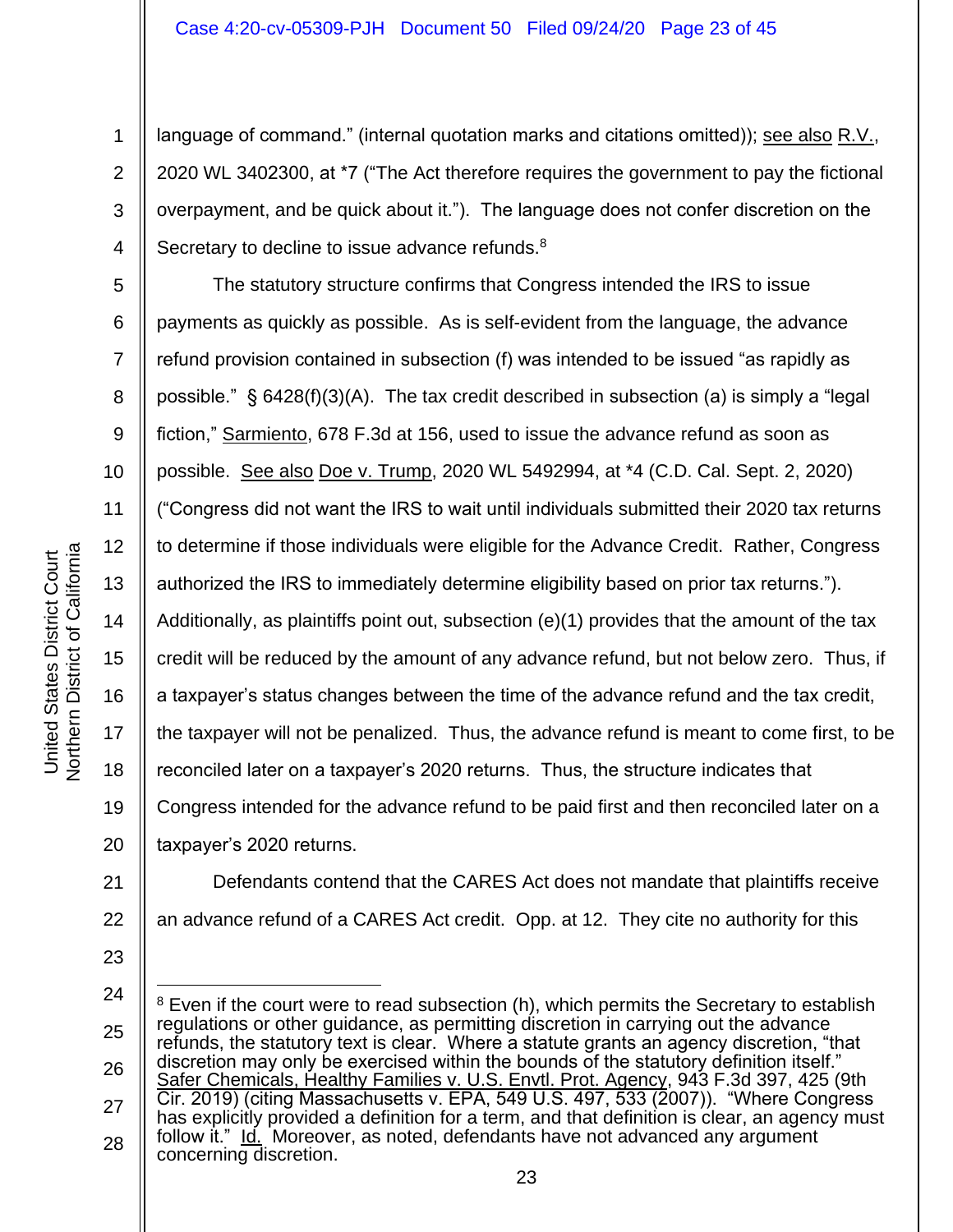language of command." (internal quotation marks and citations omitted)); see also R.V., 2020 WL 3402300, at *7 ("The Act therefore requires the government to pay the fictional overpayment, and be quick about it."). The language does not confer discretion on the Secretary to decline to issue advance refunds.[8]

The statutory structure confirms that Congress intended the IRS to issue payments as quickly as possible. As is self-evident from the language, the advance refund provision contained in subsection (f) was intended to be issued "as rapidly as possible." § 6428(f)(3)(A). The tax credit described in subsection (a) is simply a "legal fiction," Sarmiento, 678 F.3d at 156, used to issue the advance refund as soon as possible. See also Doe v. Trump, 2020 WL 5492994, at *4 (C.D. Cal. Sept. 2, 2020) ("Congress did not want the IRS to wait until individuals submitted their 2020 tax returns to determine if those individuals were eligible for the Advance Credit. Rather, Congress authorized the IRS to immediately determine eligibility based on prior tax returns."). Additionally, as plaintiffs point out, subsection (e)(1) provides that the amount of the tax credit will be reduced by the amount of any advance refund, but not below zero. Thus, if a taxpayer's status changes between the time of the advance refund and the tax credit, the taxpayer will not be penalized. Thus, the advance refund is meant to come first, to be reconciled later on a taxpayer's 2020 returns. Thus, the structure indicates that Congress intended for the advance refund to be paid first and then reconciled later on a taxpayer's 2020 returns.

Defendants contend that the CARES Act does not mandate that plaintiffs receive an advance refund of a CARES Act credit. Opp. at 12. They cite no authority for this

---

[8] Even if the court were to read subsection (h), which permits the Secretary to establish regulations or other guidance, as permitting discretion in carrying out the advance refunds, the statutory text is clear. Where a statute grants an agency discretion, "that discretion may only be exercised within the bounds of the statutory definition itself." Safer Chemicals, Healthy Families v. U.S. Envtl. Prot. Agency, 943 F.3d 397, 425 (9th Cir. 2019) (citing Massachusetts v. EPA, 549 U.S. 497, 533 (2007)). "Where Congress has explicitly provided a definition for a term, and that definition is clear, an agency must follow it." Id. Moreover, as noted, defendants have not advanced any argument concerning discretion.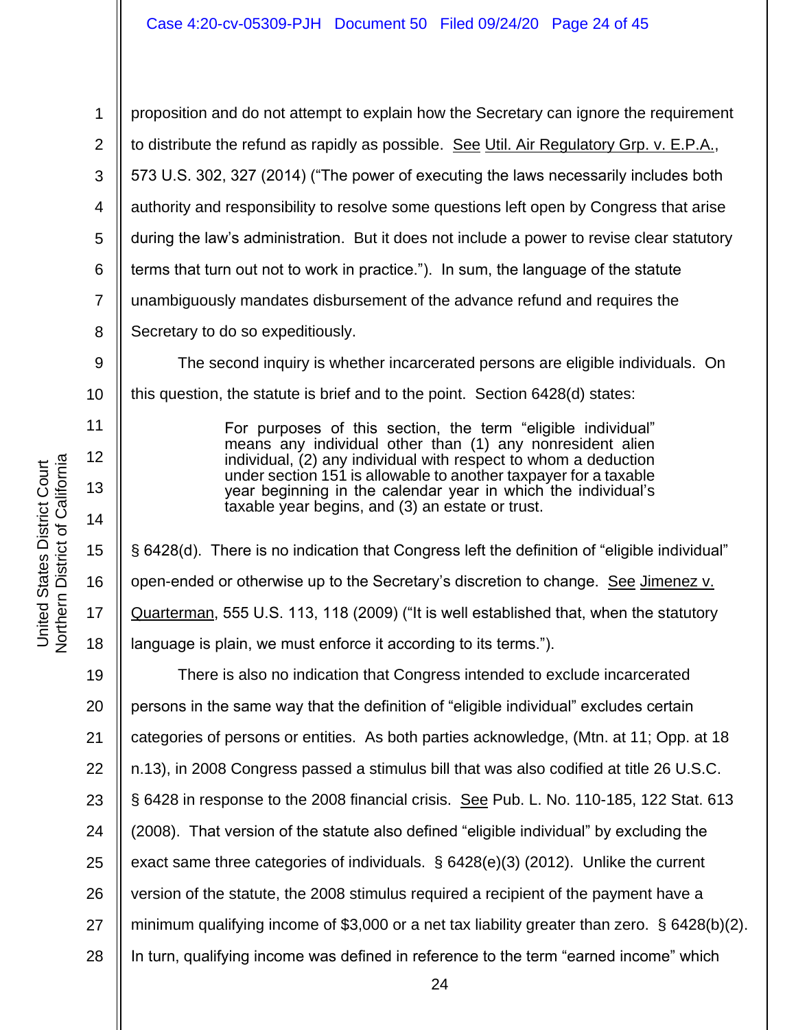proposition and do not attempt to explain how the Secretary can ignore the requirement to distribute the refund as rapidly as possible. See Util. Air Regulatory Grp. v. E.P.A., 573 U.S. 302, 327 (2014) ("The power of executing the laws necessarily includes both authority and responsibility to resolve some questions left open by Congress that arise during the law's administration. But it does not include a power to revise clear statutory terms that turn out not to work in practice."). In sum, the language of the statute unambiguously mandates disbursement of the advance refund and requires the Secretary to do so expeditiously.

The second inquiry is whether incarcerated persons are eligible individuals. On this question, the statute is brief and to the point. Section 6428(d) states:

> For purposes of this section, the term "eligible individual" means any individual other than (1) any nonresident alien individual, (2) any individual with respect to whom a deduction under section 151 is allowable to another taxpayer for a taxable year beginning in the calendar year in which the individual's taxable year begins, and (3) an estate or trust.

§ 6428(d). There is no indication that Congress left the definition of "eligible individual" open-ended or otherwise up to the Secretary's discretion to change. See Jimenez v. Quarterman, 555 U.S. 113, 118 (2009) ("It is well established that, when the statutory language is plain, we must enforce it according to its terms.").

There is also no indication that Congress intended to exclude incarcerated persons in the same way that the definition of "eligible individual" excludes certain categories of persons or entities. As both parties acknowledge, (Mtn. at 11; Opp. at 18 n.13), in 2008 Congress passed a stimulus bill that was also codified at title 26 U.S.C. § 6428 in response to the 2008 financial crisis. See Pub. L. No. 110-185, 122 Stat. 613 (2008). That version of the statute also defined "eligible individual" by excluding the exact same three categories of individuals. § 6428(e)(3) (2012). Unlike the current version of the statute, the 2008 stimulus required a recipient of the payment have a minimum qualifying income of $3,000 or a net tax liability greater than zero. § 6428(b)(2). In turn, qualifying income was defined in reference to the term "earned income" which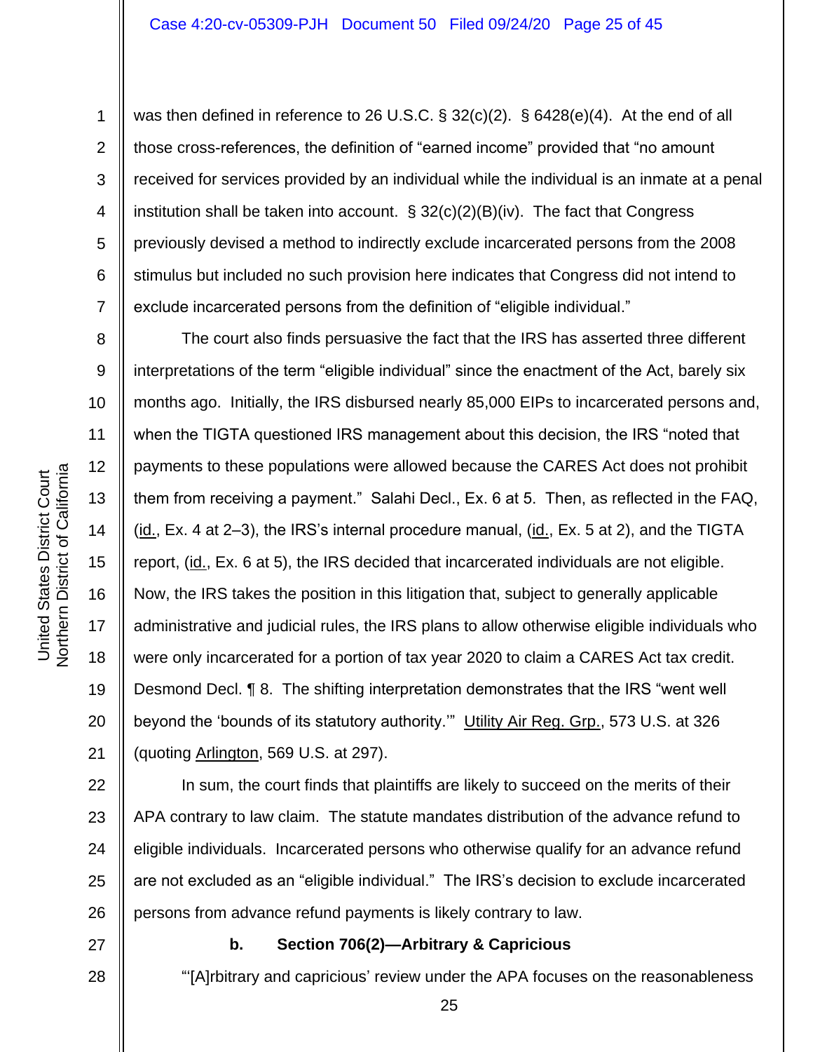was then defined in reference to 26 U.S.C. § 32(c)(2). § 6428(e)(4). At the end of all those cross-references, the definition of "earned income" provided that "no amount received for services provided by an individual while the individual is an inmate at a penal institution shall be taken into account. § 32(c)(2)(B)(iv). The fact that Congress previously devised a method to indirectly exclude incarcerated persons from the 2008 stimulus but included no such provision here indicates that Congress did not intend to exclude incarcerated persons from the definition of "eligible individual."

The court also finds persuasive the fact that the IRS has asserted three different interpretations of the term "eligible individual" since the enactment of the Act, barely six months ago. Initially, the IRS disbursed nearly 85,000 EIPs to incarcerated persons and, when the TIGTA questioned IRS management about this decision, the IRS "noted that payments to these populations were allowed because the CARES Act does not prohibit them from receiving a payment." Salahi Decl., Ex. 6 at 5. Then, as reflected in the FAQ, (id., Ex. 4 at 2–3), the IRS's internal procedure manual, (id., Ex. 5 at 2), and the TIGTA report, (id., Ex. 6 at 5), the IRS decided that incarcerated individuals are not eligible. Now, the IRS takes the position in this litigation that, subject to generally applicable administrative and judicial rules, the IRS plans to allow otherwise eligible individuals who were only incarcerated for a portion of tax year 2020 to claim a CARES Act tax credit. Desmond Decl. ¶ 8. The shifting interpretation demonstrates that the IRS "went well beyond the 'bounds of its statutory authority.'" Utility Air Reg. Grp., 573 U.S. at 326 (quoting Arlington, 569 U.S. at 297).

In sum, the court finds that plaintiffs are likely to succeed on the merits of their APA contrary to law claim. The statute mandates distribution of the advance refund to eligible individuals. Incarcerated persons who otherwise qualify for an advance refund are not excluded as an "eligible individual." The IRS's decision to exclude incarcerated persons from advance refund payments is likely contrary to law.

**b. Section 706(2)—Arbitrary & Capricious**

"'[A]rbitrary and capricious' review under the APA focuses on the reasonableness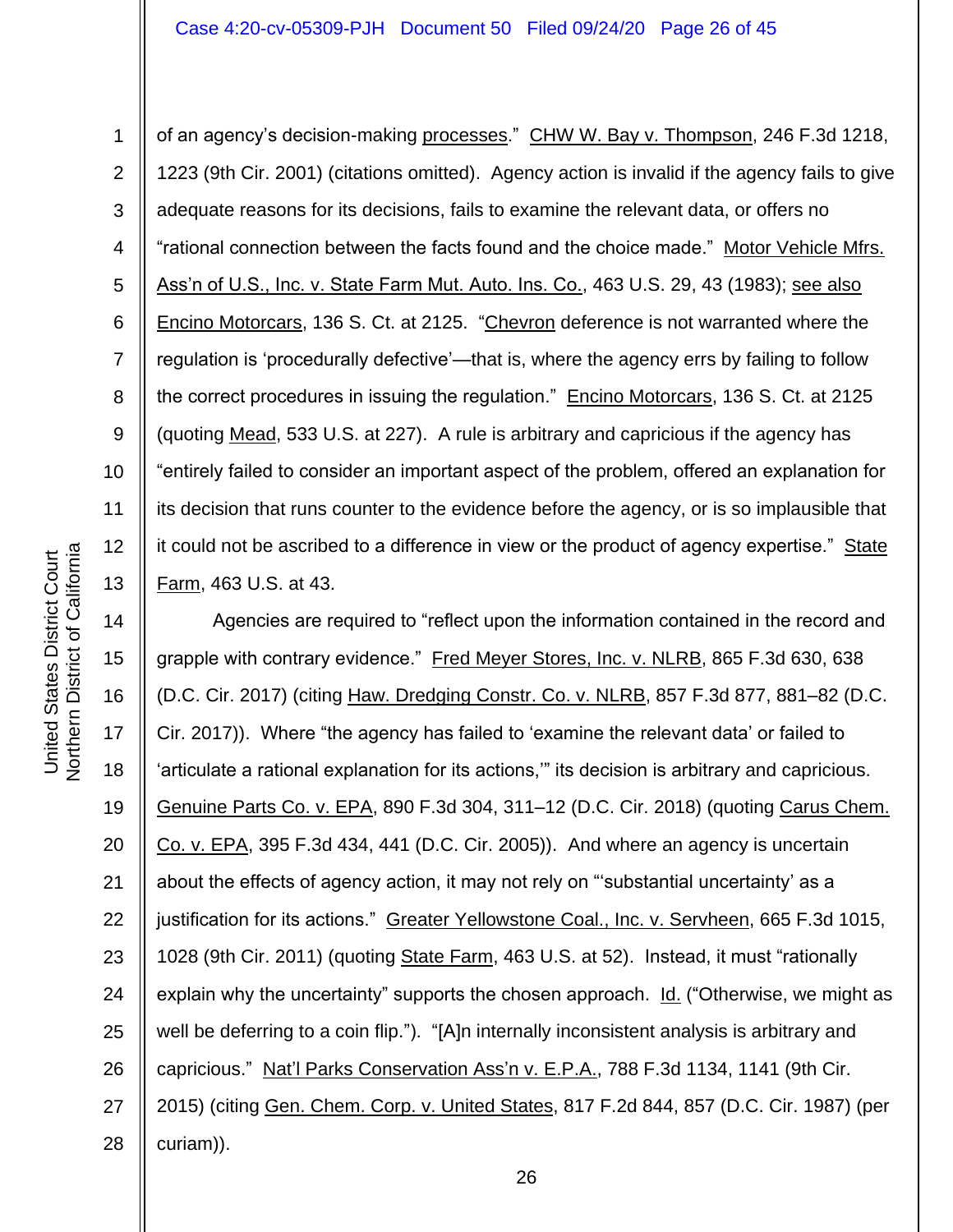of an agency's decision-making processes." CHW W. Bay v. Thompson, 246 F.3d 1218, 1223 (9th Cir. 2001) (citations omitted). Agency action is invalid if the agency fails to give adequate reasons for its decisions, fails to examine the relevant data, or offers no "rational connection between the facts found and the choice made." Motor Vehicle Mfrs. Ass'n of U.S., Inc. v. State Farm Mut. Auto. Ins. Co., 463 U.S. 29, 43 (1983); see also Encino Motorcars, 136 S. Ct. at 2125. "Chevron deference is not warranted where the regulation is 'procedurally defective'—that is, where the agency errs by failing to follow the correct procedures in issuing the regulation." Encino Motorcars, 136 S. Ct. at 2125 (quoting Mead, 533 U.S. at 227). A rule is arbitrary and capricious if the agency has "entirely failed to consider an important aspect of the problem, offered an explanation for its decision that runs counter to the evidence before the agency, or is so implausible that it could not be ascribed to a difference in view or the product of agency expertise." State Farm, 463 U.S. at 43.

Agencies are required to "reflect upon the information contained in the record and grapple with contrary evidence." Fred Meyer Stores, Inc. v. NLRB, 865 F.3d 630, 638 (D.C. Cir. 2017) (citing Haw. Dredging Constr. Co. v. NLRB, 857 F.3d 877, 881–82 (D.C. Cir. 2017)). Where "the agency has failed to 'examine the relevant data' or failed to 'articulate a rational explanation for its actions,'" its decision is arbitrary and capricious. Genuine Parts Co. v. EPA, 890 F.3d 304, 311–12 (D.C. Cir. 2018) (quoting Carus Chem. Co. v. EPA, 395 F.3d 434, 441 (D.C. Cir. 2005)). And where an agency is uncertain about the effects of agency action, it may not rely on "'substantial uncertainty' as a justification for its actions." Greater Yellowstone Coal., Inc. v. Servheen, 665 F.3d 1015, 1028 (9th Cir. 2011) (quoting State Farm, 463 U.S. at 52). Instead, it must "rationally explain why the uncertainty" supports the chosen approach. Id. ("Otherwise, we might as well be deferring to a coin flip."). "[A]n internally inconsistent analysis is arbitrary and capricious." Nat'l Parks Conservation Ass'n v. E.P.A., 788 F.3d 1134, 1141 (9th Cir. 2015) (citing Gen. Chem. Corp. v. United States, 817 F.2d 844, 857 (D.C. Cir. 1987) (per curiam)).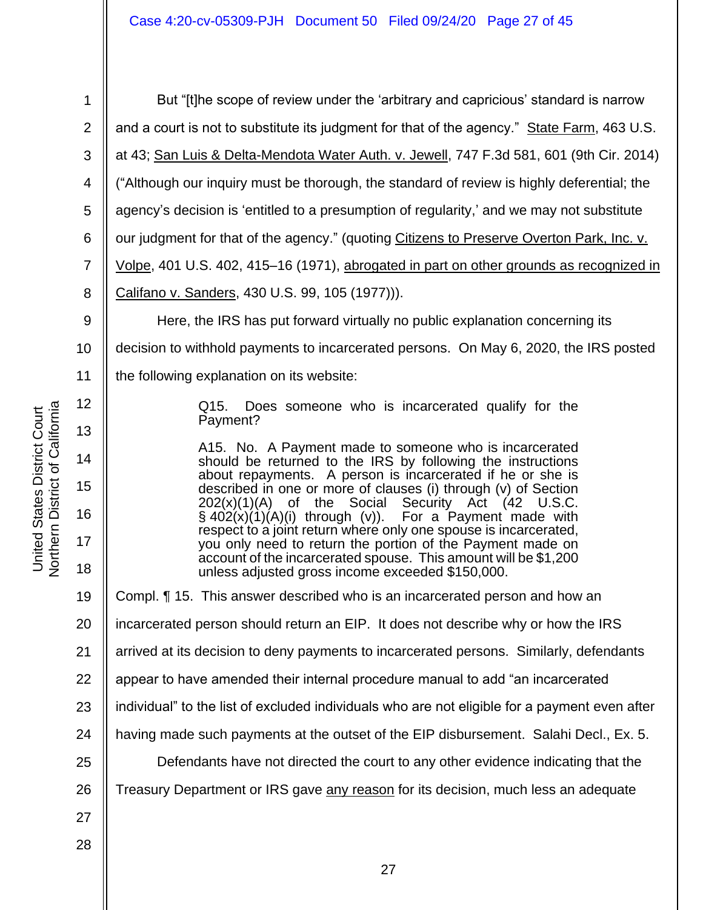But "[t]he scope of review under the 'arbitrary and capricious' standard is narrow and a court is not to substitute its judgment for that of the agency." State Farm, 463 U.S. at 43; San Luis & Delta-Mendota Water Auth. v. Jewell, 747 F.3d 581, 601 (9th Cir. 2014) ("Although our inquiry must be thorough, the standard of review is highly deferential; the agency's decision is 'entitled to a presumption of regularity,' and we may not substitute our judgment for that of the agency." (quoting Citizens to Preserve Overton Park, Inc. v. Volpe, 401 U.S. 402, 415–16 (1971), abrogated in part on other grounds as recognized in Califano v. Sanders, 430 U.S. 99, 105 (1977))).

Here, the IRS has put forward virtually no public explanation concerning its decision to withhold payments to incarcerated persons. On May 6, 2020, the IRS posted the following explanation on its website:

> Q15. Does someone who is incarcerated qualify for the Payment?
>
> A15. No. A Payment made to someone who is incarcerated should be returned to the IRS by following the instructions about repayments. A person is incarcerated if he or she is described in one or more of clauses (i) through (v) of Section 202(x)(1)(A) of the Social Security Act (42 U.S.C. § 402(x)(1)(A)(i) through (v)). For a Payment made with respect to a joint return where only one spouse is incarcerated, you only need to return the portion of the Payment made on account of the incarcerated spouse. This amount will be $1,200 unless adjusted gross income exceeded $150,000.

Compl. ¶ 15. This answer described who is an incarcerated person and how an incarcerated person should return an EIP. It does not describe why or how the IRS arrived at its decision to deny payments to incarcerated persons. Similarly, defendants appear to have amended their internal procedure manual to add "an incarcerated individual" to the list of excluded individuals who are not eligible for a payment even after having made such payments at the outset of the EIP disbursement. Salahi Decl., Ex. 5.

Defendants have not directed the court to any other evidence indicating that the Treasury Department or IRS gave any reason for its decision, much less an adequate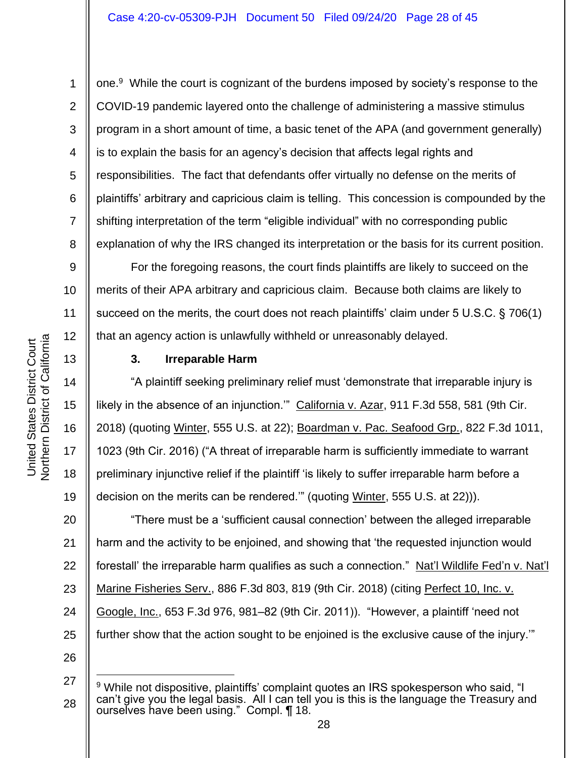one.[9] While the court is cognizant of the burdens imposed by society's response to the COVID-19 pandemic layered onto the challenge of administering a massive stimulus program in a short amount of time, a basic tenet of the APA (and government generally) is to explain the basis for an agency's decision that affects legal rights and responsibilities. The fact that defendants offer virtually no defense on the merits of plaintiffs' arbitrary and capricious claim is telling. This concession is compounded by the shifting interpretation of the term "eligible individual" with no corresponding public explanation of why the IRS changed its interpretation or the basis for its current position.

For the foregoing reasons, the court finds plaintiffs are likely to succeed on the merits of their APA arbitrary and capricious claim. Because both claims are likely to succeed on the merits, the court does not reach plaintiffs' claim under 5 U.S.C. § 706(1) that an agency action is unlawfully withheld or unreasonably delayed.

### 3. Irreparable Harm

"A plaintiff seeking preliminary relief must 'demonstrate that irreparable injury is likely in the absence of an injunction.'" California v. Azar, 911 F.3d 558, 581 (9th Cir. 2018) (quoting Winter, 555 U.S. at 22); Boardman v. Pac. Seafood Grp., 822 F.3d 1011, 1023 (9th Cir. 2016) ("A threat of irreparable harm is sufficiently immediate to warrant preliminary injunctive relief if the plaintiff 'is likely to suffer irreparable harm before a decision on the merits can be rendered.'" (quoting Winter, 555 U.S. at 22))).

"There must be a 'sufficient causal connection' between the alleged irreparable harm and the activity to be enjoined, and showing that 'the requested injunction would forestall' the irreparable harm qualifies as such a connection." Nat'l Wildlife Fed'n v. Nat'l Marine Fisheries Serv., 886 F.3d 803, 819 (9th Cir. 2018) (citing Perfect 10, Inc. v. Google, Inc., 653 F.3d 976, 981–82 (9th Cir. 2011)). "However, a plaintiff 'need not further show that the action sought to be enjoined is the exclusive cause of the injury.'"

---

[9] While not dispositive, plaintiffs' complaint quotes an IRS spokesperson who said, "I can't give you the legal basis. All I can tell you is this is the language the Treasury and ourselves have been using." Compl. ¶ 18.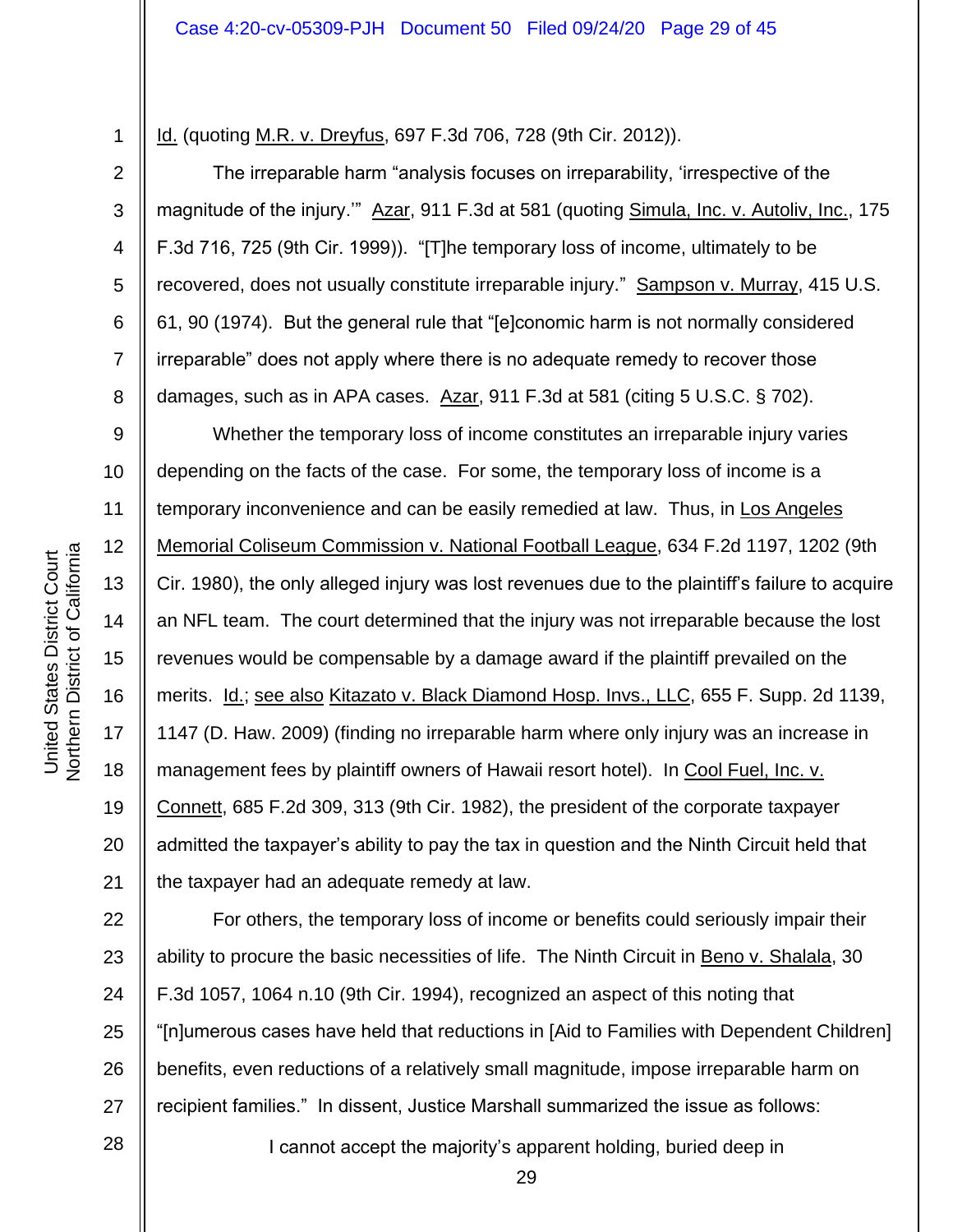Id. (quoting M.R. v. Dreyfus, 697 F.3d 706, 728 (9th Cir. 2012)).

The irreparable harm "analysis focuses on irreparability, 'irrespective of the magnitude of the injury.'" Azar, 911 F.3d at 581 (quoting Simula, Inc. v. Autoliv, Inc., 175 F.3d 716, 725 (9th Cir. 1999)). "[T]he temporary loss of income, ultimately to be recovered, does not usually constitute irreparable injury." Sampson v. Murray, 415 U.S. 61, 90 (1974). But the general rule that "[e]conomic harm is not normally considered irreparable" does not apply where there is no adequate remedy to recover those damages, such as in APA cases. Azar, 911 F.3d at 581 (citing 5 U.S.C. § 702).

Whether the temporary loss of income constitutes an irreparable injury varies depending on the facts of the case. For some, the temporary loss of income is a temporary inconvenience and can be easily remedied at law. Thus, in Los Angeles Memorial Coliseum Commission v. National Football League, 634 F.2d 1197, 1202 (9th Cir. 1980), the only alleged injury was lost revenues due to the plaintiff's failure to acquire an NFL team. The court determined that the injury was not irreparable because the lost revenues would be compensable by a damage award if the plaintiff prevailed on the merits. Id.; see also Kitazato v. Black Diamond Hosp. Invs., LLC, 655 F. Supp. 2d 1139, 1147 (D. Haw. 2009) (finding no irreparable harm where only injury was an increase in management fees by plaintiff owners of Hawaii resort hotel). In Cool Fuel, Inc. v. Connett, 685 F.2d 309, 313 (9th Cir. 1982), the president of the corporate taxpayer admitted the taxpayer's ability to pay the tax in question and the Ninth Circuit held that the taxpayer had an adequate remedy at law.

For others, the temporary loss of income or benefits could seriously impair their ability to procure the basic necessities of life. The Ninth Circuit in Beno v. Shalala, 30 F.3d 1057, 1064 n.10 (9th Cir. 1994), recognized an aspect of this noting that "[n]umerous cases have held that reductions in [Aid to Families with Dependent Children] benefits, even reductions of a relatively small magnitude, impose irreparable harm on recipient families." In dissent, Justice Marshall summarized the issue as follows:

> I cannot accept the majority's apparent holding, buried deep in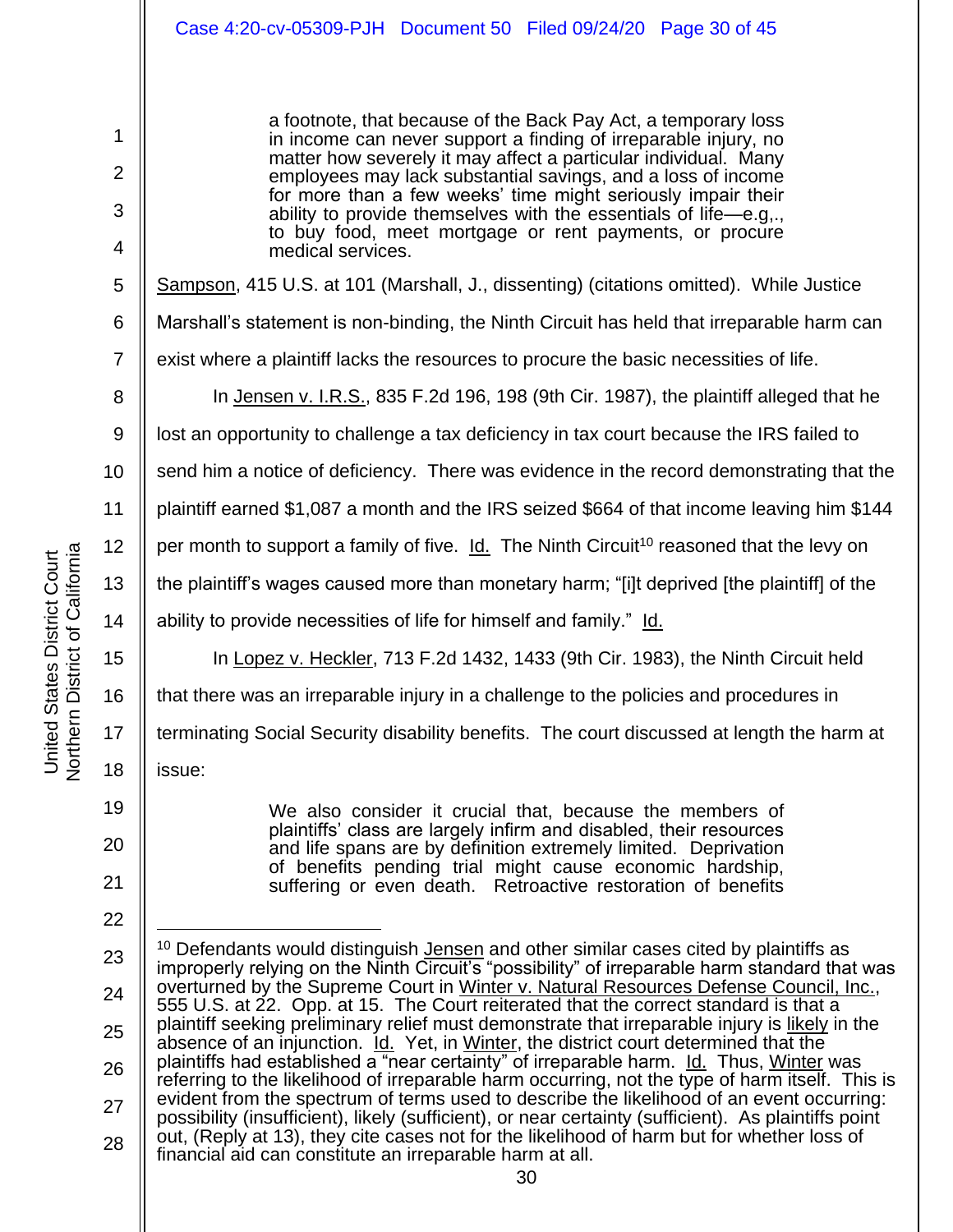> a footnote, that because of the Back Pay Act, a temporary loss in income can never support a finding of irreparable injury, no matter how severely it may affect a particular individual. Many employees may lack substantial savings, and a loss of income for more than a few weeks' time might seriously impair their ability to provide themselves with the essentials of life—e.g,., to buy food, meet mortgage or rent payments, or procure medical services.

Sampson, 415 U.S. at 101 (Marshall, J., dissenting) (citations omitted). While Justice Marshall's statement is non-binding, the Ninth Circuit has held that irreparable harm can exist where a plaintiff lacks the resources to procure the basic necessities of life.

In Jensen v. I.R.S., 835 F.2d 196, 198 (9th Cir. 1987), the plaintiff alleged that he lost an opportunity to challenge a tax deficiency in tax court because the IRS failed to send him a notice of deficiency. There was evidence in the record demonstrating that the plaintiff earned $1,087 a month and the IRS seized $664 of that income leaving him $144 per month to support a family of five. Id. The Ninth Circuit[10] reasoned that the levy on the plaintiff's wages caused more than monetary harm; "[i]t deprived [the plaintiff] of the ability to provide necessities of life for himself and family." Id.

In Lopez v. Heckler, 713 F.2d 1432, 1433 (9th Cir. 1983), the Ninth Circuit held that there was an irreparable injury in a challenge to the policies and procedures in terminating Social Security disability benefits. The court discussed at length the harm at issue:

> We also consider it crucial that, because the members of plaintiffs' class are largely infirm and disabled, their resources and life spans are by definition extremely limited. Deprivation of benefits pending trial might cause economic hardship, suffering or even death. Retroactive restoration of benefits

[10] Defendants would distinguish Jensen and other similar cases cited by plaintiffs as improperly relying on the Ninth Circuit's "possibility" of irreparable harm standard that was overturned by the Supreme Court in Winter v. Natural Resources Defense Council, Inc., 555 U.S. at 22. Opp. at 15. The Court reiterated that the correct standard is that a plaintiff seeking preliminary relief must demonstrate that irreparable injury is likely in the absence of an injunction. Id. Yet, in Winter, the district court determined that the plaintiffs had established a "near certainty" of irreparable harm. Id. Thus, Winter was referring to the likelihood of irreparable harm occurring, not the type of harm itself. This is evident from the spectrum of terms used to describe the likelihood of an event occurring: possibility (insufficient), likely (sufficient), or near certainty (sufficient). As plaintiffs point out, (Reply at 13), they cite cases not for the likelihood of harm but for whether loss of financial aid can constitute an irreparable harm at all.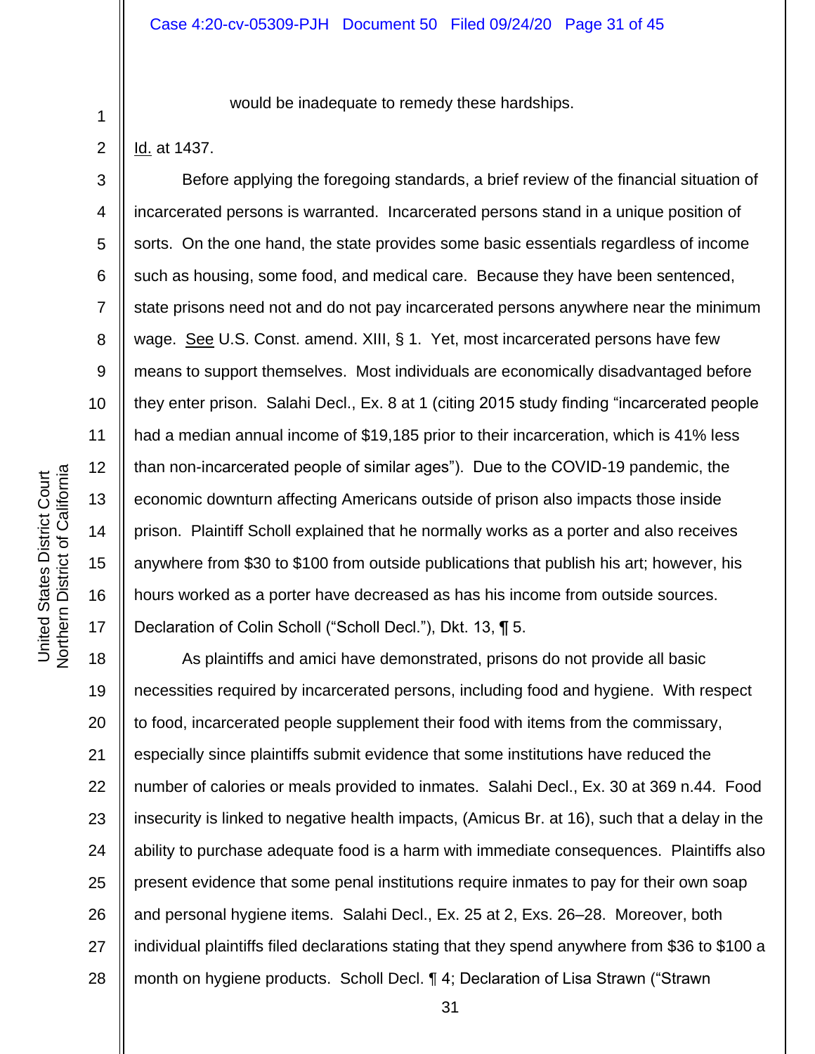would be inadequate to remedy these hardships.

Id. at 1437.

Before applying the foregoing standards, a brief review of the financial situation of incarcerated persons is warranted. Incarcerated persons stand in a unique position of sorts. On the one hand, the state provides some basic essentials regardless of income such as housing, some food, and medical care. Because they have been sentenced, state prisons need not and do not pay incarcerated persons anywhere near the minimum wage. See U.S. Const. amend. XIII, § 1. Yet, most incarcerated persons have few means to support themselves. Most individuals are economically disadvantaged before they enter prison. Salahi Decl., Ex. 8 at 1 (citing 2015 study finding "incarcerated people had a median annual income of $19,185 prior to their incarceration, which is 41% less than non-incarcerated people of similar ages"). Due to the COVID-19 pandemic, the economic downturn affecting Americans outside of prison also impacts those inside prison. Plaintiff Scholl explained that he normally works as a porter and also receives anywhere from $30 to $100 from outside publications that publish his art; however, his hours worked as a porter have decreased as has his income from outside sources. Declaration of Colin Scholl ("Scholl Decl."), Dkt. 13, ¶ 5.

As plaintiffs and amici have demonstrated, prisons do not provide all basic necessities required by incarcerated persons, including food and hygiene. With respect to food, incarcerated people supplement their food with items from the commissary, especially since plaintiffs submit evidence that some institutions have reduced the number of calories or meals provided to inmates. Salahi Decl., Ex. 30 at 369 n.44. Food insecurity is linked to negative health impacts, (Amicus Br. at 16), such that a delay in the ability to purchase adequate food is a harm with immediate consequences. Plaintiffs also present evidence that some penal institutions require inmates to pay for their own soap and personal hygiene items. Salahi Decl., Ex. 25 at 2, Exs. 26–28. Moreover, both individual plaintiffs filed declarations stating that they spend anywhere from $36 to $100 a month on hygiene products. Scholl Decl. ¶ 4; Declaration of Lisa Strawn ("Strawn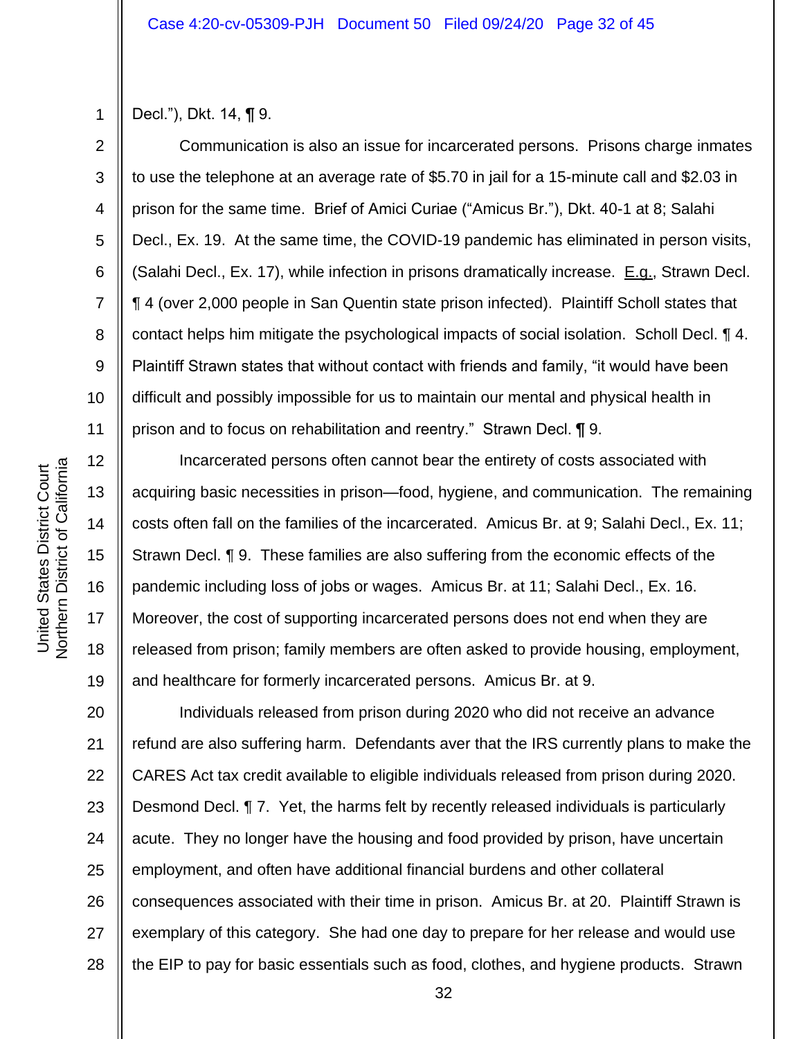Decl."), Dkt. 14, ¶ 9.

Communication is also an issue for incarcerated persons. Prisons charge inmates to use the telephone at an average rate of $5.70 in jail for a 15-minute call and $2.03 in prison for the same time. Brief of Amici Curiae ("Amicus Br."), Dkt. 40-1 at 8; Salahi Decl., Ex. 19. At the same time, the COVID-19 pandemic has eliminated in person visits, (Salahi Decl., Ex. 17), while infection in prisons dramatically increase. E.g., Strawn Decl. ¶ 4 (over 2,000 people in San Quentin state prison infected). Plaintiff Scholl states that contact helps him mitigate the psychological impacts of social isolation. Scholl Decl. ¶ 4. Plaintiff Strawn states that without contact with friends and family, "it would have been difficult and possibly impossible for us to maintain our mental and physical health in prison and to focus on rehabilitation and reentry." Strawn Decl. ¶ 9.

Incarcerated persons often cannot bear the entirety of costs associated with acquiring basic necessities in prison—food, hygiene, and communication. The remaining costs often fall on the families of the incarcerated. Amicus Br. at 9; Salahi Decl., Ex. 11; Strawn Decl. ¶ 9. These families are also suffering from the economic effects of the pandemic including loss of jobs or wages. Amicus Br. at 11; Salahi Decl., Ex. 16. Moreover, the cost of supporting incarcerated persons does not end when they are released from prison; family members are often asked to provide housing, employment, and healthcare for formerly incarcerated persons. Amicus Br. at 9.

Individuals released from prison during 2020 who did not receive an advance refund are also suffering harm. Defendants aver that the IRS currently plans to make the CARES Act tax credit available to eligible individuals released from prison during 2020. Desmond Decl. ¶ 7. Yet, the harms felt by recently released individuals is particularly acute. They no longer have the housing and food provided by prison, have uncertain employment, and often have additional financial burdens and other collateral consequences associated with their time in prison. Amicus Br. at 20. Plaintiff Strawn is exemplary of this category. She had one day to prepare for her release and would use the EIP to pay for basic essentials such as food, clothes, and hygiene products. Strawn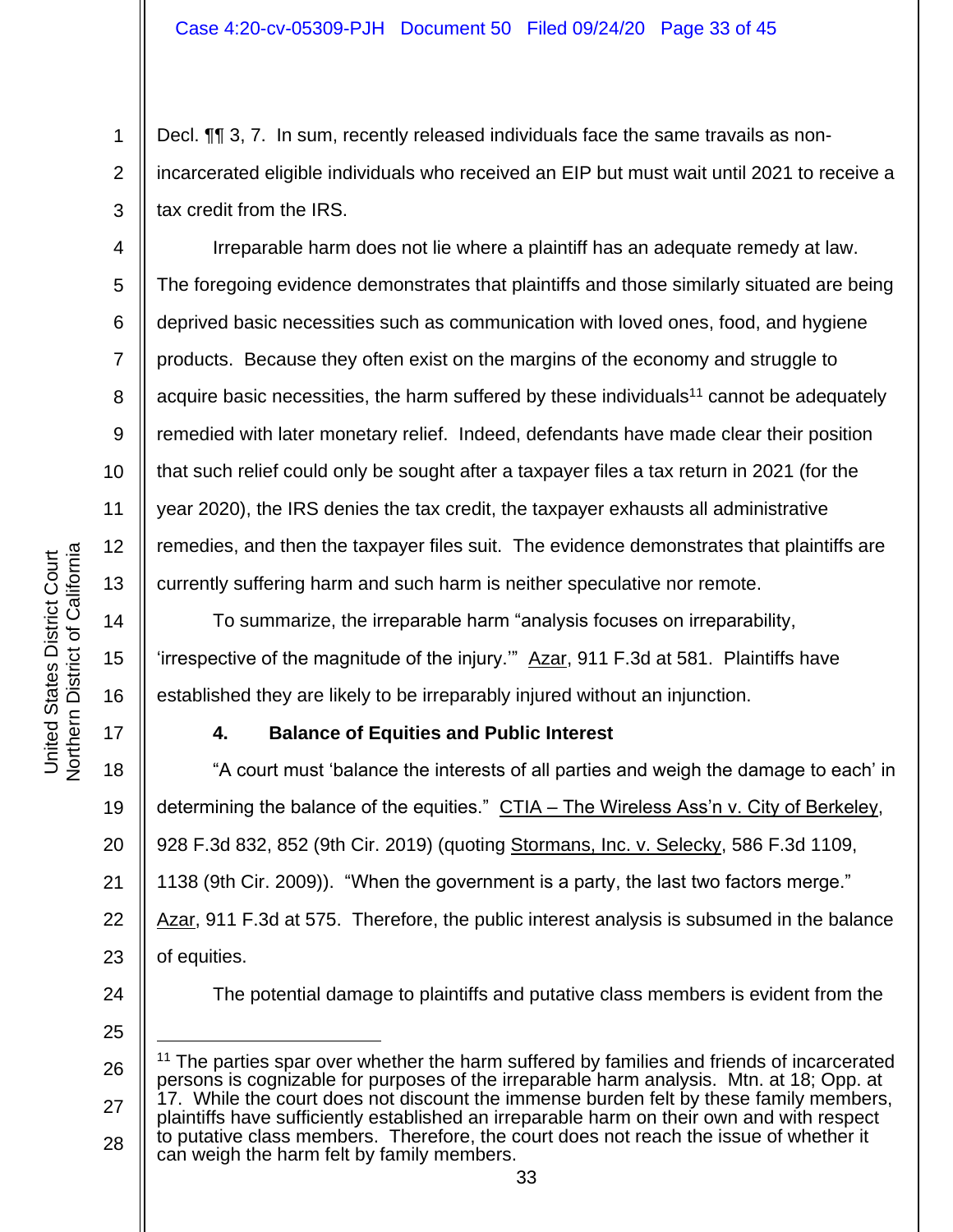Decl. ¶¶ 3, 7. In sum, recently released individuals face the same travails as non-incarcerated eligible individuals who received an EIP but must wait until 2021 to receive a tax credit from the IRS.

Irreparable harm does not lie where a plaintiff has an adequate remedy at law. The foregoing evidence demonstrates that plaintiffs and those similarly situated are being deprived basic necessities such as communication with loved ones, food, and hygiene products. Because they often exist on the margins of the economy and struggle to acquire basic necessities, the harm suffered by these individuals[11] cannot be adequately remedied with later monetary relief. Indeed, defendants have made clear their position that such relief could only be sought after a taxpayer files a tax return in 2021 (for the year 2020), the IRS denies the tax credit, the taxpayer exhausts all administrative remedies, and then the taxpayer files suit. The evidence demonstrates that plaintiffs are currently suffering harm and such harm is neither speculative nor remote.

To summarize, the irreparable harm "analysis focuses on irreparability, 'irrespective of the magnitude of the injury.'" Azar, 911 F.3d at 581. Plaintiffs have established they are likely to be irreparably injured without an injunction.

#### 4. Balance of Equities and Public Interest

"A court must 'balance the interests of all parties and weigh the damage to each' in determining the balance of the equities." CTIA – The Wireless Ass'n v. City of Berkeley, 928 F.3d 832, 852 (9th Cir. 2019) (quoting Stormans, Inc. v. Selecky, 586 F.3d 1109, 1138 (9th Cir. 2009)). "When the government is a party, the last two factors merge." Azar, 911 F.3d at 575. Therefore, the public interest analysis is subsumed in the balance of equities.

The potential damage to plaintiffs and putative class members is evident from the

---

[11] The parties spar over whether the harm suffered by families and friends of incarcerated persons is cognizable for purposes of the irreparable harm analysis. Mtn. at 18; Opp. at 17. While the court does not discount the immense burden felt by these family members, plaintiffs have sufficiently established an irreparable harm on their own and with respect to putative class members. Therefore, the court does not reach the issue of whether it can weigh the harm felt by family members.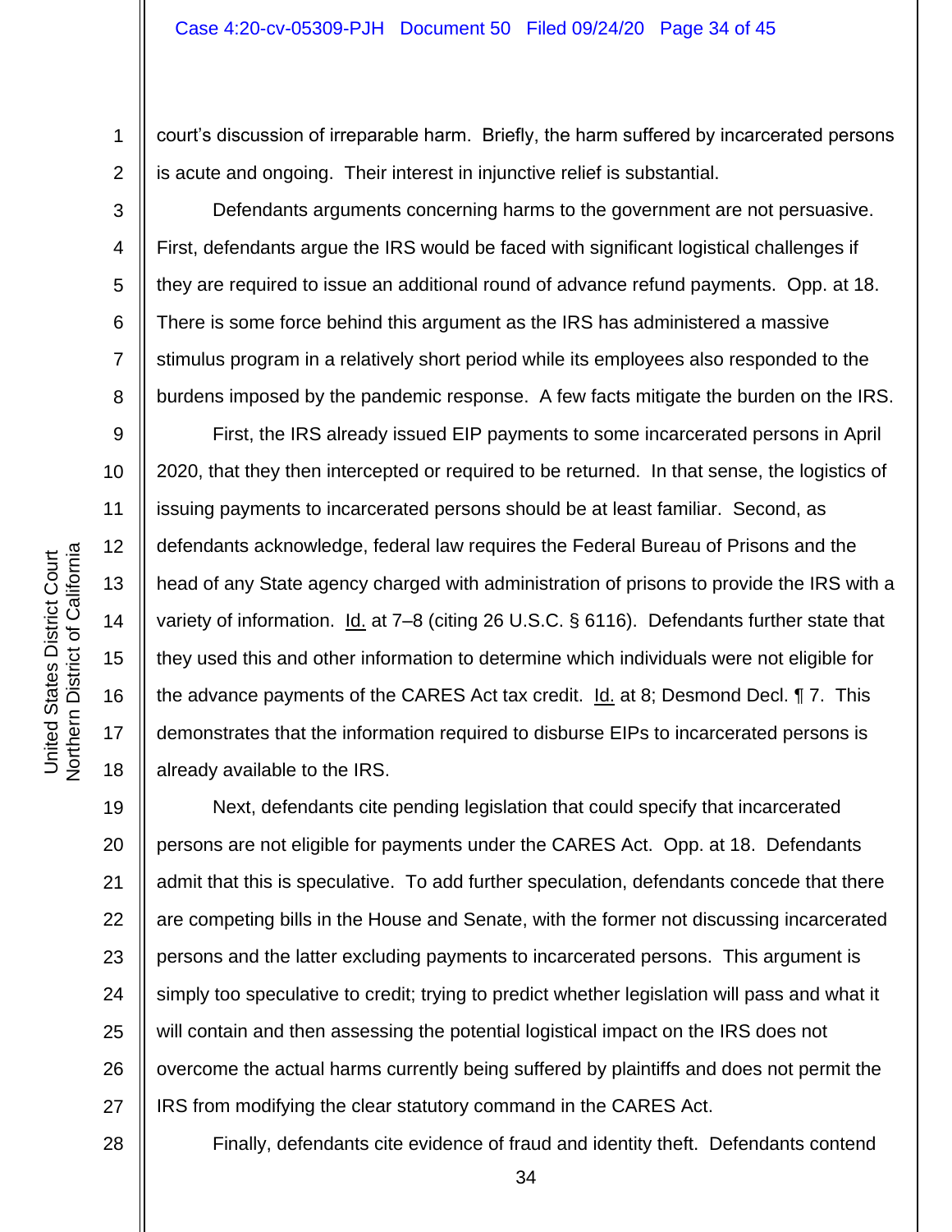court's discussion of irreparable harm. Briefly, the harm suffered by incarcerated persons is acute and ongoing. Their interest in injunctive relief is substantial.

Defendants arguments concerning harms to the government are not persuasive. First, defendants argue the IRS would be faced with significant logistical challenges if they are required to issue an additional round of advance refund payments. Opp. at 18. There is some force behind this argument as the IRS has administered a massive stimulus program in a relatively short period while its employees also responded to the burdens imposed by the pandemic response. A few facts mitigate the burden on the IRS.

First, the IRS already issued EIP payments to some incarcerated persons in April 2020, that they then intercepted or required to be returned. In that sense, the logistics of issuing payments to incarcerated persons should be at least familiar. Second, as defendants acknowledge, federal law requires the Federal Bureau of Prisons and the head of any State agency charged with administration of prisons to provide the IRS with a variety of information. Id. at 7–8 (citing 26 U.S.C. § 6116). Defendants further state that they used this and other information to determine which individuals were not eligible for the advance payments of the CARES Act tax credit. Id. at 8; Desmond Decl. ¶ 7. This demonstrates that the information required to disburse EIPs to incarcerated persons is already available to the IRS.

Next, defendants cite pending legislation that could specify that incarcerated persons are not eligible for payments under the CARES Act. Opp. at 18. Defendants admit that this is speculative. To add further speculation, defendants concede that there are competing bills in the House and Senate, with the former not discussing incarcerated persons and the latter excluding payments to incarcerated persons. This argument is simply too speculative to credit; trying to predict whether legislation will pass and what it will contain and then assessing the potential logistical impact on the IRS does not overcome the actual harms currently being suffered by plaintiffs and does not permit the IRS from modifying the clear statutory command in the CARES Act.

Finally, defendants cite evidence of fraud and identity theft. Defendants contend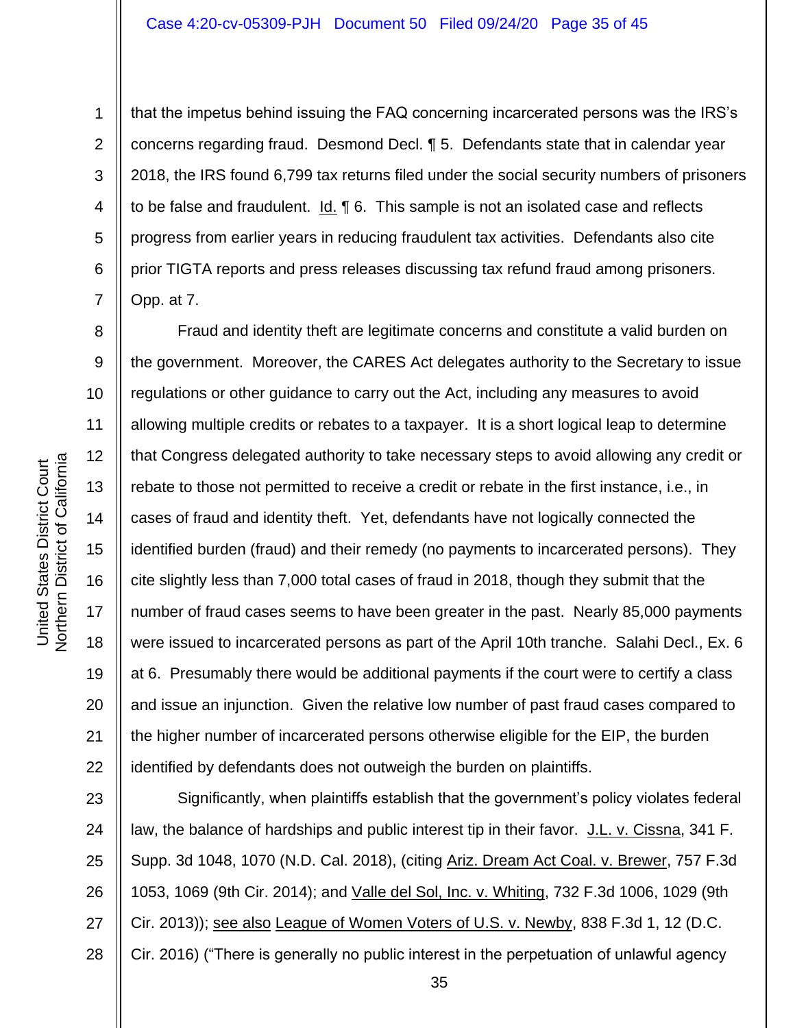that the impetus behind issuing the FAQ concerning incarcerated persons was the IRS's concerns regarding fraud. Desmond Decl. ¶ 5. Defendants state that in calendar year 2018, the IRS found 6,799 tax returns filed under the social security numbers of prisoners to be false and fraudulent. Id. ¶ 6. This sample is not an isolated case and reflects progress from earlier years in reducing fraudulent tax activities. Defendants also cite prior TIGTA reports and press releases discussing tax refund fraud among prisoners. Opp. at 7.

Fraud and identity theft are legitimate concerns and constitute a valid burden on the government. Moreover, the CARES Act delegates authority to the Secretary to issue regulations or other guidance to carry out the Act, including any measures to avoid allowing multiple credits or rebates to a taxpayer. It is a short logical leap to determine that Congress delegated authority to take necessary steps to avoid allowing any credit or rebate to those not permitted to receive a credit or rebate in the first instance, i.e., in cases of fraud and identity theft. Yet, defendants have not logically connected the identified burden (fraud) and their remedy (no payments to incarcerated persons). They cite slightly less than 7,000 total cases of fraud in 2018, though they submit that the number of fraud cases seems to have been greater in the past. Nearly 85,000 payments were issued to incarcerated persons as part of the April 10th tranche. Salahi Decl., Ex. 6 at 6. Presumably there would be additional payments if the court were to certify a class and issue an injunction. Given the relative low number of past fraud cases compared to the higher number of incarcerated persons otherwise eligible for the EIP, the burden identified by defendants does not outweigh the burden on plaintiffs.

Significantly, when plaintiffs establish that the government's policy violates federal law, the balance of hardships and public interest tip in their favor. J.L. v. Cissna, 341 F. Supp. 3d 1048, 1070 (N.D. Cal. 2018), (citing Ariz. Dream Act Coal. v. Brewer, 757 F.3d 1053, 1069 (9th Cir. 2014); and Valle del Sol, Inc. v. Whiting, 732 F.3d 1006, 1029 (9th Cir. 2013)); see also League of Women Voters of U.S. v. Newby, 838 F.3d 1, 12 (D.C. Cir. 2016) ("There is generally no public interest in the perpetuation of unlawful agency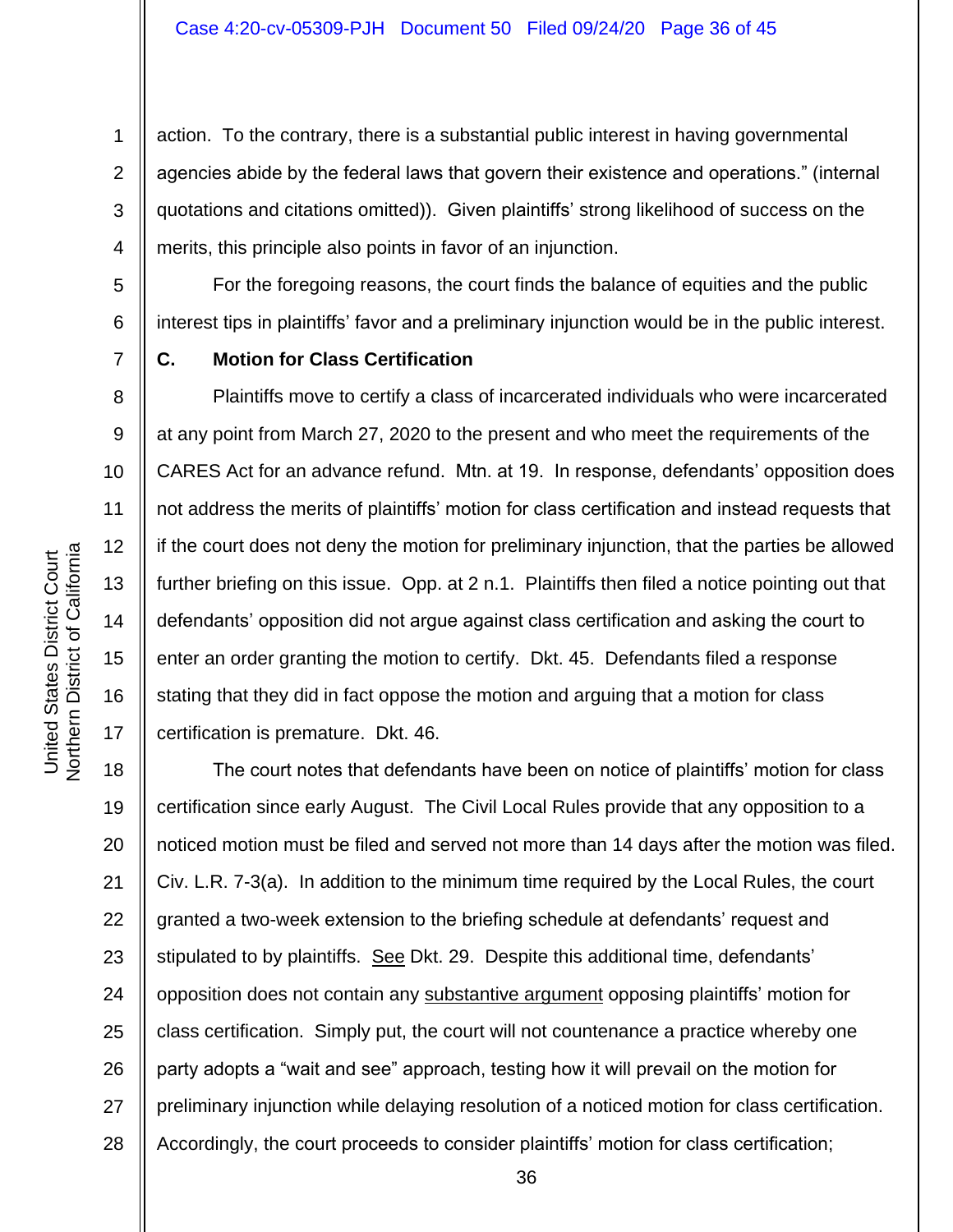action. To the contrary, there is a substantial public interest in having governmental agencies abide by the federal laws that govern their existence and operations." (internal quotations and citations omitted)). Given plaintiffs' strong likelihood of success on the merits, this principle also points in favor of an injunction.

For the foregoing reasons, the court finds the balance of equities and the public interest tips in plaintiffs' favor and a preliminary injunction would be in the public interest.

### C. Motion for Class Certification

Plaintiffs move to certify a class of incarcerated individuals who were incarcerated at any point from March 27, 2020 to the present and who meet the requirements of the CARES Act for an advance refund. Mtn. at 19. In response, defendants' opposition does not address the merits of plaintiffs' motion for class certification and instead requests that if the court does not deny the motion for preliminary injunction, that the parties be allowed further briefing on this issue. Opp. at 2 n.1. Plaintiffs then filed a notice pointing out that defendants' opposition did not argue against class certification and asking the court to enter an order granting the motion to certify. Dkt. 45. Defendants filed a response stating that they did in fact oppose the motion and arguing that a motion for class certification is premature. Dkt. 46.

The court notes that defendants have been on notice of plaintiffs' motion for class certification since early August. The Civil Local Rules provide that any opposition to a noticed motion must be filed and served not more than 14 days after the motion was filed. Civ. L.R. 7-3(a). In addition to the minimum time required by the Local Rules, the court granted a two-week extension to the briefing schedule at defendants' request and stipulated to by plaintiffs. See Dkt. 29. Despite this additional time, defendants' opposition does not contain any substantive argument opposing plaintiffs' motion for class certification. Simply put, the court will not countenance a practice whereby one party adopts a "wait and see" approach, testing how it will prevail on the motion for preliminary injunction while delaying resolution of a noticed motion for class certification. Accordingly, the court proceeds to consider plaintiffs' motion for class certification;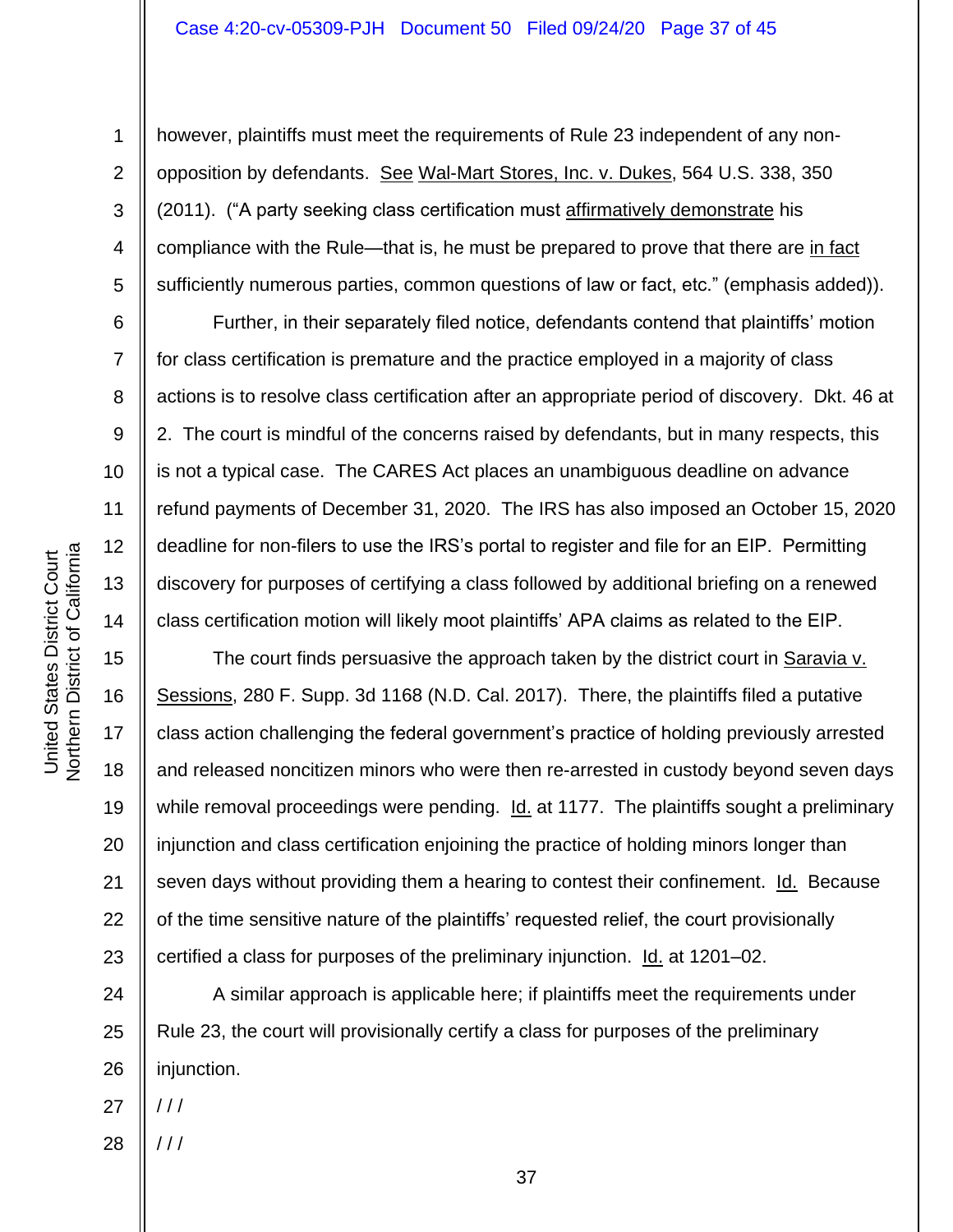however, plaintiffs must meet the requirements of Rule 23 independent of any non-opposition by defendants. See Wal-Mart Stores, Inc. v. Dukes, 564 U.S. 338, 350 (2011). ("A party seeking class certification must affirmatively demonstrate his compliance with the Rule—that is, he must be prepared to prove that there are in fact sufficiently numerous parties, common questions of law or fact, etc." (emphasis added)).

Further, in their separately filed notice, defendants contend that plaintiffs' motion for class certification is premature and the practice employed in a majority of class actions is to resolve class certification after an appropriate period of discovery. Dkt. 46 at 2. The court is mindful of the concerns raised by defendants, but in many respects, this is not a typical case. The CARES Act places an unambiguous deadline on advance refund payments of December 31, 2020. The IRS has also imposed an October 15, 2020 deadline for non-filers to use the IRS's portal to register and file for an EIP. Permitting discovery for purposes of certifying a class followed by additional briefing on a renewed class certification motion will likely moot plaintiffs' APA claims as related to the EIP.

The court finds persuasive the approach taken by the district court in Saravia v. Sessions, 280 F. Supp. 3d 1168 (N.D. Cal. 2017). There, the plaintiffs filed a putative class action challenging the federal government's practice of holding previously arrested and released noncitizen minors who were then re-arrested in custody beyond seven days while removal proceedings were pending. Id. at 1177. The plaintiffs sought a preliminary injunction and class certification enjoining the practice of holding minors longer than seven days without providing them a hearing to contest their confinement. Id. Because of the time sensitive nature of the plaintiffs' requested relief, the court provisionally certified a class for purposes of the preliminary injunction. Id. at 1201–02.

A similar approach is applicable here; if plaintiffs meet the requirements under Rule 23, the court will provisionally certify a class for purposes of the preliminary injunction.

/ / /

/ / /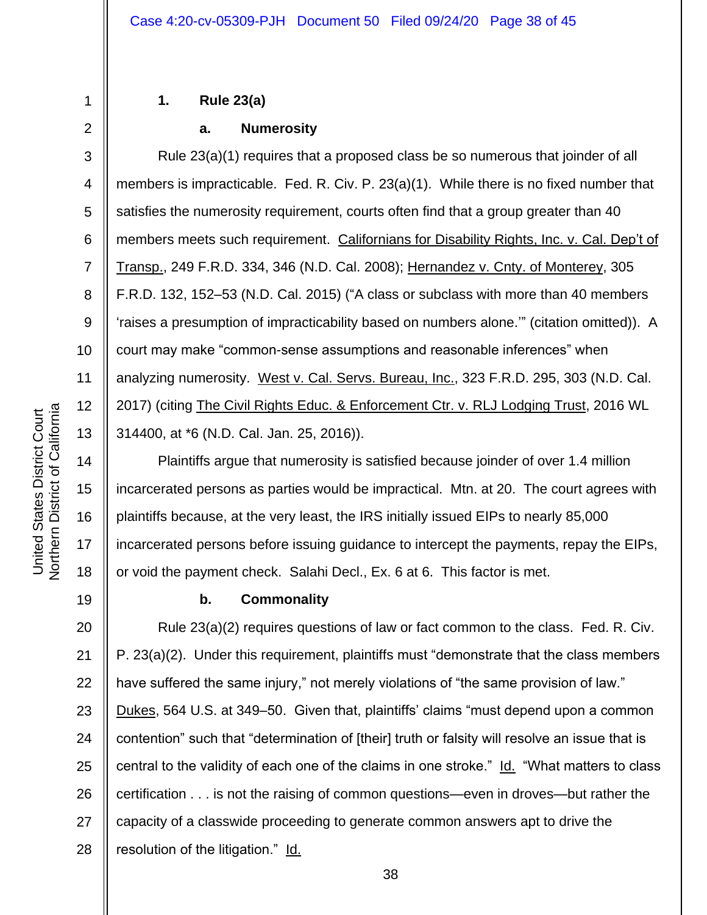### 1. Rule 23(a)

#### a. Numerosity

Rule 23(a)(1) requires that a proposed class be so numerous that joinder of all members is impracticable. Fed. R. Civ. P. 23(a)(1). While there is no fixed number that satisfies the numerosity requirement, courts often find that a group greater than 40 members meets such requirement. Californians for Disability Rights, Inc. v. Cal. Dep't of Transp., 249 F.R.D. 334, 346 (N.D. Cal. 2008); Hernandez v. Cnty. of Monterey, 305 F.R.D. 132, 152–53 (N.D. Cal. 2015) ("A class or subclass with more than 40 members 'raises a presumption of impracticability based on numbers alone.'" (citation omitted)). A court may make "common-sense assumptions and reasonable inferences" when analyzing numerosity. West v. Cal. Servs. Bureau, Inc., 323 F.R.D. 295, 303 (N.D. Cal. 2017) (citing The Civil Rights Educ. & Enforcement Ctr. v. RLJ Lodging Trust, 2016 WL 314400, at *6 (N.D. Cal. Jan. 25, 2016)).

Plaintiffs argue that numerosity is satisfied because joinder of over 1.4 million incarcerated persons as parties would be impractical. Mtn. at 20. The court agrees with plaintiffs because, at the very least, the IRS initially issued EIPs to nearly 85,000 incarcerated persons before issuing guidance to intercept the payments, repay the EIPs, or void the payment check. Salahi Decl., Ex. 6 at 6. This factor is met.

#### b. Commonality

Rule 23(a)(2) requires questions of law or fact common to the class. Fed. R. Civ. P. 23(a)(2). Under this requirement, plaintiffs must "demonstrate that the class members have suffered the same injury," not merely violations of "the same provision of law." Dukes, 564 U.S. at 349–50. Given that, plaintiffs' claims "must depend upon a common contention" such that "determination of [their] truth or falsity will resolve an issue that is central to the validity of each one of the claims in one stroke." Id. "What matters to class certification . . . is not the raising of common questions—even in droves—but rather the capacity of a classwide proceeding to generate common answers apt to drive the resolution of the litigation." Id.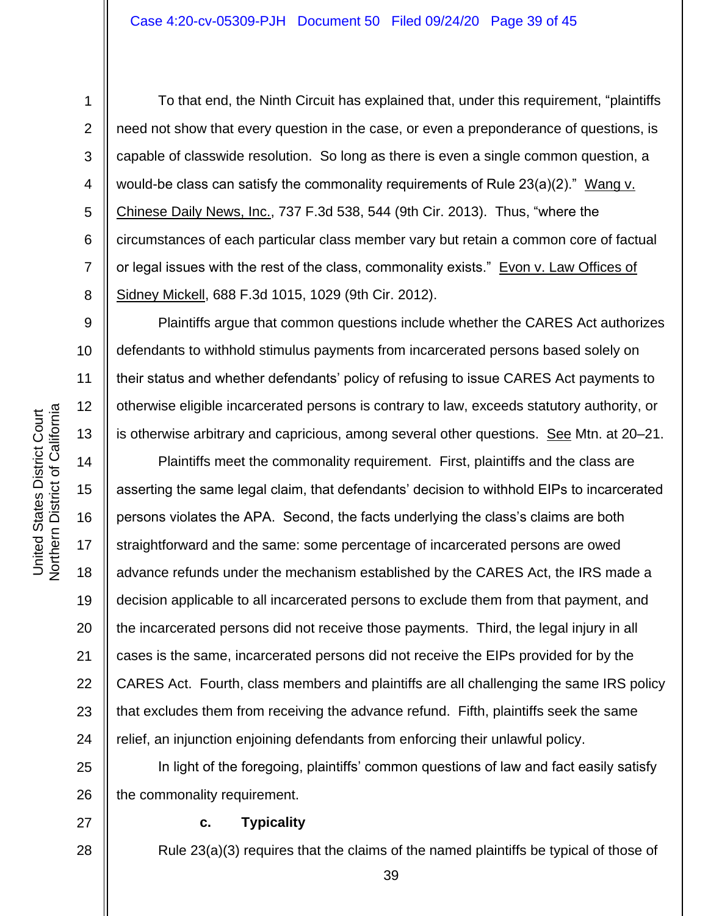To that end, the Ninth Circuit has explained that, under this requirement, "plaintiffs need not show that every question in the case, or even a preponderance of questions, is capable of classwide resolution. So long as there is even a single common question, a would-be class can satisfy the commonality requirements of Rule 23(a)(2)." Wang v. Chinese Daily News, Inc., 737 F.3d 538, 544 (9th Cir. 2013). Thus, "where the circumstances of each particular class member vary but retain a common core of factual or legal issues with the rest of the class, commonality exists." Evon v. Law Offices of Sidney Mickell, 688 F.3d 1015, 1029 (9th Cir. 2012).

Plaintiffs argue that common questions include whether the CARES Act authorizes defendants to withhold stimulus payments from incarcerated persons based solely on their status and whether defendants' policy of refusing to issue CARES Act payments to otherwise eligible incarcerated persons is contrary to law, exceeds statutory authority, or is otherwise arbitrary and capricious, among several other questions. See Mtn. at 20–21.

Plaintiffs meet the commonality requirement. First, plaintiffs and the class are asserting the same legal claim, that defendants' decision to withhold EIPs to incarcerated persons violates the APA. Second, the facts underlying the class's claims are both straightforward and the same: some percentage of incarcerated persons are owed advance refunds under the mechanism established by the CARES Act, the IRS made a decision applicable to all incarcerated persons to exclude them from that payment, and the incarcerated persons did not receive those payments. Third, the legal injury in all cases is the same, incarcerated persons did not receive the EIPs provided for by the CARES Act. Fourth, class members and plaintiffs are all challenging the same IRS policy that excludes them from receiving the advance refund. Fifth, plaintiffs seek the same relief, an injunction enjoining defendants from enforcing their unlawful policy.

In light of the foregoing, plaintiffs' common questions of law and fact easily satisfy the commonality requirement.

**c. Typicality**

Rule 23(a)(3) requires that the claims of the named plaintiffs be typical of those of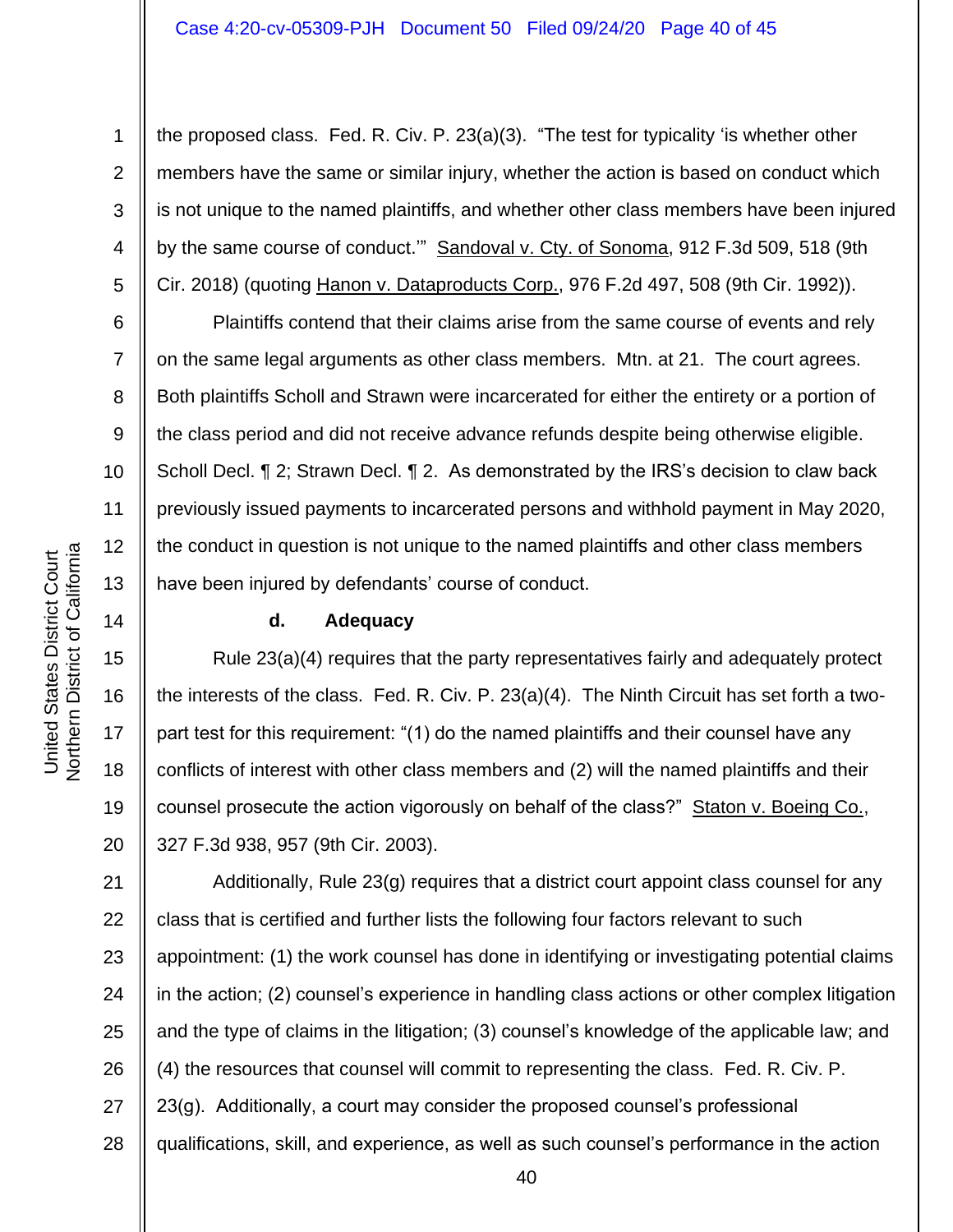the proposed class. Fed. R. Civ. P. 23(a)(3). "The test for typicality 'is whether other members have the same or similar injury, whether the action is based on conduct which is not unique to the named plaintiffs, and whether other class members have been injured by the same course of conduct.'" Sandoval v. Cty. of Sonoma, 912 F.3d 509, 518 (9th Cir. 2018) (quoting Hanon v. Dataproducts Corp., 976 F.2d 497, 508 (9th Cir. 1992)).

Plaintiffs contend that their claims arise from the same course of events and rely on the same legal arguments as other class members. Mtn. at 21. The court agrees. Both plaintiffs Scholl and Strawn were incarcerated for either the entirety or a portion of the class period and did not receive advance refunds despite being otherwise eligible. Scholl Decl. ¶ 2; Strawn Decl. ¶ 2. As demonstrated by the IRS's decision to claw back previously issued payments to incarcerated persons and withhold payment in May 2020, the conduct in question is not unique to the named plaintiffs and other class members have been injured by defendants' course of conduct.

#### d. Adequacy

Rule 23(a)(4) requires that the party representatives fairly and adequately protect the interests of the class. Fed. R. Civ. P. 23(a)(4). The Ninth Circuit has set forth a two-part test for this requirement: "(1) do the named plaintiffs and their counsel have any conflicts of interest with other class members and (2) will the named plaintiffs and their counsel prosecute the action vigorously on behalf of the class?" Staton v. Boeing Co., 327 F.3d 938, 957 (9th Cir. 2003).

Additionally, Rule 23(g) requires that a district court appoint class counsel for any class that is certified and further lists the following four factors relevant to such appointment: (1) the work counsel has done in identifying or investigating potential claims in the action; (2) counsel's experience in handling class actions or other complex litigation and the type of claims in the litigation; (3) counsel's knowledge of the applicable law; and (4) the resources that counsel will commit to representing the class. Fed. R. Civ. P. 23(g). Additionally, a court may consider the proposed counsel's professional qualifications, skill, and experience, as well as such counsel's performance in the action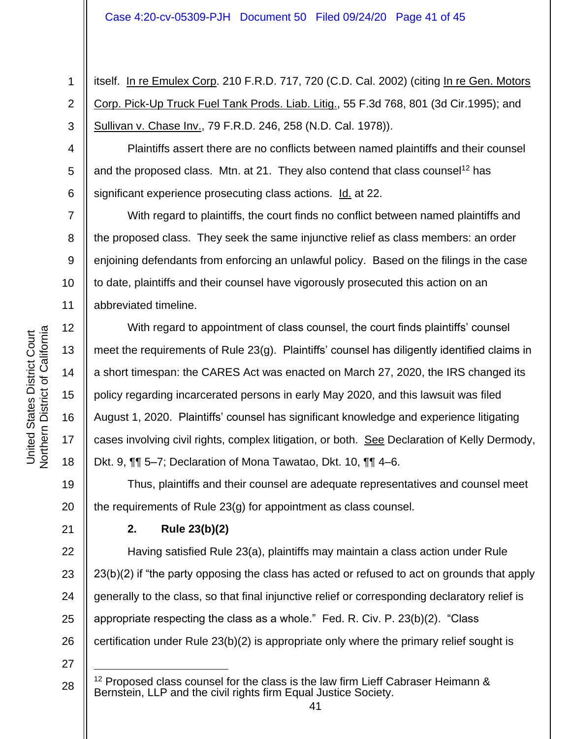itself. In re Emulex Corp. 210 F.R.D. 717, 720 (C.D. Cal. 2002) (citing In re Gen. Motors Corp. Pick-Up Truck Fuel Tank Prods. Liab. Litig., 55 F.3d 768, 801 (3d Cir.1995); and Sullivan v. Chase Inv., 79 F.R.D. 246, 258 (N.D. Cal. 1978)).

Plaintiffs assert there are no conflicts between named plaintiffs and their counsel and the proposed class. Mtn. at 21. They also contend that class counsel[12] has significant experience prosecuting class actions. Id. at 22.

With regard to plaintiffs, the court finds no conflict between named plaintiffs and the proposed class. They seek the same injunctive relief as class members: an order enjoining defendants from enforcing an unlawful policy. Based on the filings in the case to date, plaintiffs and their counsel have vigorously prosecuted this action on an abbreviated timeline.

With regard to appointment of class counsel, the court finds plaintiffs' counsel meet the requirements of Rule 23(g). Plaintiffs' counsel has diligently identified claims in a short timespan: the CARES Act was enacted on March 27, 2020, the IRS changed its policy regarding incarcerated persons in early May 2020, and this lawsuit was filed August 1, 2020. Plaintiffs' counsel has significant knowledge and experience litigating cases involving civil rights, complex litigation, or both. See Declaration of Kelly Dermody, Dkt. 9, ¶¶ 5–7; Declaration of Mona Tawatao, Dkt. 10, ¶¶ 4–6.

Thus, plaintiffs and their counsel are adequate representatives and counsel meet the requirements of Rule 23(g) for appointment as class counsel.

**2. Rule 23(b)(2)**

Having satisfied Rule 23(a), plaintiffs may maintain a class action under Rule 23(b)(2) if "the party opposing the class has acted or refused to act on grounds that apply generally to the class, so that final injunctive relief or corresponding declaratory relief is appropriate respecting the class as a whole." Fed. R. Civ. P. 23(b)(2). "Class certification under Rule 23(b)(2) is appropriate only where the primary relief sought is

---

[12] Proposed class counsel for the class is the law firm Lieff Cabraser Heimann & Bernstein, LLP and the civil rights firm Equal Justice Society.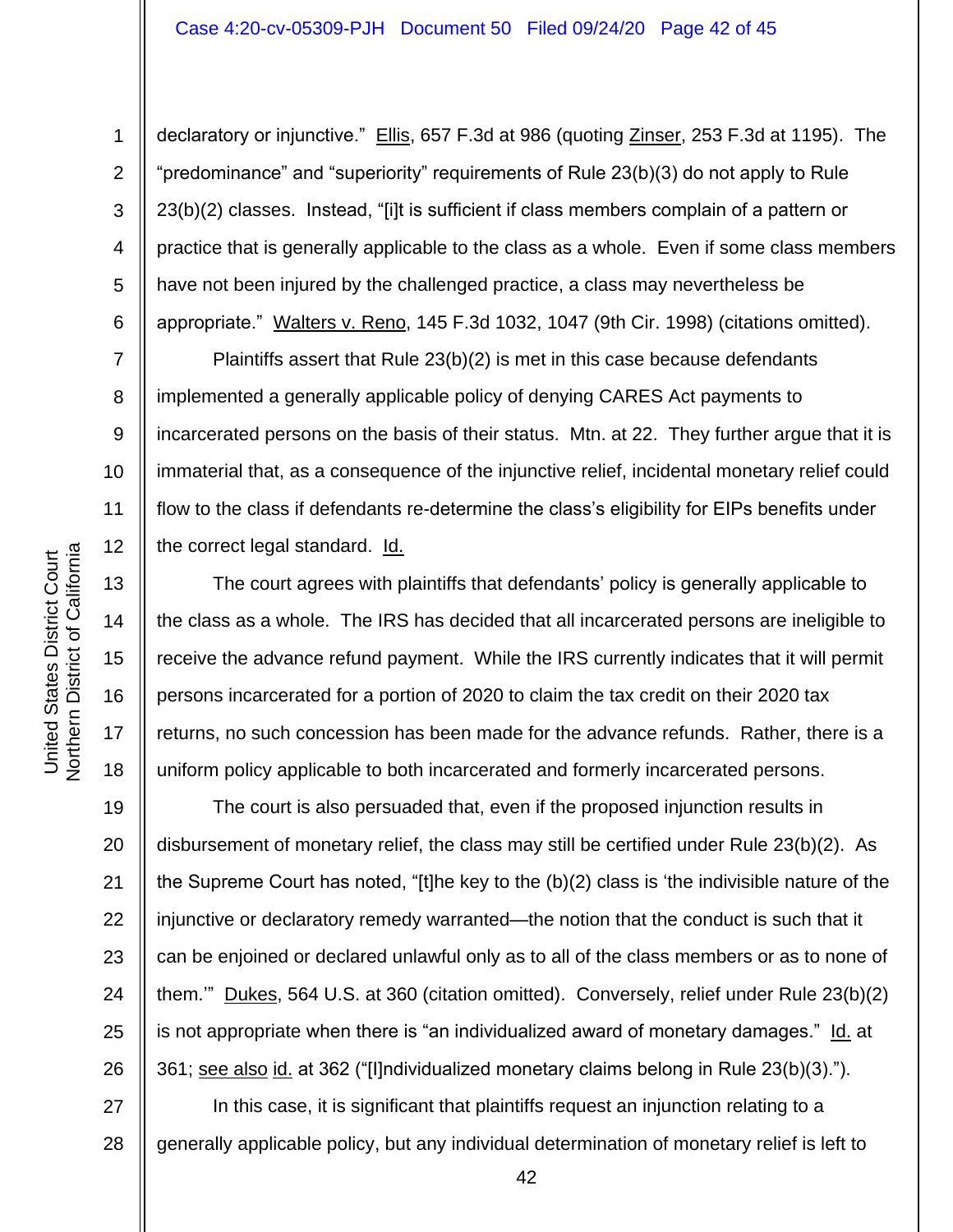declaratory or injunctive." Ellis, 657 F.3d at 986 (quoting Zinser, 253 F.3d at 1195). The "predominance" and "superiority" requirements of Rule 23(b)(3) do not apply to Rule 23(b)(2) classes. Instead, "[i]t is sufficient if class members complain of a pattern or practice that is generally applicable to the class as a whole. Even if some class members have not been injured by the challenged practice, a class may nevertheless be appropriate." Walters v. Reno, 145 F.3d 1032, 1047 (9th Cir. 1998) (citations omitted).

Plaintiffs assert that Rule 23(b)(2) is met in this case because defendants implemented a generally applicable policy of denying CARES Act payments to incarcerated persons on the basis of their status. Mtn. at 22. They further argue that it is immaterial that, as a consequence of the injunctive relief, incidental monetary relief could flow to the class if defendants re-determine the class's eligibility for EIPs benefits under the correct legal standard. Id.

The court agrees with plaintiffs that defendants' policy is generally applicable to the class as a whole. The IRS has decided that all incarcerated persons are ineligible to receive the advance refund payment. While the IRS currently indicates that it will permit persons incarcerated for a portion of 2020 to claim the tax credit on their 2020 tax returns, no such concession has been made for the advance refunds. Rather, there is a uniform policy applicable to both incarcerated and formerly incarcerated persons.

The court is also persuaded that, even if the proposed injunction results in disbursement of monetary relief, the class may still be certified under Rule 23(b)(2). As the Supreme Court has noted, "[t]he key to the (b)(2) class is 'the indivisible nature of the injunctive or declaratory remedy warranted—the notion that the conduct is such that it can be enjoined or declared unlawful only as to all of the class members or as to none of them.'" Dukes, 564 U.S. at 360 (citation omitted). Conversely, relief under Rule 23(b)(2) is not appropriate when there is "an individualized award of monetary damages." Id. at 361; see also id. at 362 ("[I]ndividualized monetary claims belong in Rule 23(b)(3).").

In this case, it is significant that plaintiffs request an injunction relating to a generally applicable policy, but any individual determination of monetary relief is left to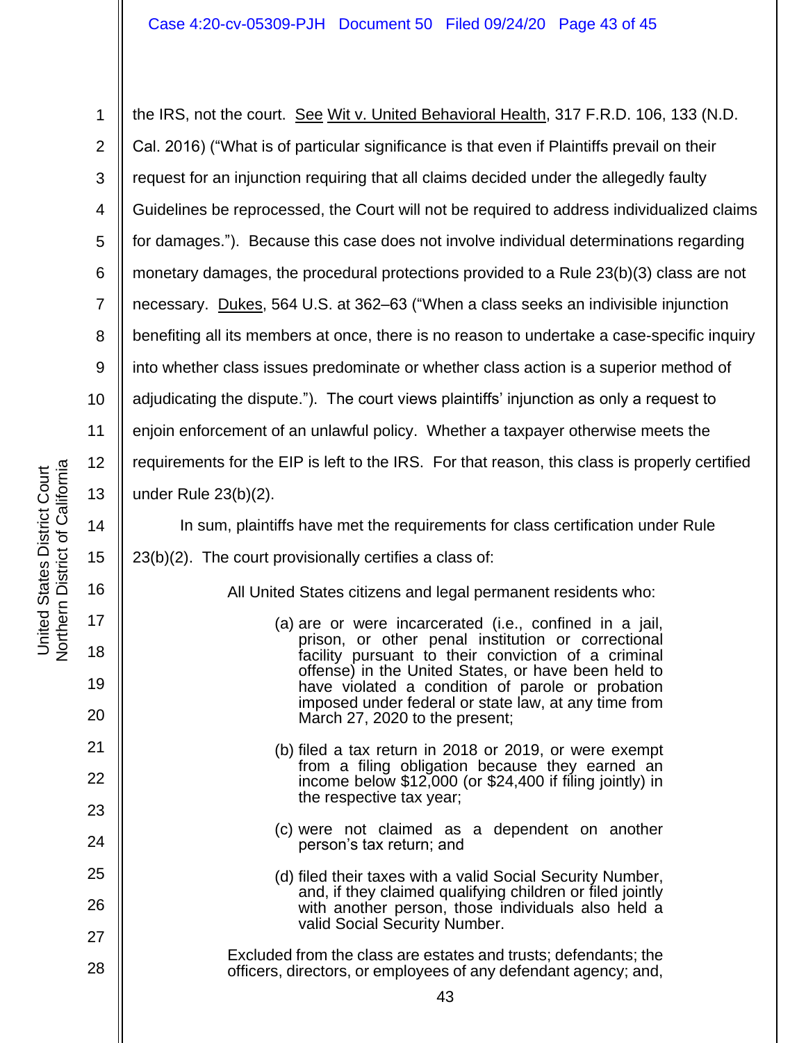the IRS, not the court. See Wit v. United Behavioral Health, 317 F.R.D. 106, 133 (N.D. Cal. 2016) ("What is of particular significance is that even if Plaintiffs prevail on their request for an injunction requiring that all claims decided under the allegedly faulty Guidelines be reprocessed, the Court will not be required to address individualized claims for damages."). Because this case does not involve individual determinations regarding monetary damages, the procedural protections provided to a Rule 23(b)(3) class are not necessary. Dukes, 564 U.S. at 362–63 ("When a class seeks an indivisible injunction benefiting all its members at once, there is no reason to undertake a case-specific inquiry into whether class issues predominate or whether class action is a superior method of adjudicating the dispute."). The court views plaintiffs' injunction as only a request to enjoin enforcement of an unlawful policy. Whether a taxpayer otherwise meets the requirements for the EIP is left to the IRS. For that reason, this class is properly certified under Rule 23(b)(2).

In sum, plaintiffs have met the requirements for class certification under Rule 23(b)(2). The court provisionally certifies a class of:

> All United States citizens and legal permanent residents who:
>
> (a) are or were incarcerated (i.e., confined in a jail, prison, or other penal institution or correctional facility pursuant to their conviction of a criminal offense) in the United States, or have been held to have violated a condition of parole or probation imposed under federal or state law, at any time from March 27, 2020 to the present;
>
> (b) filed a tax return in 2018 or 2019, or were exempt from a filing obligation because they earned an income below $12,000 (or $24,400 if filing jointly) in the respective tax year;
>
> (c) were not claimed as a dependent on another person's tax return; and
>
> (d) filed their taxes with a valid Social Security Number, and, if they claimed qualifying children or filed jointly with another person, those individuals also held a valid Social Security Number.
>
> Excluded from the class are estates and trusts; defendants; the officers, directors, or employees of any defendant agency; and,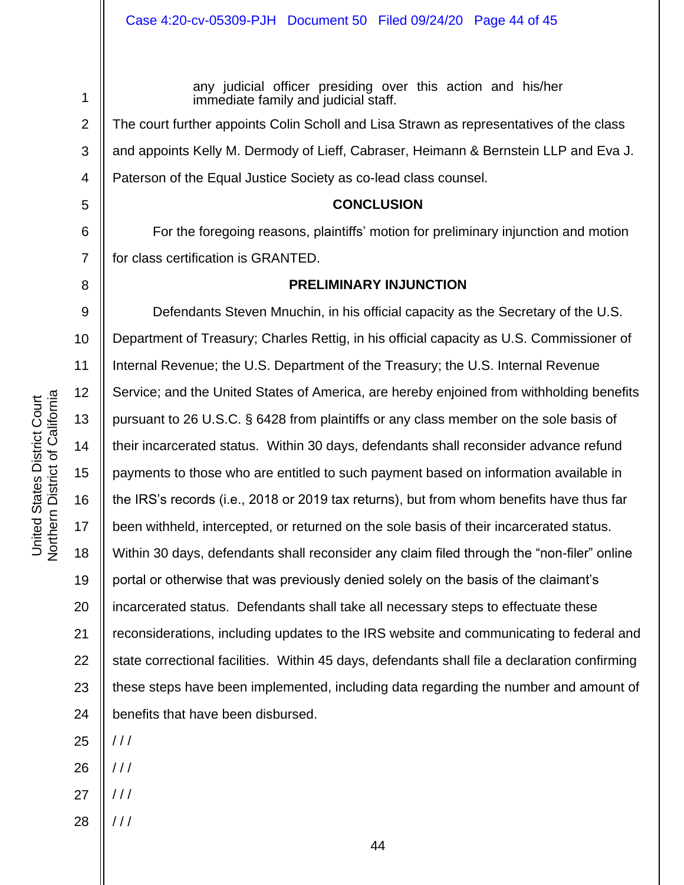any judicial officer presiding over this action and his/her immediate family and judicial staff.

The court further appoints Colin Scholl and Lisa Strawn as representatives of the class and appoints Kelly M. Dermody of Lieff, Cabraser, Heimann & Bernstein LLP and Eva J. Paterson of the Equal Justice Society as co-lead class counsel.

**CONCLUSION**

For the foregoing reasons, plaintiffs' motion for preliminary injunction and motion for class certification is GRANTED.

**PRELIMINARY INJUNCTION**

Defendants Steven Mnuchin, in his official capacity as the Secretary of the U.S. Department of Treasury; Charles Rettig, in his official capacity as U.S. Commissioner of Internal Revenue; the U.S. Department of the Treasury; the U.S. Internal Revenue Service; and the United States of America, are hereby enjoined from withholding benefits pursuant to 26 U.S.C. § 6428 from plaintiffs or any class member on the sole basis of their incarcerated status. Within 30 days, defendants shall reconsider advance refund payments to those who are entitled to such payment based on information available in the IRS's records (i.e., 2018 or 2019 tax returns), but from whom benefits have thus far been withheld, intercepted, or returned on the sole basis of their incarcerated status. Within 30 days, defendants shall reconsider any claim filed through the "non-filer" online portal or otherwise that was previously denied solely on the basis of the claimant's incarcerated status. Defendants shall take all necessary steps to effectuate these reconsiderations, including updates to the IRS website and communicating to federal and state correctional facilities. Within 45 days, defendants shall file a declaration confirming these steps have been implemented, including data regarding the number and amount of benefits that have been disbursed.

/ / /

/ / /

/ / /

/ / /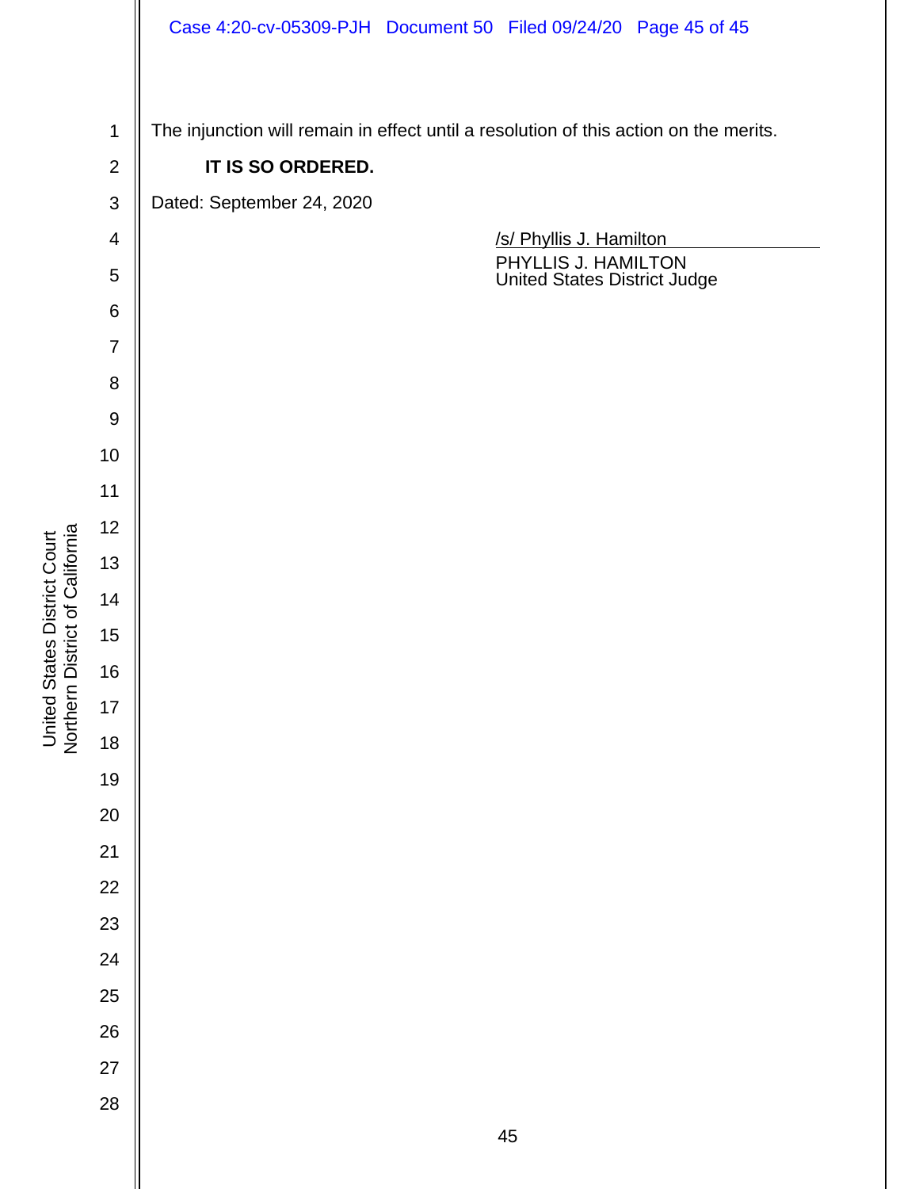The injunction will remain in effect until a resolution of this action on the merits.

**IT IS SO ORDERED.**

Dated: September 24, 2020

/s/ Phyllis J. Hamilton
PHYLLIS J. HAMILTON
United States District Judge